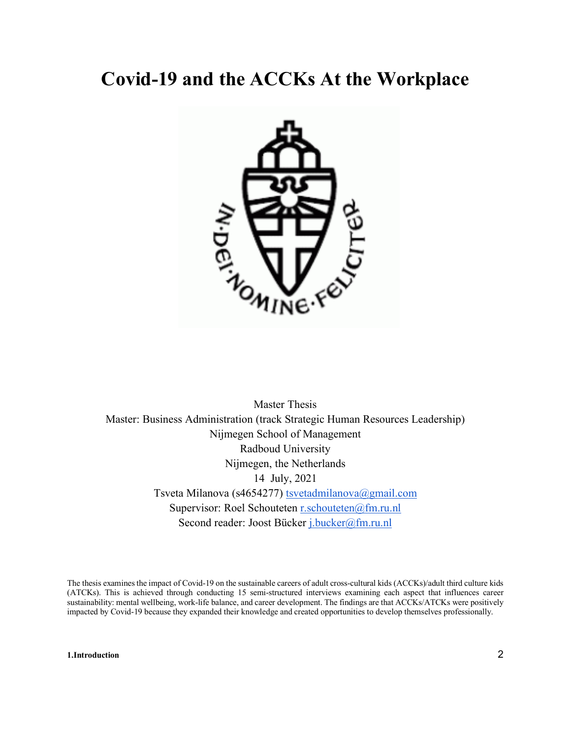# Covid-19 and the ACCKs At the Workplace

Master Thesis
Master: Business Administration (track Strategic Human Resources Leadership)
Nijmegen School of Management
Radboud University
Nijmegen, the Netherlands
14 July, 2021
Tsveta Milanova (s4654277) tsvetadmilanova@gmail.com
Supervisor: Roel Schouteten r.schouteten@fm.ru.nl
Second reader: Joost Bücker j.bucker@fm.ru.nl

The thesis examines the impact of Covid-19 on the sustainable careers of adult cross-cultural kids (ACCKs)/adult third culture kids (ATCKs). This is achieved through conducting 15 semi-structured interviews examining each aspect that influences career sustainability: mental wellbeing, work-life balance, and career development. The findings are that ACCKs/ATCKs were positively impacted by Covid-19 because they expanded their knowledge and created opportunities to develop themselves professionally.

**1.Introduction** 2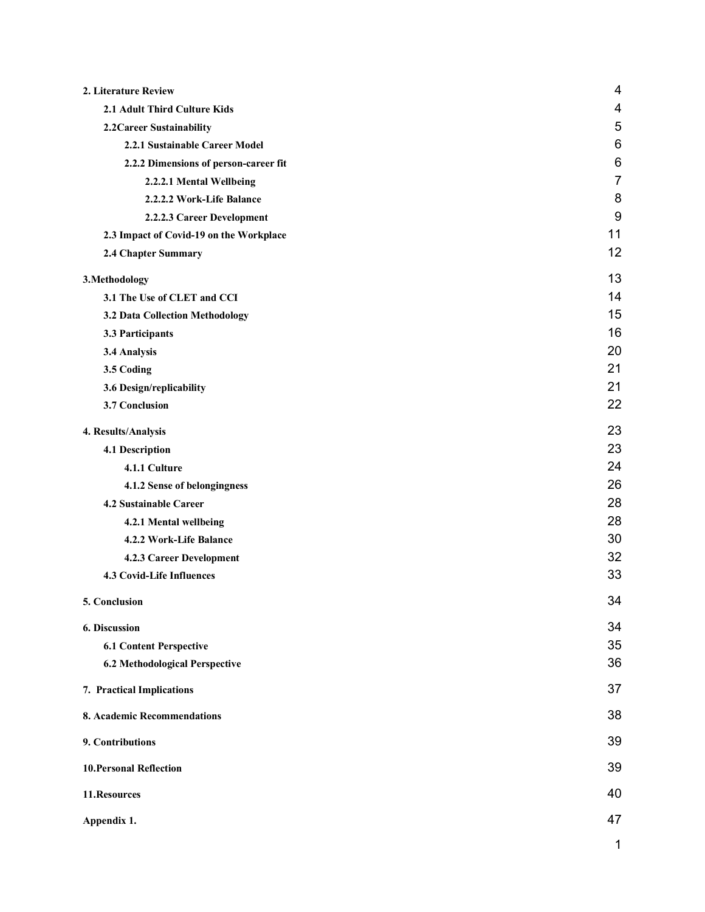| | |
|---|---|
| **2. Literature Review** | 4 |
| **2.1 Adult Third Culture Kids** | 4 |
| **2.2Career Sustainability** | 5 |
| **2.2.1 Sustainable Career Model** | 6 |
| **2.2.2 Dimensions of person-career fit** | 6 |
| **2.2.2.1 Mental Wellbeing** | 7 |
| **2.2.2.2 Work-Life Balance** | 8 |
| **2.2.2.3 Career Development** | 9 |
| **2.3 Impact of Covid-19 on the Workplace** | 11 |
| **2.4 Chapter Summary** | 12 |
| **3.Methodology** | 13 |
| **3.1 The Use of CLET and CCI** | 14 |
| **3.2 Data Collection Methodology** | 15 |
| **3.3 Participants** | 16 |
| **3.4 Analysis** | 20 |
| **3.5 Coding** | 21 |
| **3.6 Design/replicability** | 21 |
| **3.7 Conclusion** | 22 |
| **4. Results/Analysis** | 23 |
| **4.1 Description** | 23 |
| **4.1.1 Culture** | 24 |
| **4.1.2 Sense of belongingness** | 26 |
| **4.2 Sustainable Career** | 28 |
| **4.2.1 Mental wellbeing** | 28 |
| **4.2.2 Work-Life Balance** | 30 |
| **4.2.3 Career Development** | 32 |
| **4.3 Covid-Life Influences** | 33 |
| **5. Conclusion** | 34 |
| **6. Discussion** | 34 |
| **6.1 Content Perspective** | 35 |
| **6.2 Methodological Perspective** | 36 |
| **7. Practical Implications** | 37 |
| **8. Academic Recommendations** | 38 |
| **9. Contributions** | 39 |
| **10.Personal Reflection** | 39 |
| **11.Resources** | 40 |
| **Appendix 1.** | 47 |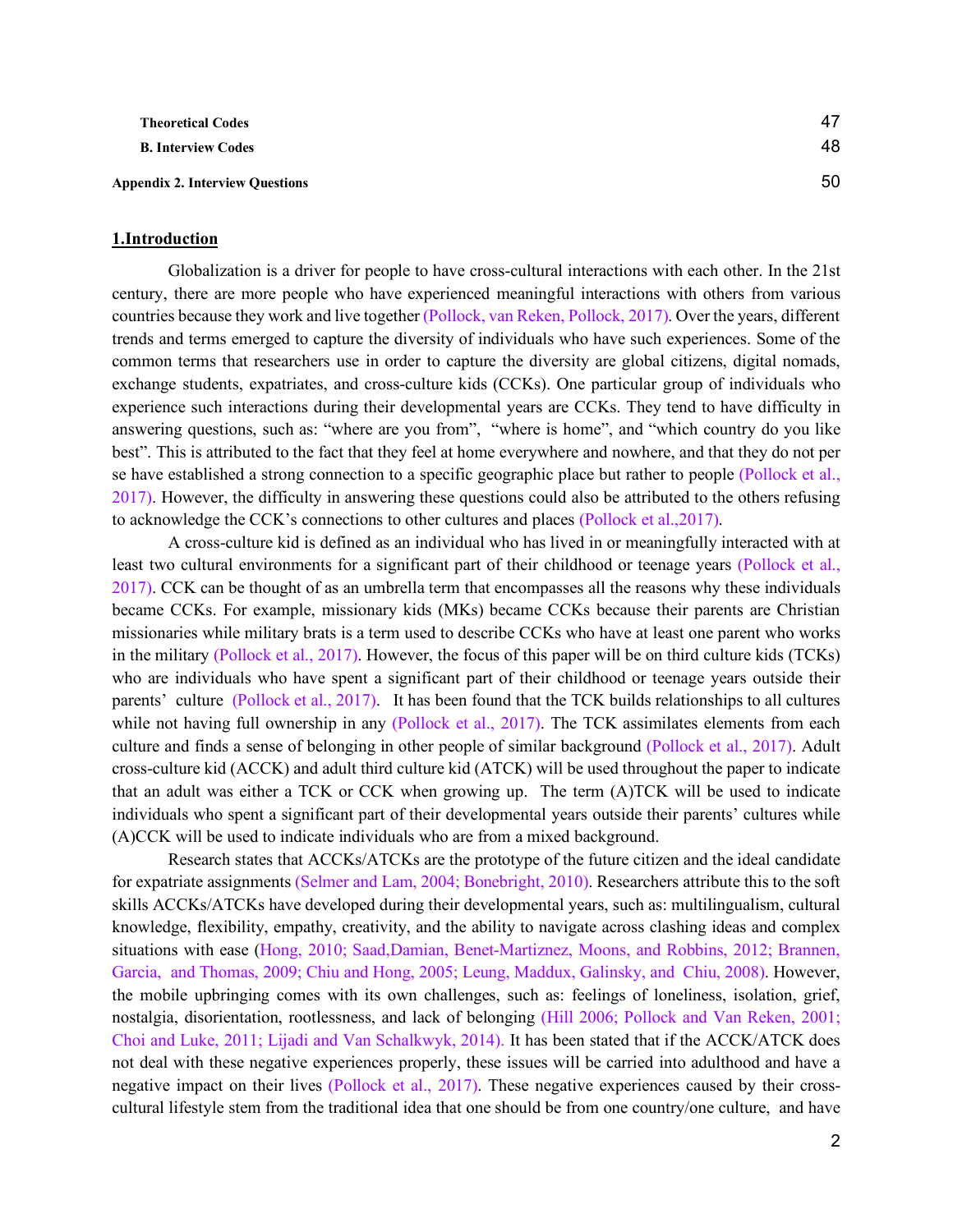| | |
|---|---|
| **Theoretical Codes** | 47 |
| **B. Interview Codes** | 48 |
| **Appendix 2. Interview Questions** | 50 |

## 1.Introduction

Globalization is a driver for people to have cross-cultural interactions with each other. In the 21st century, there are more people who have experienced meaningful interactions with others from various countries because they work and live together (Pollock, van Reken, Pollock, 2017). Over the years, different trends and terms emerged to capture the diversity of individuals who have such experiences. Some of the common terms that researchers use in order to capture the diversity are global citizens, digital nomads, exchange students, expatriates, and cross-culture kids (CCKs). One particular group of individuals who experience such interactions during their developmental years are CCKs. They tend to have difficulty in answering questions, such as: "where are you from", "where is home", and "which country do you like best". This is attributed to the fact that they feel at home everywhere and nowhere, and that they do not per se have established a strong connection to a specific geographic place but rather to people (Pollock et al., 2017). However, the difficulty in answering these questions could also be attributed to the others refusing to acknowledge the CCK's connections to other cultures and places (Pollock et al.,2017).

A cross-culture kid is defined as an individual who has lived in or meaningfully interacted with at least two cultural environments for a significant part of their childhood or teenage years (Pollock et al., 2017). CCK can be thought of as an umbrella term that encompasses all the reasons why these individuals became CCKs. For example, missionary kids (MKs) became CCKs because their parents are Christian missionaries while military brats is a term used to describe CCKs who have at least one parent who works in the military (Pollock et al., 2017). However, the focus of this paper will be on third culture kids (TCKs) who are individuals who have spent a significant part of their childhood or teenage years outside their parents' culture (Pollock et al., 2017). It has been found that the TCK builds relationships to all cultures while not having full ownership in any (Pollock et al., 2017). The TCK assimilates elements from each culture and finds a sense of belonging in other people of similar background (Pollock et al., 2017). Adult cross-culture kid (ACCK) and adult third culture kid (ATCK) will be used throughout the paper to indicate that an adult was either a TCK or CCK when growing up. The term (A)TCK will be used to indicate individuals who spent a significant part of their developmental years outside their parents' cultures while (A)CCK will be used to indicate individuals who are from a mixed background.

Research states that ACCKs/ATCKs are the prototype of the future citizen and the ideal candidate for expatriate assignments (Selmer and Lam, 2004; Bonebright, 2010). Researchers attribute this to the soft skills ACCKs/ATCKs have developed during their developmental years, such as: multilingualism, cultural knowledge, flexibility, empathy, creativity, and the ability to navigate across clashing ideas and complex situations with ease (Hong, 2010; Saad,Damian, Benet-Martiznez, Moons, and Robbins, 2012; Brannen, Garcia, and Thomas, 2009; Chiu and Hong, 2005; Leung, Maddux, Galinsky, and Chiu, 2008). However, the mobile upbringing comes with its own challenges, such as: feelings of loneliness, isolation, grief, nostalgia, disorientation, rootlessness, and lack of belonging (Hill 2006; Pollock and Van Reken, 2001; Choi and Luke, 2011; Lijadi and Van Schalkwyk, 2014). It has been stated that if the ACCK/ATCK does not deal with these negative experiences properly, these issues will be carried into adulthood and have a negative impact on their lives (Pollock et al., 2017). These negative experiences caused by their cross-cultural lifestyle stem from the traditional idea that one should be from one country/one culture, and have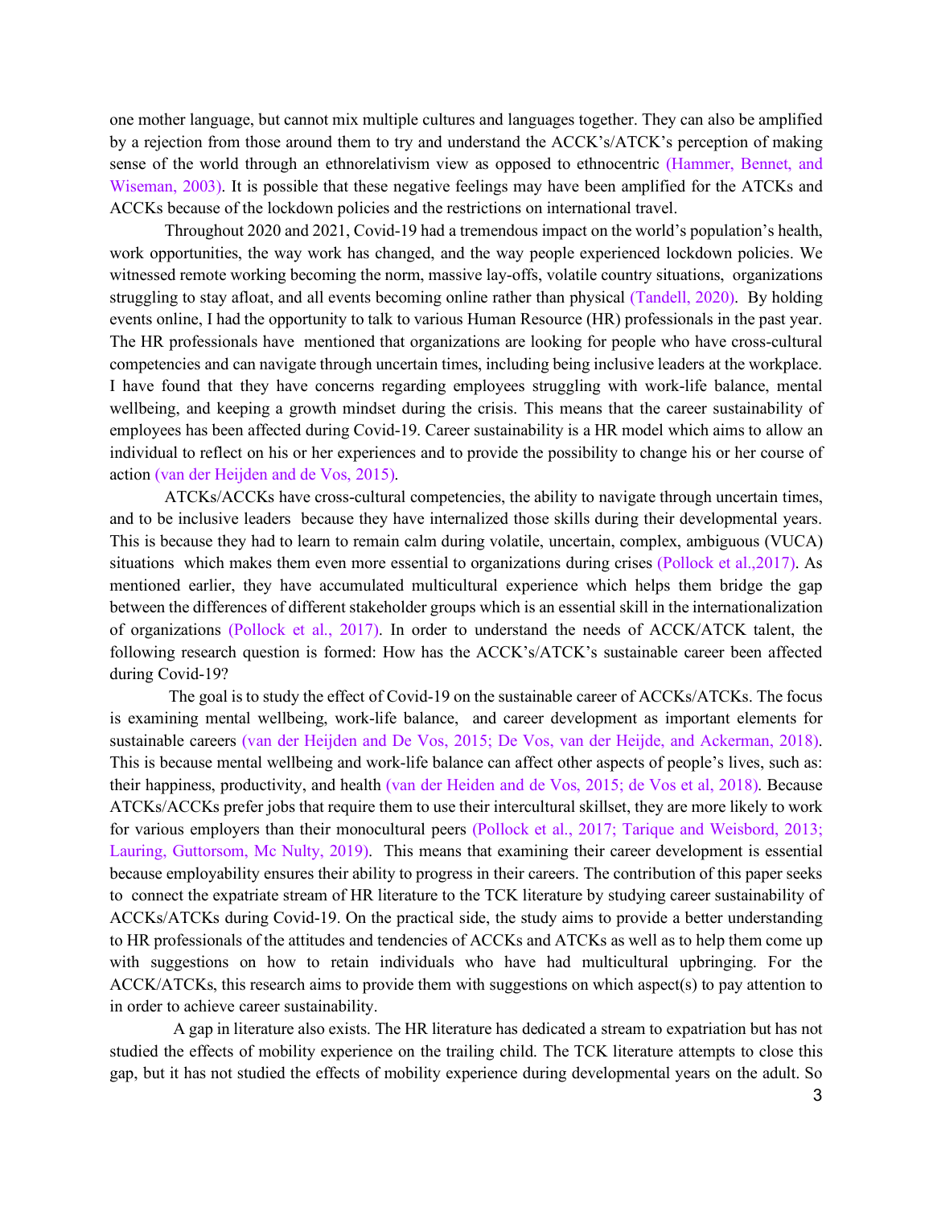one mother language, but cannot mix multiple cultures and languages together. They can also be amplified by a rejection from those around them to try and understand the ACCK's/ATCK's perception of making sense of the world through an ethnorelativism view as opposed to ethnocentric (Hammer, Bennet, and Wiseman, 2003). It is possible that these negative feelings may have been amplified for the ATCKs and ACCKs because of the lockdown policies and the restrictions on international travel.

Throughout 2020 and 2021, Covid-19 had a tremendous impact on the world's population's health, work opportunities, the way work has changed, and the way people experienced lockdown policies. We witnessed remote working becoming the norm, massive lay-offs, volatile country situations, organizations struggling to stay afloat, and all events becoming online rather than physical (Tandell, 2020). By holding events online, I had the opportunity to talk to various Human Resource (HR) professionals in the past year. The HR professionals have mentioned that organizations are looking for people who have cross-cultural competencies and can navigate through uncertain times, including being inclusive leaders at the workplace. I have found that they have concerns regarding employees struggling with work-life balance, mental wellbeing, and keeping a growth mindset during the crisis. This means that the career sustainability of employees has been affected during Covid-19. Career sustainability is a HR model which aims to allow an individual to reflect on his or her experiences and to provide the possibility to change his or her course of action (van der Heijden and de Vos, 2015).

ATCKs/ACCKs have cross-cultural competencies, the ability to navigate through uncertain times, and to be inclusive leaders because they have internalized those skills during their developmental years. This is because they had to learn to remain calm during volatile, uncertain, complex, ambiguous (VUCA) situations which makes them even more essential to organizations during crises (Pollock et al.,2017). As mentioned earlier, they have accumulated multicultural experience which helps them bridge the gap between the differences of different stakeholder groups which is an essential skill in the internationalization of organizations (Pollock et al., 2017). In order to understand the needs of ACCK/ATCK talent, the following research question is formed: How has the ACCK's/ATCK's sustainable career been affected during Covid-19?

The goal is to study the effect of Covid-19 on the sustainable career of ACCKs/ATCKs. The focus is examining mental wellbeing, work-life balance, and career development as important elements for sustainable careers (van der Heijden and De Vos, 2015; De Vos, van der Heijde, and Ackerman, 2018). This is because mental wellbeing and work-life balance can affect other aspects of people's lives, such as: their happiness, productivity, and health (van der Heiden and de Vos, 2015; de Vos et al, 2018). Because ATCKs/ACCKs prefer jobs that require them to use their intercultural skillset, they are more likely to work for various employers than their monocultural peers (Pollock et al., 2017; Tarique and Weisbord, 2013; Lauring, Guttorsom, Mc Nulty, 2019). This means that examining their career development is essential because employability ensures their ability to progress in their careers. The contribution of this paper seeks to connect the expatriate stream of HR literature to the TCK literature by studying career sustainability of ACCKs/ATCKs during Covid-19. On the practical side, the study aims to provide a better understanding to HR professionals of the attitudes and tendencies of ACCKs and ATCKs as well as to help them come up with suggestions on how to retain individuals who have had multicultural upbringing. For the ACCK/ATCKs, this research aims to provide them with suggestions on which aspect(s) to pay attention to in order to achieve career sustainability.

A gap in literature also exists. The HR literature has dedicated a stream to expatriation but has not studied the effects of mobility experience on the trailing child. The TCK literature attempts to close this gap, but it has not studied the effects of mobility experience during developmental years on the adult. So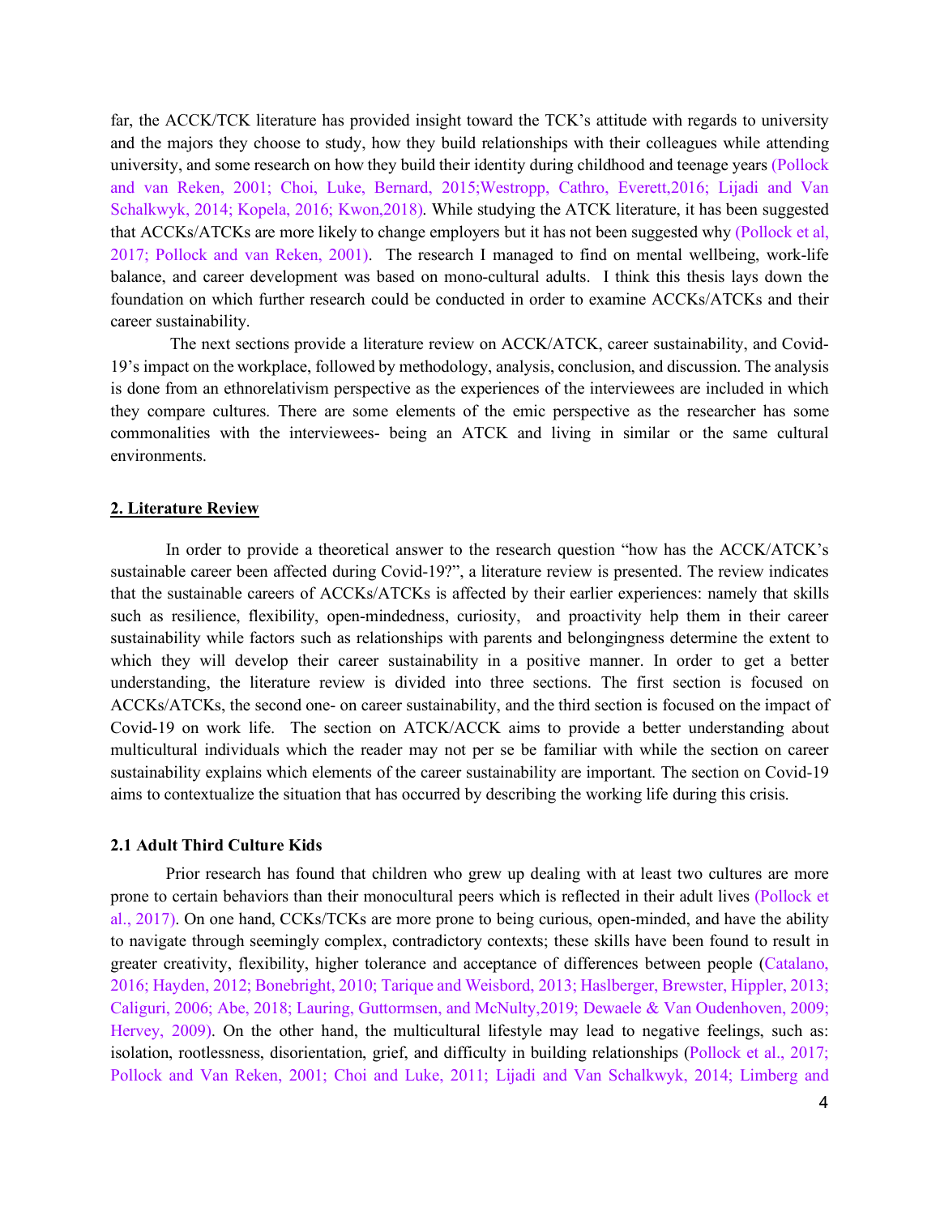far, the ACCK/TCK literature has provided insight toward the TCK's attitude with regards to university and the majors they choose to study, how they build relationships with their colleagues while attending university, and some research on how they build their identity during childhood and teenage years (Pollock and van Reken, 2001; Choi, Luke, Bernard, 2015;Westropp, Cathro, Everett,2016; Lijadi and Van Schalkwyk, 2014; Kopela, 2016; Kwon,2018). While studying the ATCK literature, it has been suggested that ACCKs/ATCKs are more likely to change employers but it has not been suggested why (Pollock et al, 2017; Pollock and van Reken, 2001). The research I managed to find on mental wellbeing, work-life balance, and career development was based on mono-cultural adults. I think this thesis lays down the foundation on which further research could be conducted in order to examine ACCKs/ATCKs and their career sustainability.

The next sections provide a literature review on ACCK/ATCK, career sustainability, and Covid-19's impact on the workplace, followed by methodology, analysis, conclusion, and discussion. The analysis is done from an ethnorelativism perspective as the experiences of the interviewees are included in which they compare cultures. There are some elements of the emic perspective as the researcher has some commonalities with the interviewees- being an ATCK and living in similar or the same cultural environments.

## 2. Literature Review

In order to provide a theoretical answer to the research question "how has the ACCK/ATCK's sustainable career been affected during Covid-19?", a literature review is presented. The review indicates that the sustainable careers of ACCKs/ATCKs is affected by their earlier experiences: namely that skills such as resilience, flexibility, open-mindedness, curiosity, and proactivity help them in their career sustainability while factors such as relationships with parents and belongingness determine the extent to which they will develop their career sustainability in a positive manner. In order to get a better understanding, the literature review is divided into three sections. The first section is focused on ACCKs/ATCKs, the second one- on career sustainability, and the third section is focused on the impact of Covid-19 on work life. The section on ATCK/ACCK aims to provide a better understanding about multicultural individuals which the reader may not per se be familiar with while the section on career sustainability explains which elements of the career sustainability are important. The section on Covid-19 aims to contextualize the situation that has occurred by describing the working life during this crisis.

### 2.1 Adult Third Culture Kids

Prior research has found that children who grew up dealing with at least two cultures are more prone to certain behaviors than their monocultural peers which is reflected in their adult lives (Pollock et al., 2017). On one hand, CCKs/TCKs are more prone to being curious, open-minded, and have the ability to navigate through seemingly complex, contradictory contexts; these skills have been found to result in greater creativity, flexibility, higher tolerance and acceptance of differences between people (Catalano, 2016; Hayden, 2012; Bonebright, 2010; Tarique and Weisbord, 2013; Haslberger, Brewster, Hippler, 2013; Caliguri, 2006; Abe, 2018; Lauring, Guttormsen, and McNulty,2019; Dewaele & Van Oudenhoven, 2009; Hervey, 2009). On the other hand, the multicultural lifestyle may lead to negative feelings, such as: isolation, rootlessness, disorientation, grief, and difficulty in building relationships (Pollock et al., 2017; Pollock and Van Reken, 2001; Choi and Luke, 2011; Lijadi and Van Schalkwyk, 2014; Limberg and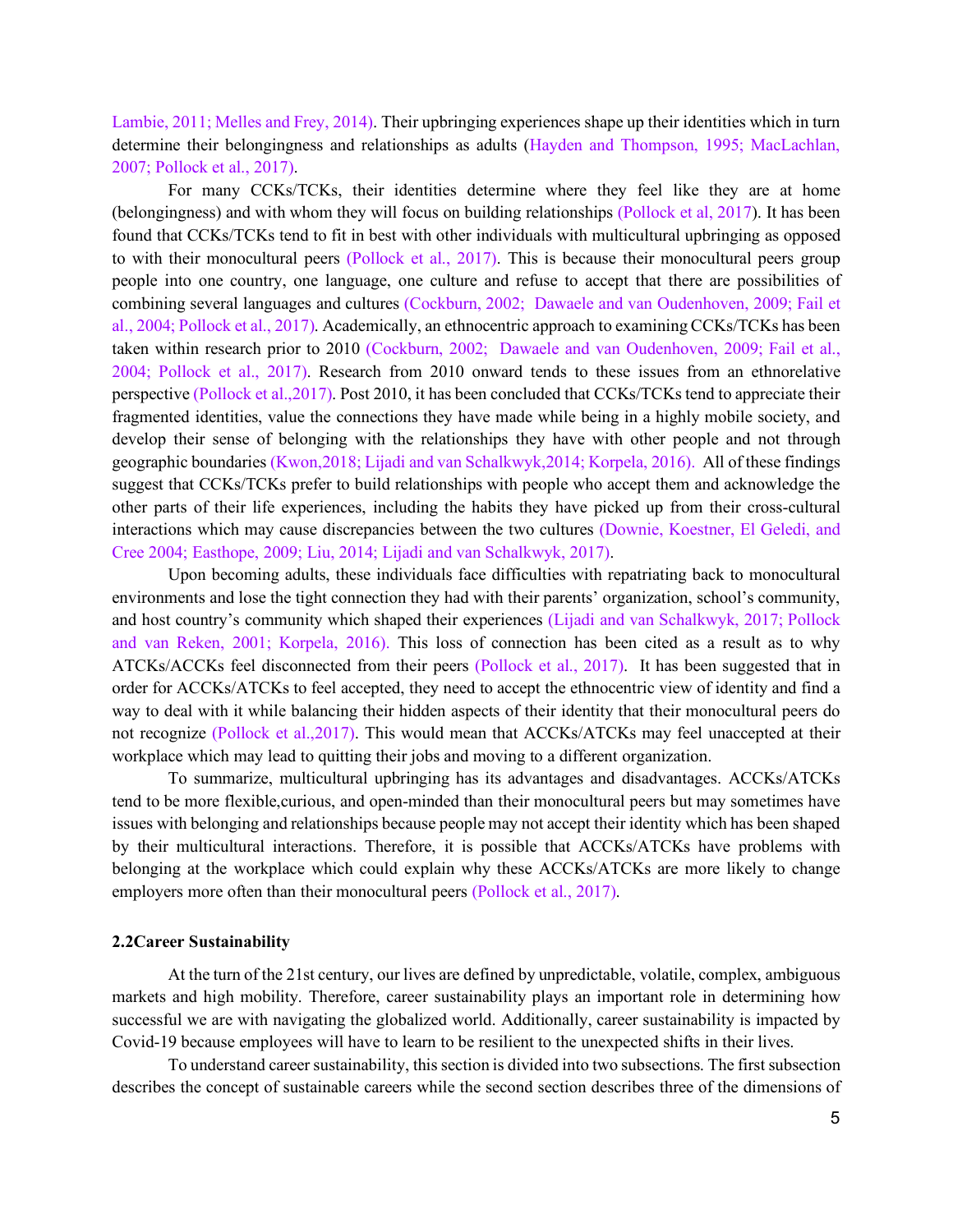Lambie, 2011; Melles and Frey, 2014). Their upbringing experiences shape up their identities which in turn determine their belongingness and relationships as adults (Hayden and Thompson, 1995; MacLachlan, 2007; Pollock et al., 2017).

For many CCKs/TCKs, their identities determine where they feel like they are at home (belongingness) and with whom they will focus on building relationships (Pollock et al, 2017). It has been found that CCKs/TCKs tend to fit in best with other individuals with multicultural upbringing as opposed to with their monocultural peers (Pollock et al., 2017). This is because their monocultural peers group people into one country, one language, one culture and refuse to accept that there are possibilities of combining several languages and cultures (Cockburn, 2002; Dawaele and van Oudenhoven, 2009; Fail et al., 2004; Pollock et al., 2017). Academically, an ethnocentric approach to examining CCKs/TCKs has been taken within research prior to 2010 (Cockburn, 2002; Dawaele and van Oudenhoven, 2009; Fail et al., 2004; Pollock et al., 2017). Research from 2010 onward tends to these issues from an ethnorelative perspective (Pollock et al.,2017). Post 2010, it has been concluded that CCKs/TCKs tend to appreciate their fragmented identities, value the connections they have made while being in a highly mobile society, and develop their sense of belonging with the relationships they have with other people and not through geographic boundaries (Kwon,2018; Lijadi and van Schalkwyk,2014; Korpela, 2016). All of these findings suggest that CCKs/TCKs prefer to build relationships with people who accept them and acknowledge the other parts of their life experiences, including the habits they have picked up from their cross-cultural interactions which may cause discrepancies between the two cultures (Downie, Koestner, El Geledi, and Cree 2004; Easthope, 2009; Liu, 2014; Lijadi and van Schalkwyk, 2017).

Upon becoming adults, these individuals face difficulties with repatriating back to monocultural environments and lose the tight connection they had with their parents' organization, school's community, and host country's community which shaped their experiences (Lijadi and van Schalkwyk, 2017; Pollock and van Reken, 2001; Korpela, 2016). This loss of connection has been cited as a result as to why ATCKs/ACCKs feel disconnected from their peers (Pollock et al., 2017). It has been suggested that in order for ACCKs/ATCKs to feel accepted, they need to accept the ethnocentric view of identity and find a way to deal with it while balancing their hidden aspects of their identity that their monocultural peers do not recognize (Pollock et al.,2017). This would mean that ACCKs/ATCKs may feel unaccepted at their workplace which may lead to quitting their jobs and moving to a different organization.

To summarize, multicultural upbringing has its advantages and disadvantages. ACCKs/ATCKs tend to be more flexible,curious, and open-minded than their monocultural peers but may sometimes have issues with belonging and relationships because people may not accept their identity which has been shaped by their multicultural interactions. Therefore, it is possible that ACCKs/ATCKs have problems with belonging at the workplace which could explain why these ACCKs/ATCKs are more likely to change employers more often than their monocultural peers (Pollock et al., 2017).

### 2.2Career Sustainability

At the turn of the 21st century, our lives are defined by unpredictable, volatile, complex, ambiguous markets and high mobility. Therefore, career sustainability plays an important role in determining how successful we are with navigating the globalized world. Additionally, career sustainability is impacted by Covid-19 because employees will have to learn to be resilient to the unexpected shifts in their lives.

To understand career sustainability, this section is divided into two subsections. The first subsection describes the concept of sustainable careers while the second section describes three of the dimensions of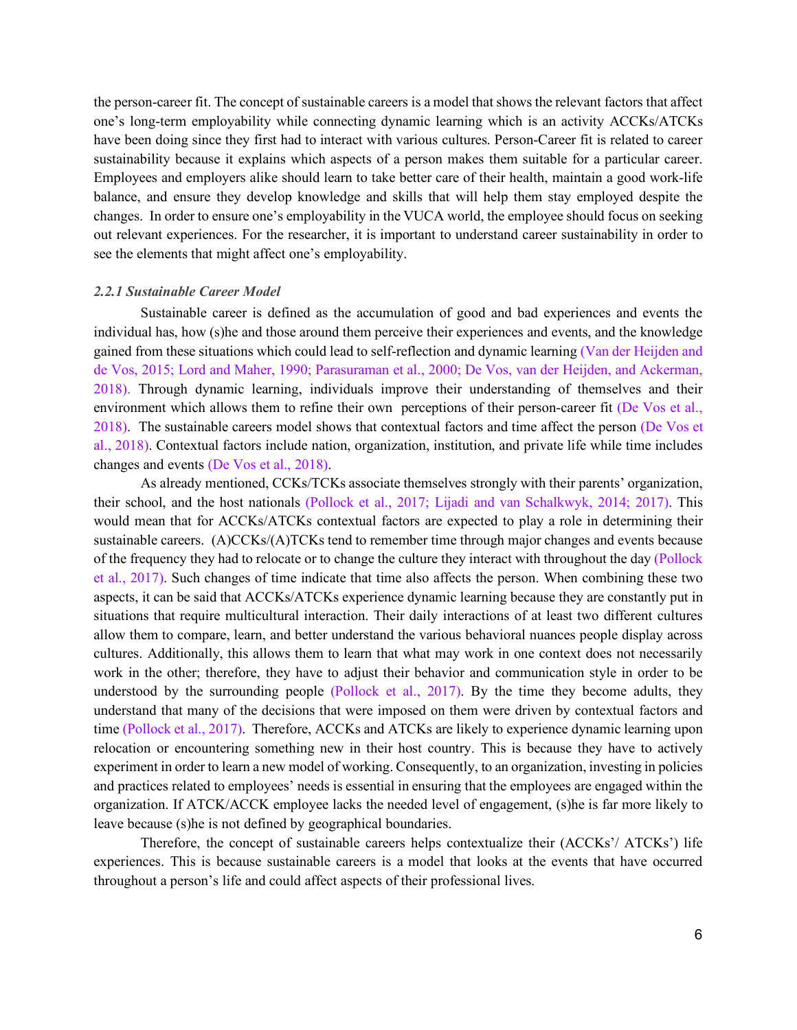the person-career fit. The concept of sustainable careers is a model that shows the relevant factors that affect one's long-term employability while connecting dynamic learning which is an activity ACCKs/ATCKs have been doing since they first had to interact with various cultures. Person-Career fit is related to career sustainability because it explains which aspects of a person makes them suitable for a particular career. Employees and employers alike should learn to take better care of their health, maintain a good work-life balance, and ensure they develop knowledge and skills that will help them stay employed despite the changes. In order to ensure one's employability in the VUCA world, the employee should focus on seeking out relevant experiences. For the researcher, it is important to understand career sustainability in order to see the elements that might affect one's employability.

### *2.2.1 Sustainable Career Model*

Sustainable career is defined as the accumulation of good and bad experiences and events the individual has, how (s)he and those around them perceive their experiences and events, and the knowledge gained from these situations which could lead to self-reflection and dynamic learning (Van der Heijden and de Vos, 2015; Lord and Maher, 1990; Parasuraman et al., 2000; De Vos, van der Heijden, and Ackerman, 2018). Through dynamic learning, individuals improve their understanding of themselves and their environment which allows them to refine their own perceptions of their person-career fit (De Vos et al., 2018). The sustainable careers model shows that contextual factors and time affect the person (De Vos et al., 2018). Contextual factors include nation, organization, institution, and private life while time includes changes and events (De Vos et al., 2018).

As already mentioned, CCKs/TCKs associate themselves strongly with their parents' organization, their school, and the host nationals (Pollock et al., 2017; Lijadi and van Schalkwyk, 2014; 2017). This would mean that for ACCKs/ATCKs contextual factors are expected to play a role in determining their sustainable careers. (A)CCKs/(A)TCKs tend to remember time through major changes and events because of the frequency they had to relocate or to change the culture they interact with throughout the day (Pollock et al., 2017). Such changes of time indicate that time also affects the person. When combining these two aspects, it can be said that ACCKs/ATCKs experience dynamic learning because they are constantly put in situations that require multicultural interaction. Their daily interactions of at least two different cultures allow them to compare, learn, and better understand the various behavioral nuances people display across cultures. Additionally, this allows them to learn that what may work in one context does not necessarily work in the other; therefore, they have to adjust their behavior and communication style in order to be understood by the surrounding people (Pollock et al., 2017). By the time they become adults, they understand that many of the decisions that were imposed on them were driven by contextual factors and time (Pollock et al., 2017). Therefore, ACCKs and ATCKs are likely to experience dynamic learning upon relocation or encountering something new in their host country. This is because they have to actively experiment in order to learn a new model of working. Consequently, to an organization, investing in policies and practices related to employees' needs is essential in ensuring that the employees are engaged within the organization. If ATCK/ACCK employee lacks the needed level of engagement, (s)he is far more likely to leave because (s)he is not defined by geographical boundaries.

Therefore, the concept of sustainable careers helps contextualize their (ACCKs'/ ATCKs') life experiences. This is because sustainable careers is a model that looks at the events that have occurred throughout a person's life and could affect aspects of their professional lives.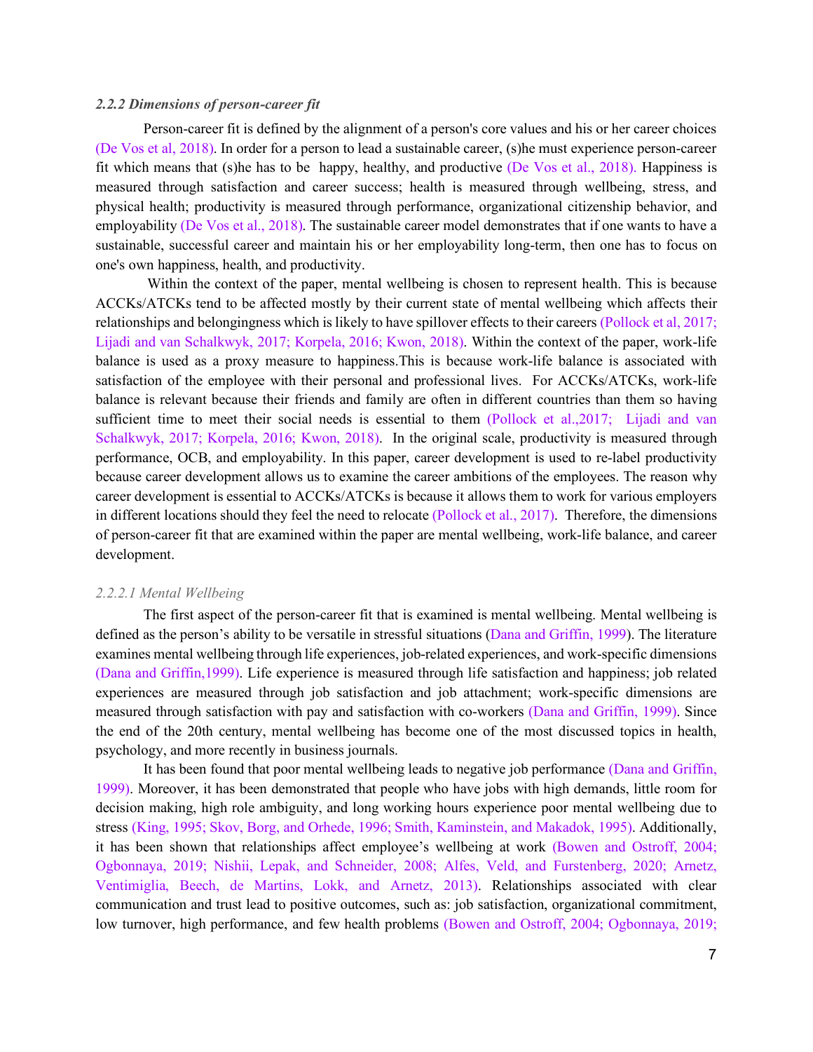#### *2.2.2 Dimensions of person-career fit*

Person-career fit is defined by the alignment of a person's core values and his or her career choices (De Vos et al, 2018). In order for a person to lead a sustainable career, (s)he must experience person-career fit which means that (s)he has to be happy, healthy, and productive (De Vos et al., 2018). Happiness is measured through satisfaction and career success; health is measured through wellbeing, stress, and physical health; productivity is measured through performance, organizational citizenship behavior, and employability (De Vos et al., 2018). The sustainable career model demonstrates that if one wants to have a sustainable, successful career and maintain his or her employability long-term, then one has to focus on one's own happiness, health, and productivity.

Within the context of the paper, mental wellbeing is chosen to represent health. This is because ACCKs/ATCKs tend to be affected mostly by their current state of mental wellbeing which affects their relationships and belongingness which is likely to have spillover effects to their careers (Pollock et al, 2017; Lijadi and van Schalkwyk, 2017; Korpela, 2016; Kwon, 2018). Within the context of the paper, work-life balance is used as a proxy measure to happiness.This is because work-life balance is associated with satisfaction of the employee with their personal and professional lives. For ACCKs/ATCKs, work-life balance is relevant because their friends and family are often in different countries than them so having sufficient time to meet their social needs is essential to them (Pollock et al.,2017; Lijadi and van Schalkwyk, 2017; Korpela, 2016; Kwon, 2018). In the original scale, productivity is measured through performance, OCB, and employability. In this paper, career development is used to re-label productivity because career development allows us to examine the career ambitions of the employees. The reason why career development is essential to ACCKs/ATCKs is because it allows them to work for various employers in different locations should they feel the need to relocate (Pollock et al., 2017). Therefore, the dimensions of person-career fit that are examined within the paper are mental wellbeing, work-life balance, and career development.

##### *2.2.2.1 Mental Wellbeing*

The first aspect of the person-career fit that is examined is mental wellbeing. Mental wellbeing is defined as the person's ability to be versatile in stressful situations (Dana and Griffin, 1999). The literature examines mental wellbeing through life experiences, job-related experiences, and work-specific dimensions (Dana and Griffin,1999). Life experience is measured through life satisfaction and happiness; job related experiences are measured through job satisfaction and job attachment; work-specific dimensions are measured through satisfaction with pay and satisfaction with co-workers (Dana and Griffin, 1999). Since the end of the 20th century, mental wellbeing has become one of the most discussed topics in health, psychology, and more recently in business journals.

It has been found that poor mental wellbeing leads to negative job performance (Dana and Griffin, 1999). Moreover, it has been demonstrated that people who have jobs with high demands, little room for decision making, high role ambiguity, and long working hours experience poor mental wellbeing due to stress (King, 1995; Skov, Borg, and Orhede, 1996; Smith, Kaminstein, and Makadok, 1995). Additionally, it has been shown that relationships affect employee's wellbeing at work (Bowen and Ostroff, 2004; Ogbonnaya, 2019; Nishii, Lepak, and Schneider, 2008; Alfes, Veld, and Furstenberg, 2020; Arnetz, Ventimiglia, Beech, de Martins, Lokk, and Arnetz, 2013). Relationships associated with clear communication and trust lead to positive outcomes, such as: job satisfaction, organizational commitment, low turnover, high performance, and few health problems (Bowen and Ostroff, 2004; Ogbonnaya, 2019;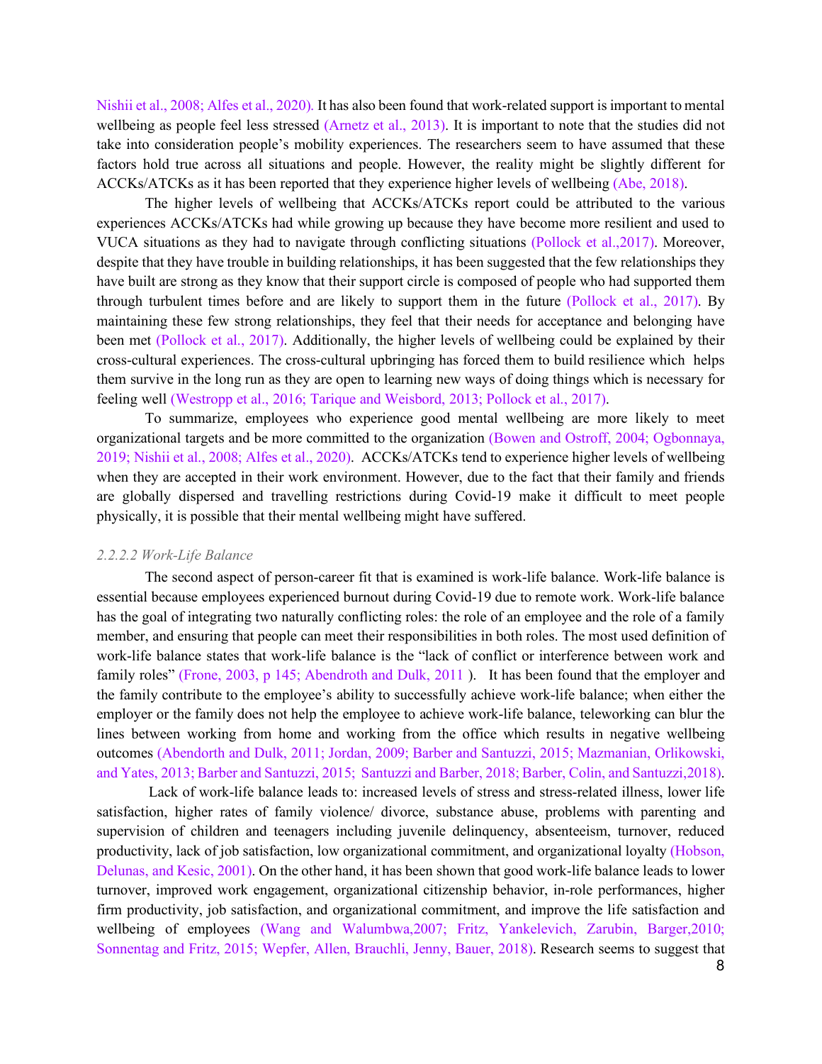Nishii et al., 2008; Alfes et al., 2020). It has also been found that work-related support is important to mental wellbeing as people feel less stressed (Arnetz et al., 2013). It is important to note that the studies did not take into consideration people's mobility experiences. The researchers seem to have assumed that these factors hold true across all situations and people. However, the reality might be slightly different for ACCKs/ATCKs as it has been reported that they experience higher levels of wellbeing (Abe, 2018).

The higher levels of wellbeing that ACCKs/ATCKs report could be attributed to the various experiences ACCKs/ATCKs had while growing up because they have become more resilient and used to VUCA situations as they had to navigate through conflicting situations (Pollock et al.,2017). Moreover, despite that they have trouble in building relationships, it has been suggested that the few relationships they have built are strong as they know that their support circle is composed of people who had supported them through turbulent times before and are likely to support them in the future (Pollock et al., 2017). By maintaining these few strong relationships, they feel that their needs for acceptance and belonging have been met (Pollock et al., 2017). Additionally, the higher levels of wellbeing could be explained by their cross-cultural experiences. The cross-cultural upbringing has forced them to build resilience which helps them survive in the long run as they are open to learning new ways of doing things which is necessary for feeling well (Westropp et al., 2016; Tarique and Weisbord, 2013; Pollock et al., 2017).

To summarize, employees who experience good mental wellbeing are more likely to meet organizational targets and be more committed to the organization (Bowen and Ostroff, 2004; Ogbonnaya, 2019; Nishii et al., 2008; Alfes et al., 2020). ACCKs/ATCKs tend to experience higher levels of wellbeing when they are accepted in their work environment. However, due to the fact that their family and friends are globally dispersed and travelling restrictions during Covid-19 make it difficult to meet people physically, it is possible that their mental wellbeing might have suffered.

#### *2.2.2.2 Work-Life Balance*

The second aspect of person-career fit that is examined is work-life balance. Work-life balance is essential because employees experienced burnout during Covid-19 due to remote work. Work-life balance has the goal of integrating two naturally conflicting roles: the role of an employee and the role of a family member, and ensuring that people can meet their responsibilities in both roles. The most used definition of work-life balance states that work-life balance is the "lack of conflict or interference between work and family roles" (Frone, 2003, p 145; Abendroth and Dulk, 2011 ). It has been found that the employer and the family contribute to the employee's ability to successfully achieve work-life balance; when either the employer or the family does not help the employee to achieve work-life balance, teleworking can blur the lines between working from home and working from the office which results in negative wellbeing outcomes (Abendorth and Dulk, 2011; Jordan, 2009; Barber and Santuzzi, 2015; Mazmanian, Orlikowski, and Yates, 2013; Barber and Santuzzi, 2015; Santuzzi and Barber, 2018; Barber, Colin, and Santuzzi,2018).

Lack of work-life balance leads to: increased levels of stress and stress-related illness, lower life satisfaction, higher rates of family violence/ divorce, substance abuse, problems with parenting and supervision of children and teenagers including juvenile delinquency, absenteeism, turnover, reduced productivity, lack of job satisfaction, low organizational commitment, and organizational loyalty (Hobson, Delunas, and Kesic, 2001). On the other hand, it has been shown that good work-life balance leads to lower turnover, improved work engagement, organizational citizenship behavior, in-role performances, higher firm productivity, job satisfaction, and organizational commitment, and improve the life satisfaction and wellbeing of employees (Wang and Walumbwa,2007; Fritz, Yankelevich, Zarubin, Barger,2010; Sonnentag and Fritz, 2015; Wepfer, Allen, Brauchli, Jenny, Bauer, 2018). Research seems to suggest that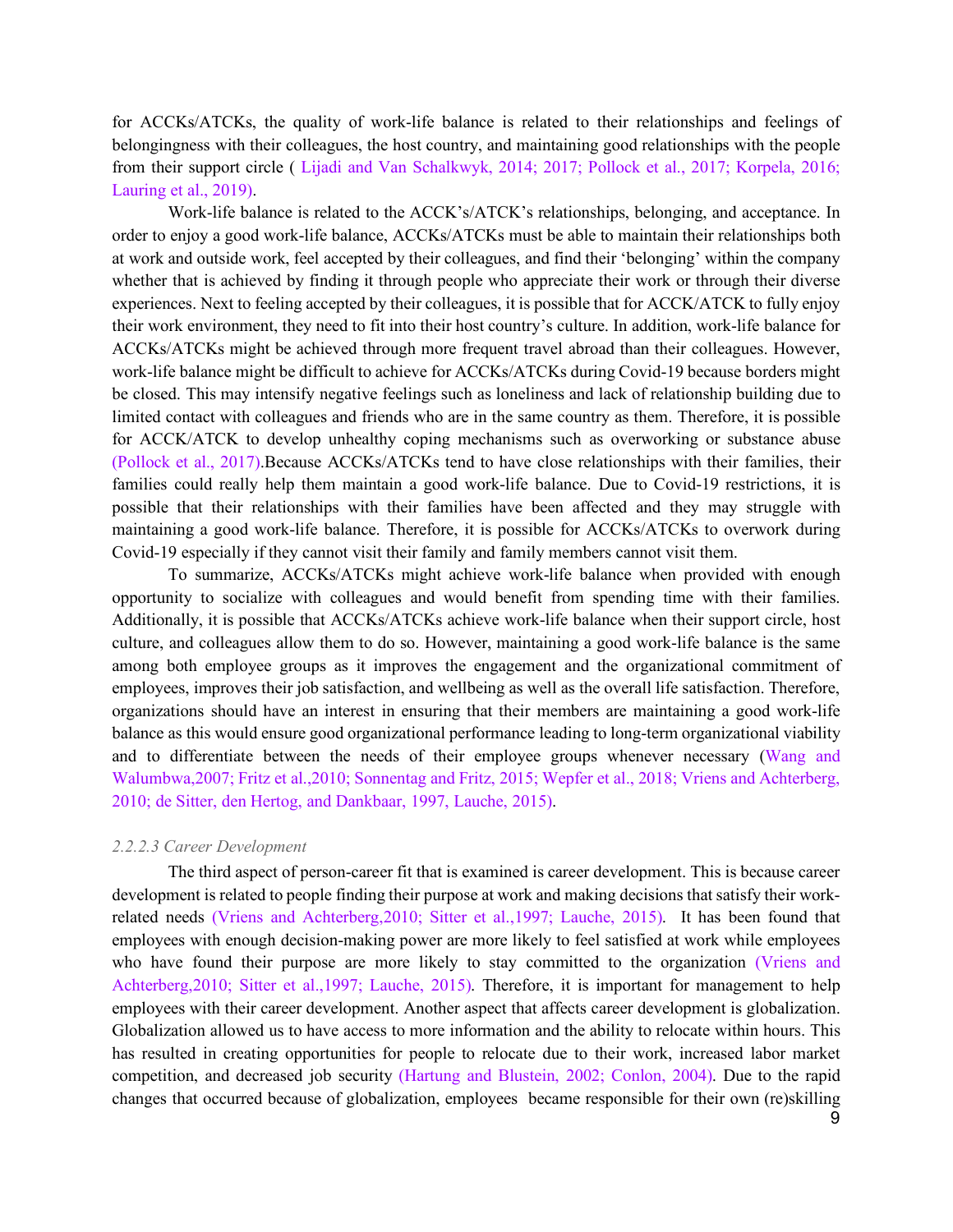for ACCKs/ATCKs, the quality of work-life balance is related to their relationships and feelings of belongingness with their colleagues, the host country, and maintaining good relationships with the people from their support circle ( Lijadi and Van Schalkwyk, 2014; 2017; Pollock et al., 2017; Korpela, 2016; Lauring et al., 2019).

Work-life balance is related to the ACCK's/ATCK's relationships, belonging, and acceptance. In order to enjoy a good work-life balance, ACCKs/ATCKs must be able to maintain their relationships both at work and outside work, feel accepted by their colleagues, and find their 'belonging' within the company whether that is achieved by finding it through people who appreciate their work or through their diverse experiences. Next to feeling accepted by their colleagues, it is possible that for ACCK/ATCK to fully enjoy their work environment, they need to fit into their host country's culture. In addition, work-life balance for ACCKs/ATCKs might be achieved through more frequent travel abroad than their colleagues. However, work-life balance might be difficult to achieve for ACCKs/ATCKs during Covid-19 because borders might be closed. This may intensify negative feelings such as loneliness and lack of relationship building due to limited contact with colleagues and friends who are in the same country as them. Therefore, it is possible for ACCK/ATCK to develop unhealthy coping mechanisms such as overworking or substance abuse (Pollock et al., 2017).Because ACCKs/ATCKs tend to have close relationships with their families, their families could really help them maintain a good work-life balance. Due to Covid-19 restrictions, it is possible that their relationships with their families have been affected and they may struggle with maintaining a good work-life balance. Therefore, it is possible for ACCKs/ATCKs to overwork during Covid-19 especially if they cannot visit their family and family members cannot visit them.

To summarize, ACCKs/ATCKs might achieve work-life balance when provided with enough opportunity to socialize with colleagues and would benefit from spending time with their families. Additionally, it is possible that ACCKs/ATCKs achieve work-life balance when their support circle, host culture, and colleagues allow them to do so. However, maintaining a good work-life balance is the same among both employee groups as it improves the engagement and the organizational commitment of employees, improves their job satisfaction, and wellbeing as well as the overall life satisfaction. Therefore, organizations should have an interest in ensuring that their members are maintaining a good work-life balance as this would ensure good organizational performance leading to long-term organizational viability and to differentiate between the needs of their employee groups whenever necessary (Wang and Walumbwa,2007; Fritz et al.,2010; Sonnentag and Fritz, 2015; Wepfer et al., 2018; Vriens and Achterberg, 2010; de Sitter, den Hertog, and Dankbaar, 1997, Lauche, 2015).

#### *2.2.2.3 Career Development*

The third aspect of person-career fit that is examined is career development. This is because career development is related to people finding their purpose at work and making decisions that satisfy their work-related needs (Vriens and Achterberg,2010; Sitter et al.,1997; Lauche, 2015). It has been found that employees with enough decision-making power are more likely to feel satisfied at work while employees who have found their purpose are more likely to stay committed to the organization (Vriens and Achterberg,2010; Sitter et al.,1997; Lauche, 2015). Therefore, it is important for management to help employees with their career development. Another aspect that affects career development is globalization. Globalization allowed us to have access to more information and the ability to relocate within hours. This has resulted in creating opportunities for people to relocate due to their work, increased labor market competition, and decreased job security (Hartung and Blustein, 2002; Conlon, 2004). Due to the rapid changes that occurred because of globalization, employees became responsible for their own (re)skilling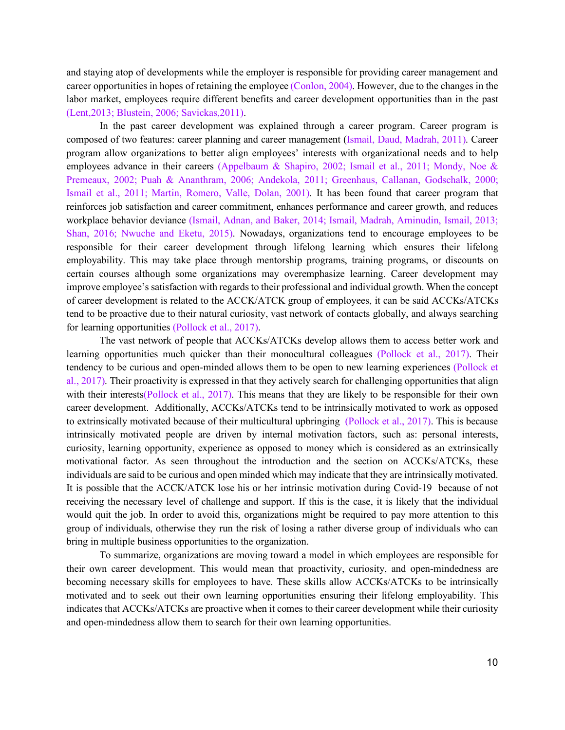and staying atop of developments while the employer is responsible for providing career management and career opportunities in hopes of retaining the employee (Conlon, 2004). However, due to the changes in the labor market, employees require different benefits and career development opportunities than in the past (Lent,2013; Blustein, 2006; Savickas,2011).

In the past career development was explained through a career program. Career program is composed of two features: career planning and career management (Ismail, Daud, Madrah, 2011). Career program allow organizations to better align employees' interests with organizational needs and to help employees advance in their careers (Appelbaum & Shapiro, 2002; Ismail et al., 2011; Mondy, Noe & Premeaux, 2002; Puah & Ananthram, 2006; Andekola, 2011; Greenhaus, Callanan, Godschalk, 2000; Ismail et al., 2011; Martin, Romero, Valle, Dolan, 2001). It has been found that career program that reinforces job satisfaction and career commitment, enhances performance and career growth, and reduces workplace behavior deviance (Ismail, Adnan, and Baker, 2014; Ismail, Madrah, Arninudin, Ismail, 2013; Shan, 2016; Nwuche and Eketu, 2015). Nowadays, organizations tend to encourage employees to be responsible for their career development through lifelong learning which ensures their lifelong employability. This may take place through mentorship programs, training programs, or discounts on certain courses although some organizations may overemphasize learning. Career development may improve employee's satisfaction with regards to their professional and individual growth. When the concept of career development is related to the ACCK/ATCK group of employees, it can be said ACCKs/ATCKs tend to be proactive due to their natural curiosity, vast network of contacts globally, and always searching for learning opportunities (Pollock et al., 2017).

The vast network of people that ACCKs/ATCKs develop allows them to access better work and learning opportunities much quicker than their monocultural colleagues (Pollock et al., 2017). Their tendency to be curious and open-minded allows them to be open to new learning experiences (Pollock et al., 2017). Their proactivity is expressed in that they actively search for challenging opportunities that align with their interests(Pollock et al., 2017). This means that they are likely to be responsible for their own career development. Additionally, ACCKs/ATCKs tend to be intrinsically motivated to work as opposed to extrinsically motivated because of their multicultural upbringing (Pollock et al., 2017). This is because intrinsically motivated people are driven by internal motivation factors, such as: personal interests, curiosity, learning opportunity, experience as opposed to money which is considered as an extrinsically motivational factor. As seen throughout the introduction and the section on ACCKs/ATCKs, these individuals are said to be curious and open minded which may indicate that they are intrinsically motivated. It is possible that the ACCK/ATCK lose his or her intrinsic motivation during Covid-19 because of not receiving the necessary level of challenge and support. If this is the case, it is likely that the individual would quit the job. In order to avoid this, organizations might be required to pay more attention to this group of individuals, otherwise they run the risk of losing a rather diverse group of individuals who can bring in multiple business opportunities to the organization.

To summarize, organizations are moving toward a model in which employees are responsible for their own career development. This would mean that proactivity, curiosity, and open-mindedness are becoming necessary skills for employees to have. These skills allow ACCKs/ATCKs to be intrinsically motivated and to seek out their own learning opportunities ensuring their lifelong employability. This indicates that ACCKs/ATCKs are proactive when it comes to their career development while their curiosity and open-mindedness allow them to search for their own learning opportunities.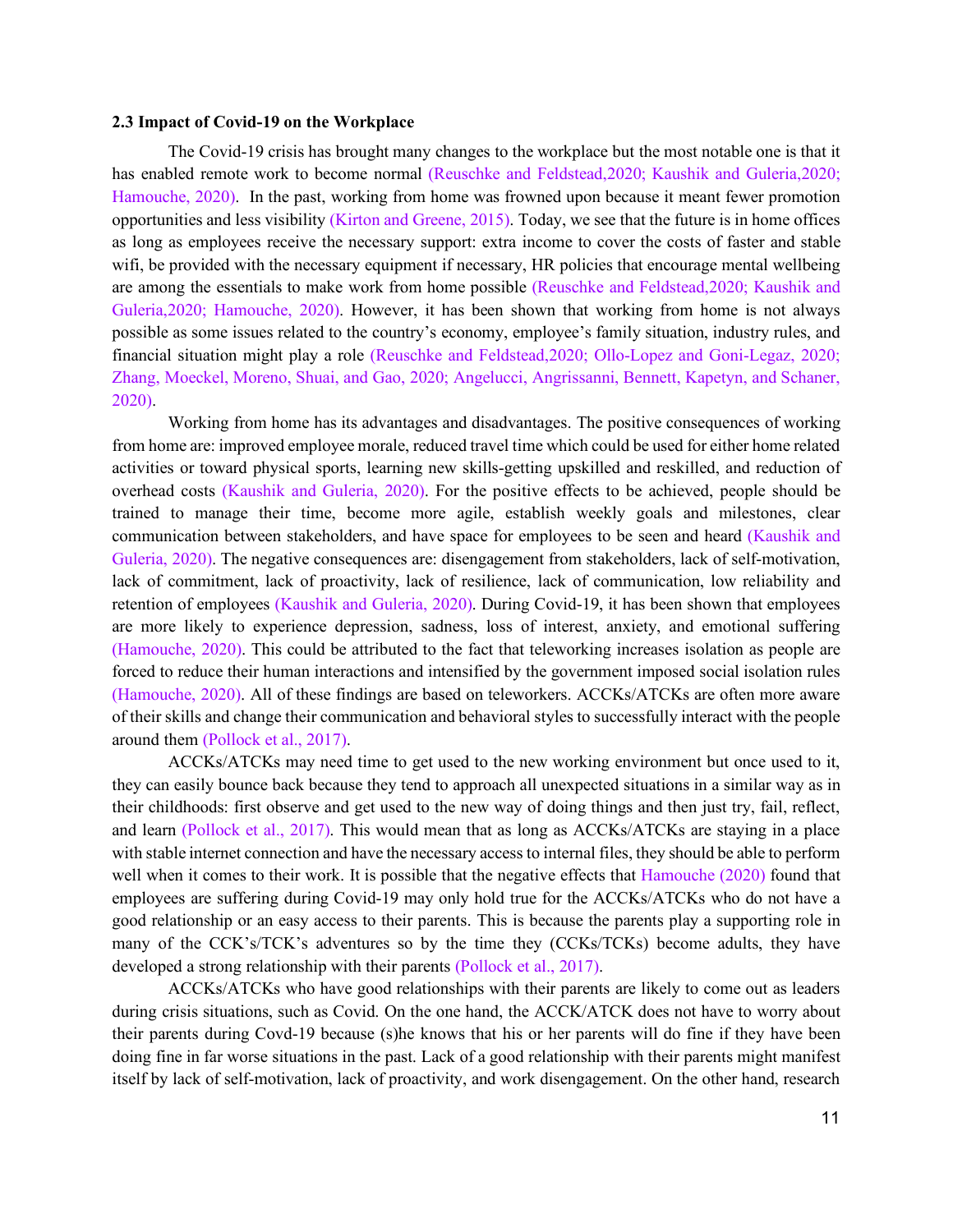### 2.3 Impact of Covid-19 on the Workplace

The Covid-19 crisis has brought many changes to the workplace but the most notable one is that it has enabled remote work to become normal (Reuschke and Feldstead,2020; Kaushik and Guleria,2020; Hamouche, 2020). In the past, working from home was frowned upon because it meant fewer promotion opportunities and less visibility (Kirton and Greene, 2015). Today, we see that the future is in home offices as long as employees receive the necessary support: extra income to cover the costs of faster and stable wifi, be provided with the necessary equipment if necessary, HR policies that encourage mental wellbeing are among the essentials to make work from home possible (Reuschke and Feldstead,2020; Kaushik and Guleria,2020; Hamouche, 2020). However, it has been shown that working from home is not always possible as some issues related to the country's economy, employee's family situation, industry rules, and financial situation might play a role (Reuschke and Feldstead,2020; Ollo-Lopez and Goni-Legaz, 2020; Zhang, Moeckel, Moreno, Shuai, and Gao, 2020; Angelucci, Angrissanni, Bennett, Kapetyn, and Schaner, 2020).

Working from home has its advantages and disadvantages. The positive consequences of working from home are: improved employee morale, reduced travel time which could be used for either home related activities or toward physical sports, learning new skills-getting upskilled and reskilled, and reduction of overhead costs (Kaushik and Guleria, 2020). For the positive effects to be achieved, people should be trained to manage their time, become more agile, establish weekly goals and milestones, clear communication between stakeholders, and have space for employees to be seen and heard (Kaushik and Guleria, 2020). The negative consequences are: disengagement from stakeholders, lack of self-motivation, lack of commitment, lack of proactivity, lack of resilience, lack of communication, low reliability and retention of employees (Kaushik and Guleria, 2020). During Covid-19, it has been shown that employees are more likely to experience depression, sadness, loss of interest, anxiety, and emotional suffering (Hamouche, 2020). This could be attributed to the fact that teleworking increases isolation as people are forced to reduce their human interactions and intensified by the government imposed social isolation rules (Hamouche, 2020). All of these findings are based on teleworkers. ACCKs/ATCKs are often more aware of their skills and change their communication and behavioral styles to successfully interact with the people around them (Pollock et al., 2017).

ACCKs/ATCKs may need time to get used to the new working environment but once used to it, they can easily bounce back because they tend to approach all unexpected situations in a similar way as in their childhoods: first observe and get used to the new way of doing things and then just try, fail, reflect, and learn (Pollock et al., 2017). This would mean that as long as ACCKs/ATCKs are staying in a place with stable internet connection and have the necessary access to internal files, they should be able to perform well when it comes to their work. It is possible that the negative effects that Hamouche (2020) found that employees are suffering during Covid-19 may only hold true for the ACCKs/ATCKs who do not have a good relationship or an easy access to their parents. This is because the parents play a supporting role in many of the CCK's/TCK's adventures so by the time they (CCKs/TCKs) become adults, they have developed a strong relationship with their parents (Pollock et al., 2017).

ACCKs/ATCKs who have good relationships with their parents are likely to come out as leaders during crisis situations, such as Covid. On the one hand, the ACCK/ATCK does not have to worry about their parents during Covd-19 because (s)he knows that his or her parents will do fine if they have been doing fine in far worse situations in the past. Lack of a good relationship with their parents might manifest itself by lack of self-motivation, lack of proactivity, and work disengagement. On the other hand, research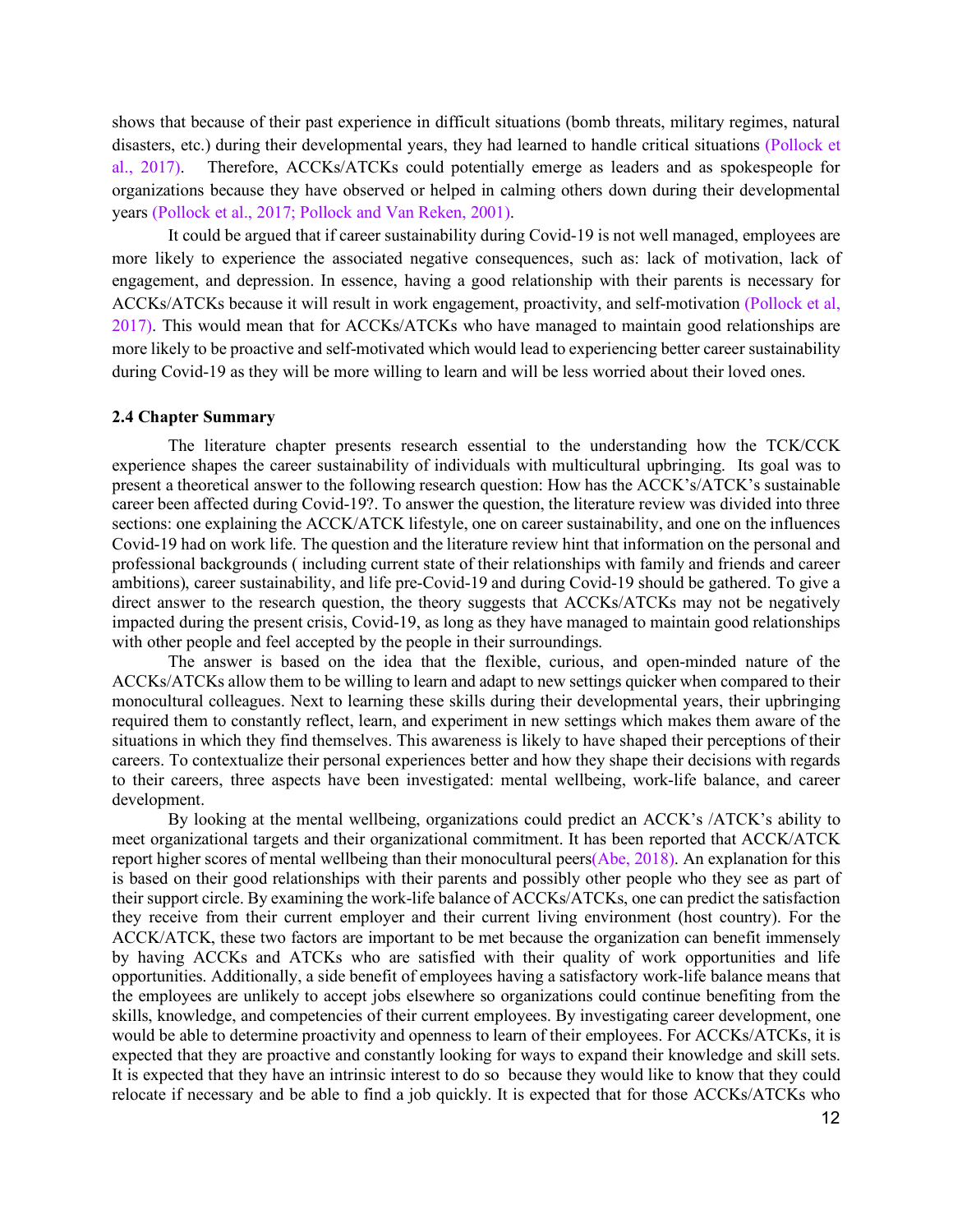shows that because of their past experience in difficult situations (bomb threats, military regimes, natural disasters, etc.) during their developmental years, they had learned to handle critical situations (Pollock et al., 2017). Therefore, ACCKs/ATCKs could potentially emerge as leaders and as spokespeople for organizations because they have observed or helped in calming others down during their developmental years (Pollock et al., 2017; Pollock and Van Reken, 2001).

It could be argued that if career sustainability during Covid-19 is not well managed, employees are more likely to experience the associated negative consequences, such as: lack of motivation, lack of engagement, and depression. In essence, having a good relationship with their parents is necessary for ACCKs/ATCKs because it will result in work engagement, proactivity, and self-motivation (Pollock et al, 2017). This would mean that for ACCKs/ATCKs who have managed to maintain good relationships are more likely to be proactive and self-motivated which would lead to experiencing better career sustainability during Covid-19 as they will be more willing to learn and will be less worried about their loved ones.

### 2.4 Chapter Summary

The literature chapter presents research essential to the understanding how the TCK/CCK experience shapes the career sustainability of individuals with multicultural upbringing. Its goal was to present a theoretical answer to the following research question: How has the ACCK's/ATCK's sustainable career been affected during Covid-19?. To answer the question, the literature review was divided into three sections: one explaining the ACCK/ATCK lifestyle, one on career sustainability, and one on the influences Covid-19 had on work life. The question and the literature review hint that information on the personal and professional backgrounds ( including current state of their relationships with family and friends and career ambitions), career sustainability, and life pre-Covid-19 and during Covid-19 should be gathered. To give a direct answer to the research question, the theory suggests that ACCKs/ATCKs may not be negatively impacted during the present crisis, Covid-19, as long as they have managed to maintain good relationships with other people and feel accepted by the people in their surroundings.

The answer is based on the idea that the flexible, curious, and open-minded nature of the ACCKs/ATCKs allow them to be willing to learn and adapt to new settings quicker when compared to their monocultural colleagues. Next to learning these skills during their developmental years, their upbringing required them to constantly reflect, learn, and experiment in new settings which makes them aware of the situations in which they find themselves. This awareness is likely to have shaped their perceptions of their careers. To contextualize their personal experiences better and how they shape their decisions with regards to their careers, three aspects have been investigated: mental wellbeing, work-life balance, and career development.

By looking at the mental wellbeing, organizations could predict an ACCK's /ATCK's ability to meet organizational targets and their organizational commitment. It has been reported that ACCK/ATCK report higher scores of mental wellbeing than their monocultural peers(Abe, 2018). An explanation for this is based on their good relationships with their parents and possibly other people who they see as part of their support circle. By examining the work-life balance of ACCKs/ATCKs, one can predict the satisfaction they receive from their current employer and their current living environment (host country). For the ACCK/ATCK, these two factors are important to be met because the organization can benefit immensely by having ACCKs and ATCKs who are satisfied with their quality of work opportunities and life opportunities. Additionally, a side benefit of employees having a satisfactory work-life balance means that the employees are unlikely to accept jobs elsewhere so organizations could continue benefiting from the skills, knowledge, and competencies of their current employees. By investigating career development, one would be able to determine proactivity and openness to learn of their employees. For ACCKs/ATCKs, it is expected that they are proactive and constantly looking for ways to expand their knowledge and skill sets. It is expected that they have an intrinsic interest to do so because they would like to know that they could relocate if necessary and be able to find a job quickly. It is expected that for those ACCKs/ATCKs who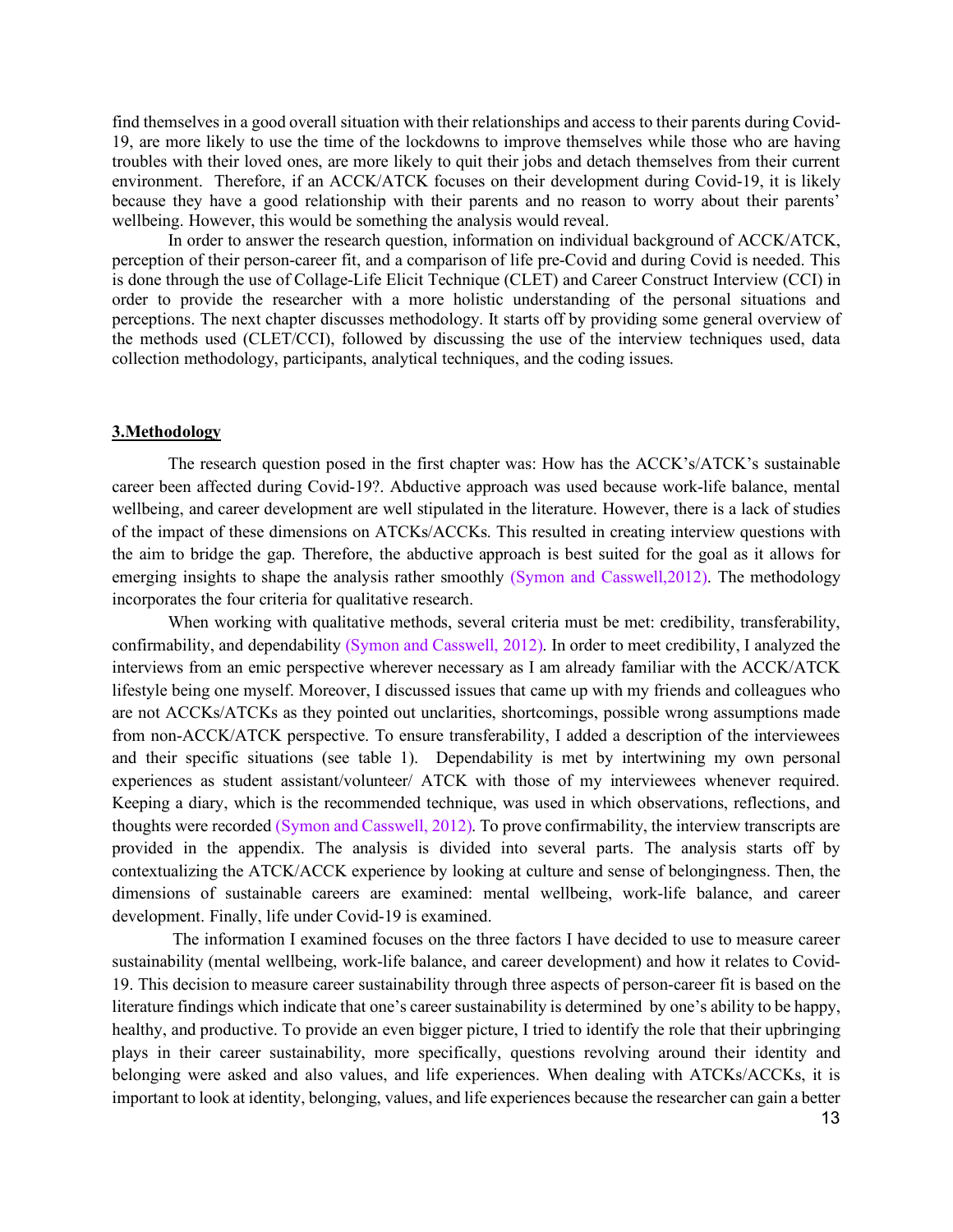find themselves in a good overall situation with their relationships and access to their parents during Covid-19, are more likely to use the time of the lockdowns to improve themselves while those who are having troubles with their loved ones, are more likely to quit their jobs and detach themselves from their current environment. Therefore, if an ACCK/ATCK focuses on their development during Covid-19, it is likely because they have a good relationship with their parents and no reason to worry about their parents' wellbeing. However, this would be something the analysis would reveal.

In order to answer the research question, information on individual background of ACCK/ATCK, perception of their person-career fit, and a comparison of life pre-Covid and during Covid is needed. This is done through the use of Collage-Life Elicit Technique (CLET) and Career Construct Interview (CCI) in order to provide the researcher with a more holistic understanding of the personal situations and perceptions. The next chapter discusses methodology. It starts off by providing some general overview of the methods used (CLET/CCI), followed by discussing the use of the interview techniques used, data collection methodology, participants, analytical techniques, and the coding issues.

## 3.Methodology

The research question posed in the first chapter was: How has the ACCK's/ATCK's sustainable career been affected during Covid-19?. Abductive approach was used because work-life balance, mental wellbeing, and career development are well stipulated in the literature. However, there is a lack of studies of the impact of these dimensions on ATCKs/ACCKs. This resulted in creating interview questions with the aim to bridge the gap. Therefore, the abductive approach is best suited for the goal as it allows for emerging insights to shape the analysis rather smoothly (Symon and Casswell,2012). The methodology incorporates the four criteria for qualitative research.

When working with qualitative methods, several criteria must be met: credibility, transferability, confirmability, and dependability (Symon and Casswell, 2012). In order to meet credibility, I analyzed the interviews from an emic perspective wherever necessary as I am already familiar with the ACCK/ATCK lifestyle being one myself. Moreover, I discussed issues that came up with my friends and colleagues who are not ACCKs/ATCKs as they pointed out unclarities, shortcomings, possible wrong assumptions made from non-ACCK/ATCK perspective. To ensure transferability, I added a description of the interviewees and their specific situations (see table 1). Dependability is met by intertwining my own personal experiences as student assistant/volunteer/ ATCK with those of my interviewees whenever required. Keeping a diary, which is the recommended technique, was used in which observations, reflections, and thoughts were recorded (Symon and Casswell, 2012). To prove confirmability, the interview transcripts are provided in the appendix. The analysis is divided into several parts. The analysis starts off by contextualizing the ATCK/ACCK experience by looking at culture and sense of belongingness. Then, the dimensions of sustainable careers are examined: mental wellbeing, work-life balance, and career development. Finally, life under Covid-19 is examined.

The information I examined focuses on the three factors I have decided to use to measure career sustainability (mental wellbeing, work-life balance, and career development) and how it relates to Covid-19. This decision to measure career sustainability through three aspects of person-career fit is based on the literature findings which indicate that one's career sustainability is determined by one's ability to be happy, healthy, and productive. To provide an even bigger picture, I tried to identify the role that their upbringing plays in their career sustainability, more specifically, questions revolving around their identity and belonging were asked and also values, and life experiences. When dealing with ATCKs/ACCKs, it is important to look at identity, belonging, values, and life experiences because the researcher can gain a better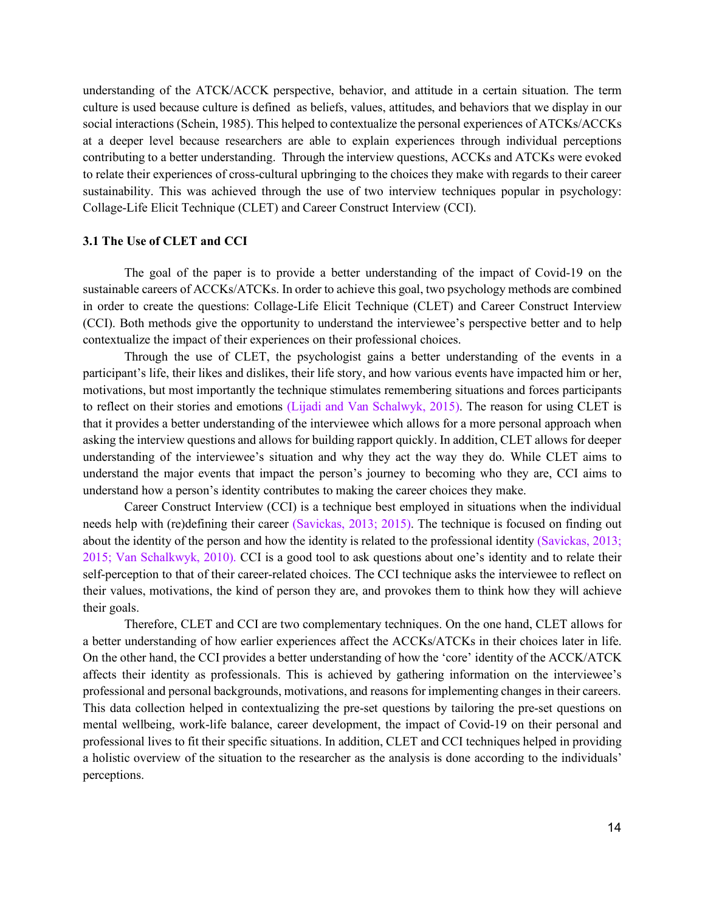understanding of the ATCK/ACCK perspective, behavior, and attitude in a certain situation. The term culture is used because culture is defined as beliefs, values, attitudes, and behaviors that we display in our social interactions (Schein, 1985). This helped to contextualize the personal experiences of ATCKs/ACCKs at a deeper level because researchers are able to explain experiences through individual perceptions contributing to a better understanding. Through the interview questions, ACCKs and ATCKs were evoked to relate their experiences of cross-cultural upbringing to the choices they make with regards to their career sustainability. This was achieved through the use of two interview techniques popular in psychology: Collage-Life Elicit Technique (CLET) and Career Construct Interview (CCI).

### 3.1 The Use of CLET and CCI

The goal of the paper is to provide a better understanding of the impact of Covid-19 on the sustainable careers of ACCKs/ATCKs. In order to achieve this goal, two psychology methods are combined in order to create the questions: Collage-Life Elicit Technique (CLET) and Career Construct Interview (CCI). Both methods give the opportunity to understand the interviewee's perspective better and to help contextualize the impact of their experiences on their professional choices.

Through the use of CLET, the psychologist gains a better understanding of the events in a participant's life, their likes and dislikes, their life story, and how various events have impacted him or her, motivations, but most importantly the technique stimulates remembering situations and forces participants to reflect on their stories and emotions (Lijadi and Van Schalwyk, 2015). The reason for using CLET is that it provides a better understanding of the interviewee which allows for a more personal approach when asking the interview questions and allows for building rapport quickly. In addition, CLET allows for deeper understanding of the interviewee's situation and why they act the way they do. While CLET aims to understand the major events that impact the person's journey to becoming who they are, CCI aims to understand how a person's identity contributes to making the career choices they make.

Career Construct Interview (CCI) is a technique best employed in situations when the individual needs help with (re)defining their career (Savickas, 2013; 2015). The technique is focused on finding out about the identity of the person and how the identity is related to the professional identity (Savickas, 2013; 2015; Van Schalkwyk, 2010). CCI is a good tool to ask questions about one's identity and to relate their self-perception to that of their career-related choices. The CCI technique asks the interviewee to reflect on their values, motivations, the kind of person they are, and provokes them to think how they will achieve their goals.

Therefore, CLET and CCI are two complementary techniques. On the one hand, CLET allows for a better understanding of how earlier experiences affect the ACCKs/ATCKs in their choices later in life. On the other hand, the CCI provides a better understanding of how the 'core' identity of the ACCK/ATCK affects their identity as professionals. This is achieved by gathering information on the interviewee's professional and personal backgrounds, motivations, and reasons for implementing changes in their careers. This data collection helped in contextualizing the pre-set questions by tailoring the pre-set questions on mental wellbeing, work-life balance, career development, the impact of Covid-19 on their personal and professional lives to fit their specific situations. In addition, CLET and CCI techniques helped in providing a holistic overview of the situation to the researcher as the analysis is done according to the individuals' perceptions.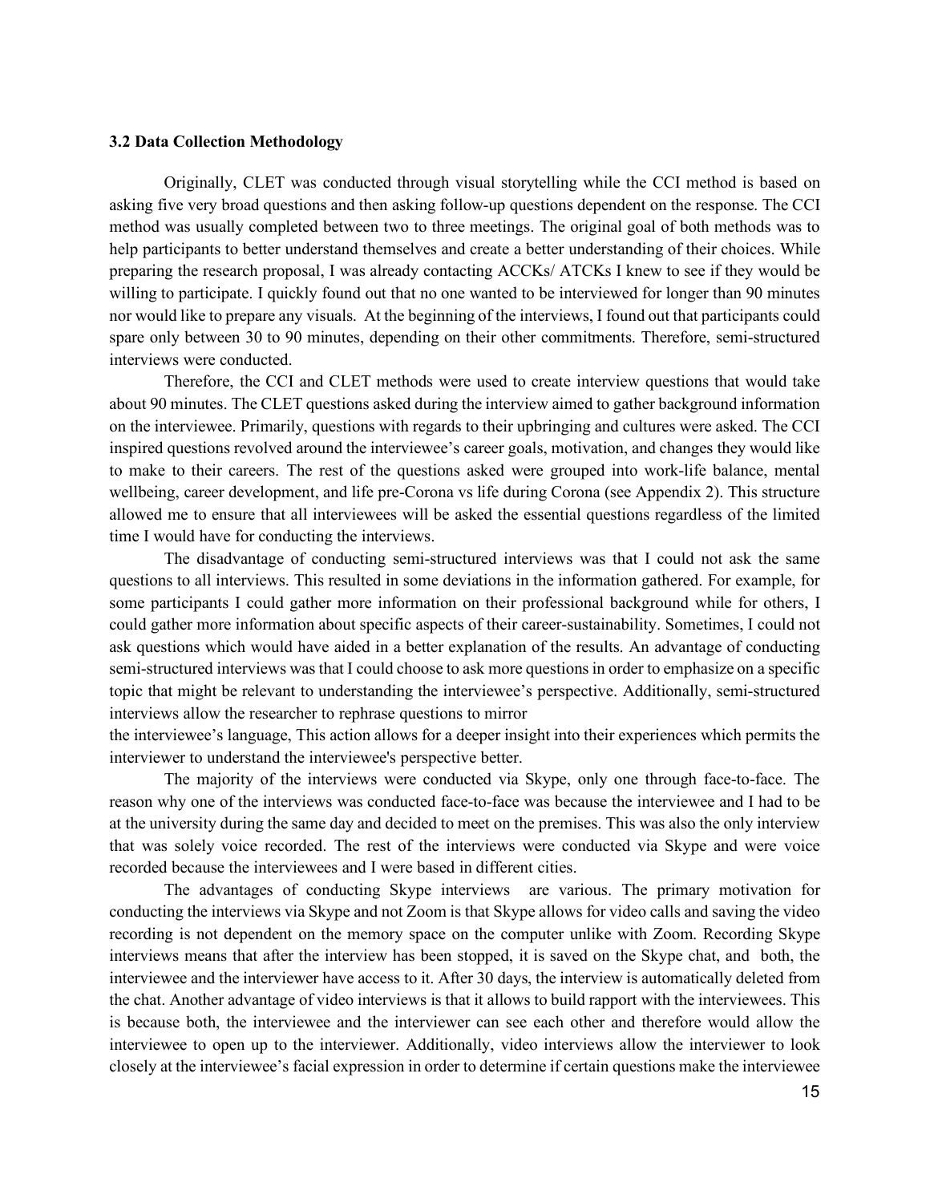### 3.2 Data Collection Methodology

Originally, CLET was conducted through visual storytelling while the CCI method is based on asking five very broad questions and then asking follow-up questions dependent on the response. The CCI method was usually completed between two to three meetings. The original goal of both methods was to help participants to better understand themselves and create a better understanding of their choices. While preparing the research proposal, I was already contacting ACCKs/ ATCKs I knew to see if they would be willing to participate. I quickly found out that no one wanted to be interviewed for longer than 90 minutes nor would like to prepare any visuals. At the beginning of the interviews, I found out that participants could spare only between 30 to 90 minutes, depending on their other commitments. Therefore, semi-structured interviews were conducted.

Therefore, the CCI and CLET methods were used to create interview questions that would take about 90 minutes. The CLET questions asked during the interview aimed to gather background information on the interviewee. Primarily, questions with regards to their upbringing and cultures were asked. The CCI inspired questions revolved around the interviewee's career goals, motivation, and changes they would like to make to their careers. The rest of the questions asked were grouped into work-life balance, mental wellbeing, career development, and life pre-Corona vs life during Corona (see Appendix 2). This structure allowed me to ensure that all interviewees will be asked the essential questions regardless of the limited time I would have for conducting the interviews.

The disadvantage of conducting semi-structured interviews was that I could not ask the same questions to all interviews. This resulted in some deviations in the information gathered. For example, for some participants I could gather more information on their professional background while for others, I could gather more information about specific aspects of their career-sustainability. Sometimes, I could not ask questions which would have aided in a better explanation of the results. An advantage of conducting semi-structured interviews was that I could choose to ask more questions in order to emphasize on a specific topic that might be relevant to understanding the interviewee's perspective. Additionally, semi-structured interviews allow the researcher to rephrase questions to mirror the interviewee's language, This action allows for a deeper insight into their experiences which permits the interviewer to understand the interviewee's perspective better.

The majority of the interviews were conducted via Skype, only one through face-to-face. The reason why one of the interviews was conducted face-to-face was because the interviewee and I had to be at the university during the same day and decided to meet on the premises. This was also the only interview that was solely voice recorded. The rest of the interviews were conducted via Skype and were voice recorded because the interviewees and I were based in different cities.

The advantages of conducting Skype interviews are various. The primary motivation for conducting the interviews via Skype and not Zoom is that Skype allows for video calls and saving the video recording is not dependent on the memory space on the computer unlike with Zoom. Recording Skype interviews means that after the interview has been stopped, it is saved on the Skype chat, and both, the interviewee and the interviewer have access to it. After 30 days, the interview is automatically deleted from the chat. Another advantage of video interviews is that it allows to build rapport with the interviewees. This is because both, the interviewee and the interviewer can see each other and therefore would allow the interviewee to open up to the interviewer. Additionally, video interviews allow the interviewer to look closely at the interviewee's facial expression in order to determine if certain questions make the interviewee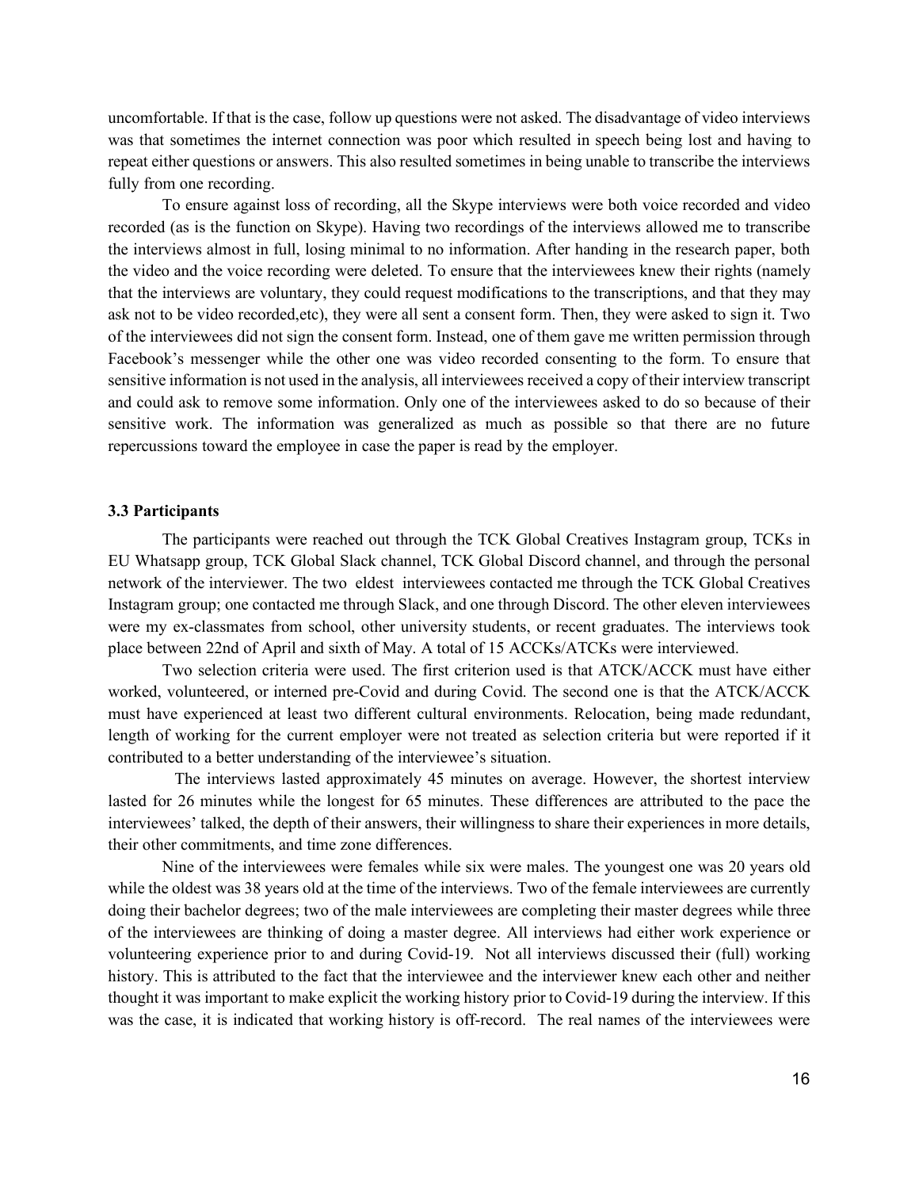uncomfortable. If that is the case, follow up questions were not asked. The disadvantage of video interviews was that sometimes the internet connection was poor which resulted in speech being lost and having to repeat either questions or answers. This also resulted sometimes in being unable to transcribe the interviews fully from one recording.

To ensure against loss of recording, all the Skype interviews were both voice recorded and video recorded (as is the function on Skype). Having two recordings of the interviews allowed me to transcribe the interviews almost in full, losing minimal to no information. After handing in the research paper, both the video and the voice recording were deleted. To ensure that the interviewees knew their rights (namely that the interviews are voluntary, they could request modifications to the transcriptions, and that they may ask not to be video recorded,etc), they were all sent a consent form. Then, they were asked to sign it. Two of the interviewees did not sign the consent form. Instead, one of them gave me written permission through Facebook's messenger while the other one was video recorded consenting to the form. To ensure that sensitive information is not used in the analysis, all interviewees received a copy of their interview transcript and could ask to remove some information. Only one of the interviewees asked to do so because of their sensitive work. The information was generalized as much as possible so that there are no future repercussions toward the employee in case the paper is read by the employer.

### 3.3 Participants

The participants were reached out through the TCK Global Creatives Instagram group, TCKs in EU Whatsapp group, TCK Global Slack channel, TCK Global Discord channel, and through the personal network of the interviewer. The two eldest interviewees contacted me through the TCK Global Creatives Instagram group; one contacted me through Slack, and one through Discord. The other eleven interviewees were my ex-classmates from school, other university students, or recent graduates. The interviews took place between 22nd of April and sixth of May. A total of 15 ACCKs/ATCKs were interviewed.

Two selection criteria were used. The first criterion used is that ATCK/ACCK must have either worked, volunteered, or interned pre-Covid and during Covid. The second one is that the ATCK/ACCK must have experienced at least two different cultural environments. Relocation, being made redundant, length of working for the current employer were not treated as selection criteria but were reported if it contributed to a better understanding of the interviewee's situation.

The interviews lasted approximately 45 minutes on average. However, the shortest interview lasted for 26 minutes while the longest for 65 minutes. These differences are attributed to the pace the interviewees' talked, the depth of their answers, their willingness to share their experiences in more details, their other commitments, and time zone differences.

Nine of the interviewees were females while six were males. The youngest one was 20 years old while the oldest was 38 years old at the time of the interviews. Two of the female interviewees are currently doing their bachelor degrees; two of the male interviewees are completing their master degrees while three of the interviewees are thinking of doing a master degree. All interviews had either work experience or volunteering experience prior to and during Covid-19. Not all interviews discussed their (full) working history. This is attributed to the fact that the interviewee and the interviewer knew each other and neither thought it was important to make explicit the working history prior to Covid-19 during the interview. If this was the case, it is indicated that working history is off-record. The real names of the interviewees were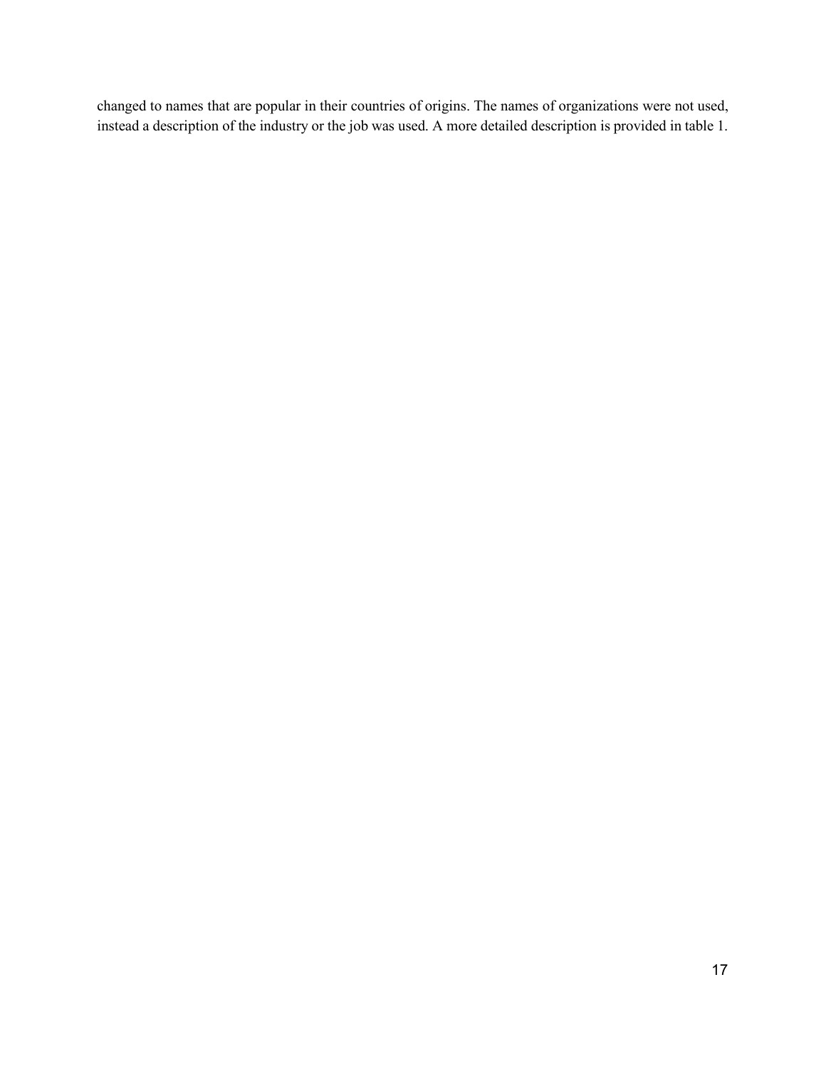changed to names that are popular in their countries of origins. The names of organizations were not used, instead a description of the industry or the job was used. A more detailed description is provided in table 1.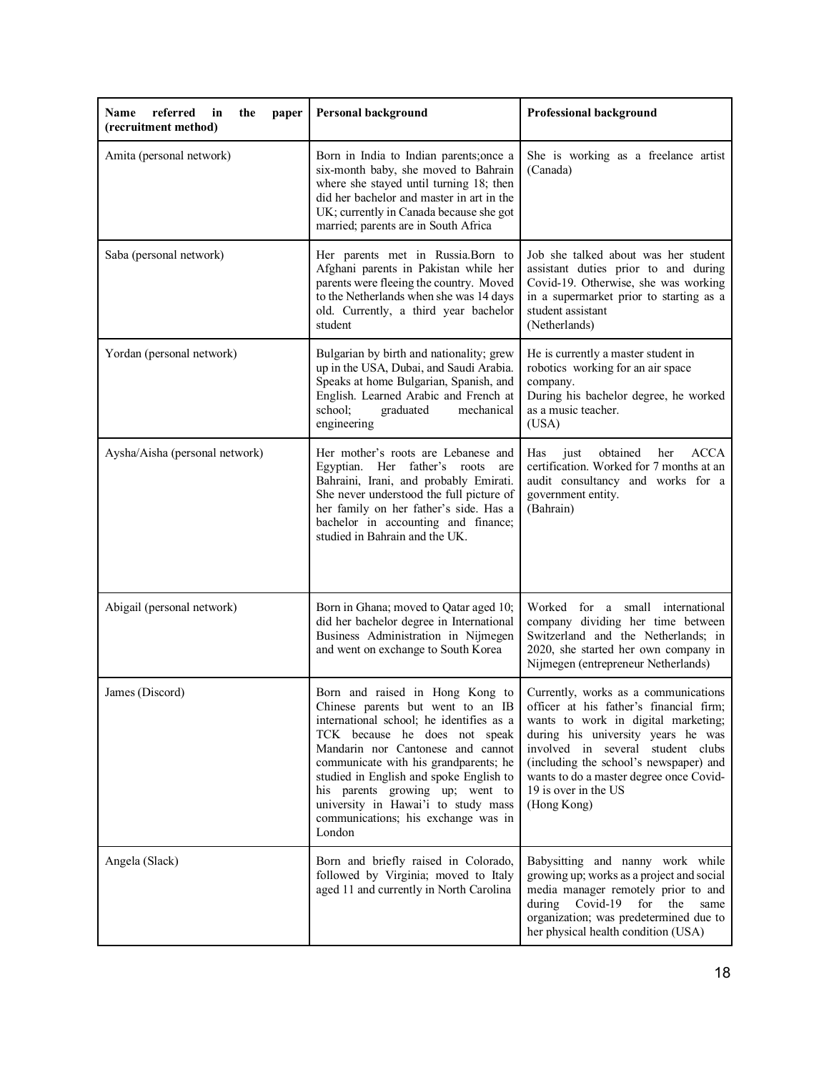| Name referred in the paper (recruitment method) | Personal background | Professional background |
|---|---|---|
| Amita (personal network) | Born in India to Indian parents;once a six-month baby, she moved to Bahrain where she stayed until turning 18; then did her bachelor and master in art in the UK; currently in Canada because she got married; parents are in South Africa | She is working as a freelance artist (Canada) |
| Saba (personal network) | Her parents met in Russia.Born to Afghani parents in Pakistan while her parents were fleeing the country. Moved to the Netherlands when she was 14 days old. Currently, a third year bachelor student | Job she talked about was her student assistant duties prior to and during Covid-19. Otherwise, she was working in a supermarket prior to starting as a student assistant (Netherlands) |
| Yordan (personal network) | Bulgarian by birth and nationality; grew up in the USA, Dubai, and Saudi Arabia. Speaks at home Bulgarian, Spanish, and English. Learned Arabic and French at school; graduated mechanical engineering | He is currently a master student in robotics working for an air space company. During his bachelor degree, he worked as a music teacher. (USA) |
| Aysha/Aisha (personal network) | Her mother's roots are Lebanese and Egyptian. Her father's roots are Bahraini, Irani, and probably Emirati. She never understood the full picture of her family on her father's side. Has a bachelor in accounting and finance; studied in Bahrain and the UK. | Has just obtained her ACCA certification. Worked for 7 months at an audit consultancy and works for a government entity. (Bahrain) |
| Abigail (personal network) | Born in Ghana; moved to Qatar aged 10; did her bachelor degree in International Business Administration in Nijmegen and went on exchange to South Korea | Worked for a small international company dividing her time between Switzerland and the Netherlands; in 2020, she started her own company in Nijmegen (entrepreneur Netherlands) |
| James (Discord) | Born and raised in Hong Kong to Chinese parents but went to an IB international school; he identifies as a TCK because he does not speak Mandarin nor Cantonese and cannot communicate with his grandparents; he studied in English and spoke English to his parents growing up; went to university in Hawai'i to study mass communications; his exchange was in London | Currently, works as a communications officer at his father's financial firm; wants to work in digital marketing; during his university years he was involved in several student clubs (including the school's newspaper) and wants to do a master degree once Covid-19 is over in the US (Hong Kong) |
| Angela (Slack) | Born and briefly raised in Colorado, followed by Virginia; moved to Italy aged 11 and currently in North Carolina | Babysitting and nanny work while growing up; works as a project and social media manager remotely prior to and during Covid-19 for the same organization; was predetermined due to her physical health condition (USA) |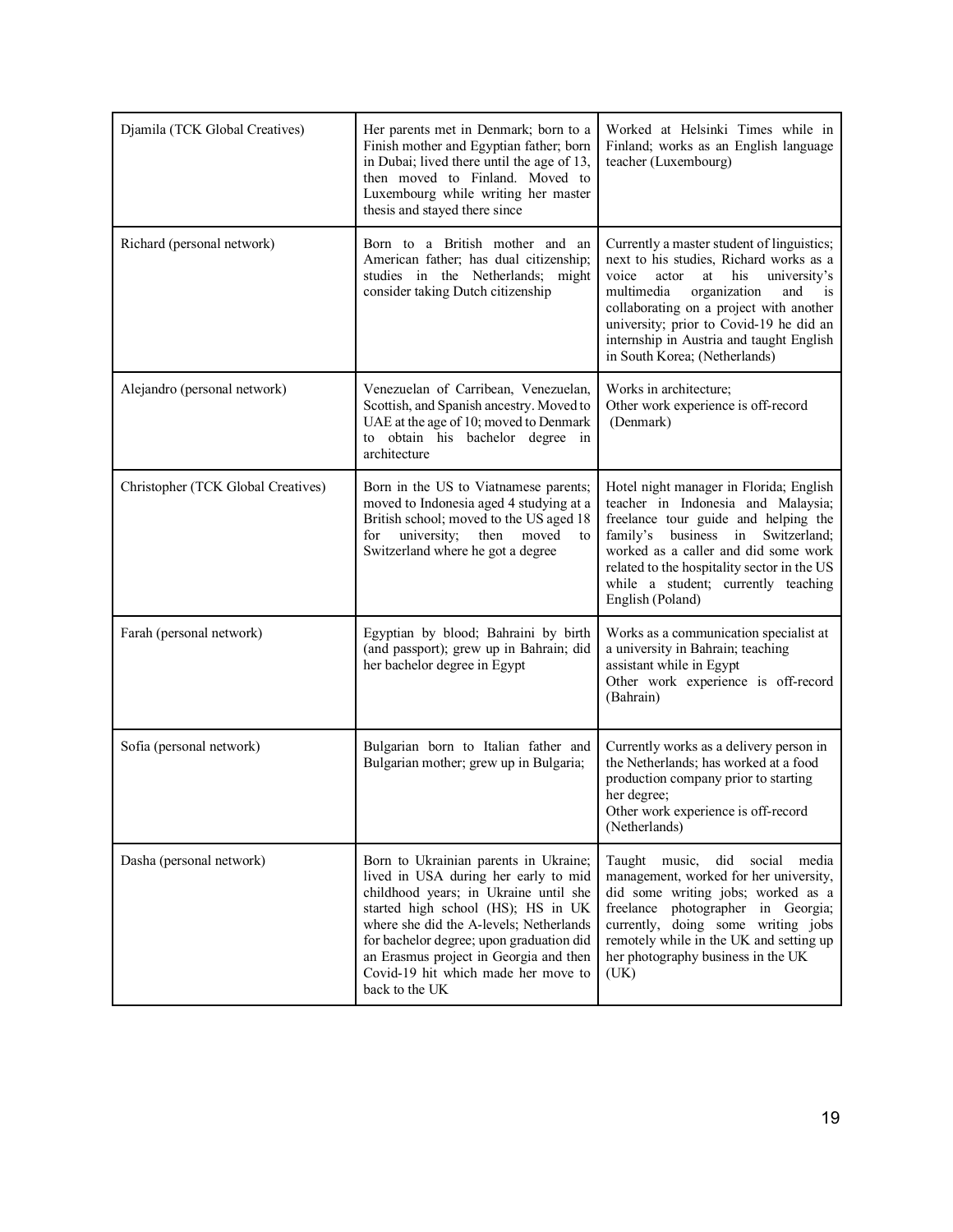| | | |
|---|---|---|
| Djamila (TCK Global Creatives) | Her parents met in Denmark; born to a Finish mother and Egyptian father; born in Dubai; lived there until the age of 13, then moved to Finland. Moved to Luxembourg while writing her master thesis and stayed there since | Worked at Helsinki Times while in Finland; works as an English language teacher (Luxembourg) |
| Richard (personal network) | Born to a British mother and an American father; has dual citizenship; studies in the Netherlands; might consider taking Dutch citizenship | Currently a master student of linguistics; next to his studies, Richard works as a voice actor at his university's multimedia organization and is collaborating on a project with another university; prior to Covid-19 he did an internship in Austria and taught English in South Korea; (Netherlands) |
| Alejandro (personal network) | Venezuelan of Carribean, Venezuelan, Scottish, and Spanish ancestry. Moved to UAE at the age of 10; moved to Denmark to obtain his bachelor degree in architecture | Works in architecture;<br>Other work experience is off-record (Denmark) |
| Christopher (TCK Global Creatives) | Born in the US to Viatnamese parents; moved to Indonesia aged 4 studying at a British school; moved to the US aged 18 for university; then moved to Switzerland where he got a degree | Hotel night manager in Florida; English teacher in Indonesia and Malaysia; freelance tour guide and helping the family's business in Switzerland; worked as a caller and did some work related to the hospitality sector in the US while a student; currently teaching English (Poland) |
| Farah (personal network) | Egyptian by blood; Bahraini by birth (and passport); grew up in Bahrain; did her bachelor degree in Egypt | Works as a communication specialist at a university in Bahrain; teaching assistant while in Egypt<br>Other work experience is off-record (Bahrain) |
| Sofia (personal network) | Bulgarian born to Italian father and Bulgarian mother; grew up in Bulgaria; | Currently works as a delivery person in the Netherlands; has worked at a food production company prior to starting her degree;<br>Other work experience is off-record (Netherlands) |
| Dasha (personal network) | Born to Ukrainian parents in Ukraine; lived in USA during her early to mid childhood years; in Ukraine until she started high school (HS); HS in UK where she did the A-levels; Netherlands for bachelor degree; upon graduation did an Erasmus project in Georgia and then Covid-19 hit which made her move to back to the UK | Taught music, did social media management, worked for her university, did some writing jobs; worked as a freelance photographer in Georgia; currently, doing some writing jobs remotely while in the UK and setting up her photography business in the UK (UK) |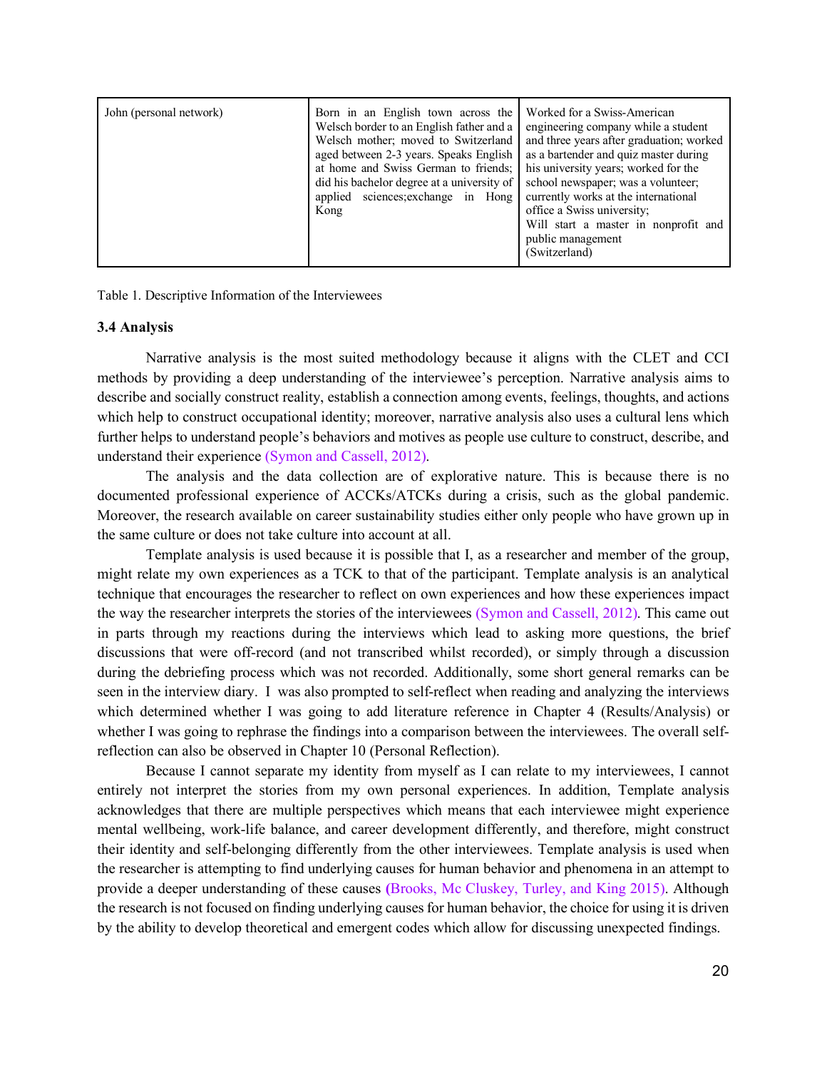| John (personal network) | Born in an English town across the Welsch border to an English father and a Welsch mother; moved to Switzerland aged between 2-3 years. Speaks English at home and Swiss German to friends; did his bachelor degree at a university of applied sciences;exchange in Hong Kong | Worked for a Swiss-American engineering company while a student and three years after graduation; worked as a bartender and quiz master during his university years; worked for the school newspaper; was a volunteer; currently works at the international office a Swiss university; Will start a master in nonprofit and public management (Switzerland) |
|---|---|---|

Table 1. Descriptive Information of the Interviewees

### 3.4 Analysis

Narrative analysis is the most suited methodology because it aligns with the CLET and CCI methods by providing a deep understanding of the interviewee's perception. Narrative analysis aims to describe and socially construct reality, establish a connection among events, feelings, thoughts, and actions which help to construct occupational identity; moreover, narrative analysis also uses a cultural lens which further helps to understand people's behaviors and motives as people use culture to construct, describe, and understand their experience (Symon and Cassell, 2012).

The analysis and the data collection are of explorative nature. This is because there is no documented professional experience of ACCKs/ATCKs during a crisis, such as the global pandemic. Moreover, the research available on career sustainability studies either only people who have grown up in the same culture or does not take culture into account at all.

Template analysis is used because it is possible that I, as a researcher and member of the group, might relate my own experiences as a TCK to that of the participant. Template analysis is an analytical technique that encourages the researcher to reflect on own experiences and how these experiences impact the way the researcher interprets the stories of the interviewees (Symon and Cassell, 2012). This came out in parts through my reactions during the interviews which lead to asking more questions, the brief discussions that were off-record (and not transcribed whilst recorded), or simply through a discussion during the debriefing process which was not recorded. Additionally, some short general remarks can be seen in the interview diary. I was also prompted to self-reflect when reading and analyzing the interviews which determined whether I was going to add literature reference in Chapter 4 (Results/Analysis) or whether I was going to rephrase the findings into a comparison between the interviewees. The overall self-reflection can also be observed in Chapter 10 (Personal Reflection).

Because I cannot separate my identity from myself as I can relate to my interviewees, I cannot entirely not interpret the stories from my own personal experiences. In addition, Template analysis acknowledges that there are multiple perspectives which means that each interviewee might experience mental wellbeing, work-life balance, and career development differently, and therefore, might construct their identity and self-belonging differently from the other interviewees. Template analysis is used when the researcher is attempting to find underlying causes for human behavior and phenomena in an attempt to provide a deeper understanding of these causes (Brooks, Mc Cluskey, Turley, and King 2015). Although the research is not focused on finding underlying causes for human behavior, the choice for using it is driven by the ability to develop theoretical and emergent codes which allow for discussing unexpected findings.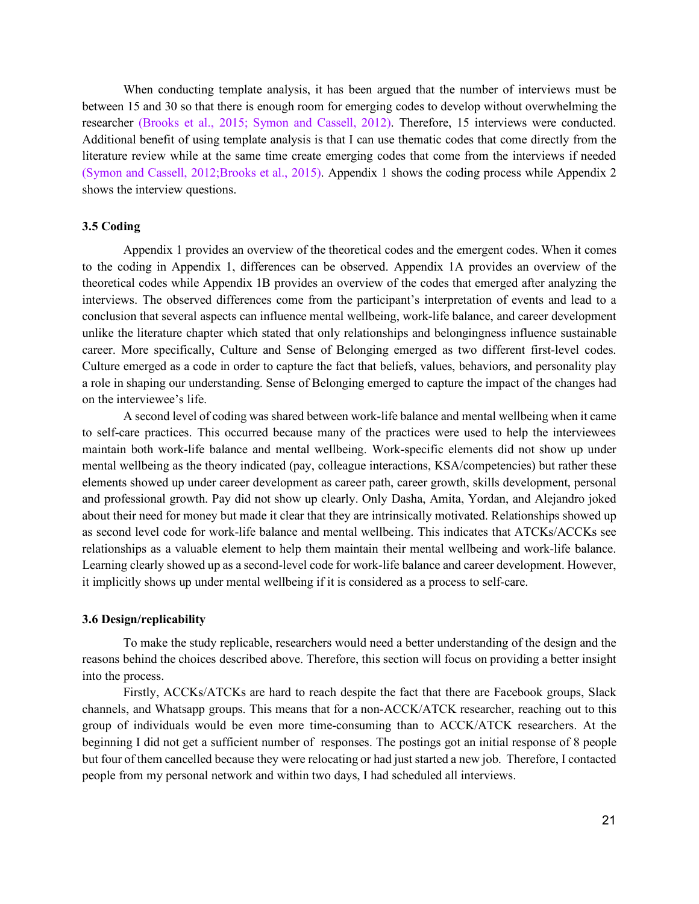When conducting template analysis, it has been argued that the number of interviews must be between 15 and 30 so that there is enough room for emerging codes to develop without overwhelming the researcher (Brooks et al., 2015; Symon and Cassell, 2012). Therefore, 15 interviews were conducted. Additional benefit of using template analysis is that I can use thematic codes that come directly from the literature review while at the same time create emerging codes that come from the interviews if needed (Symon and Cassell, 2012;Brooks et al., 2015). Appendix 1 shows the coding process while Appendix 2 shows the interview questions.

### 3.5 Coding

Appendix 1 provides an overview of the theoretical codes and the emergent codes. When it comes to the coding in Appendix 1, differences can be observed. Appendix 1A provides an overview of the theoretical codes while Appendix 1B provides an overview of the codes that emerged after analyzing the interviews. The observed differences come from the participant's interpretation of events and lead to a conclusion that several aspects can influence mental wellbeing, work-life balance, and career development unlike the literature chapter which stated that only relationships and belongingness influence sustainable career. More specifically, Culture and Sense of Belonging emerged as two different first-level codes. Culture emerged as a code in order to capture the fact that beliefs, values, behaviors, and personality play a role in shaping our understanding. Sense of Belonging emerged to capture the impact of the changes had on the interviewee's life.

A second level of coding was shared between work-life balance and mental wellbeing when it came to self-care practices. This occurred because many of the practices were used to help the interviewees maintain both work-life balance and mental wellbeing. Work-specific elements did not show up under mental wellbeing as the theory indicated (pay, colleague interactions, KSA/competencies) but rather these elements showed up under career development as career path, career growth, skills development, personal and professional growth. Pay did not show up clearly. Only Dasha, Amita, Yordan, and Alejandro joked about their need for money but made it clear that they are intrinsically motivated. Relationships showed up as second level code for work-life balance and mental wellbeing. This indicates that ATCKs/ACCKs see relationships as a valuable element to help them maintain their mental wellbeing and work-life balance. Learning clearly showed up as a second-level code for work-life balance and career development. However, it implicitly shows up under mental wellbeing if it is considered as a process to self-care.

### 3.6 Design/replicability

To make the study replicable, researchers would need a better understanding of the design and the reasons behind the choices described above. Therefore, this section will focus on providing a better insight into the process.

Firstly, ACCKs/ATCKs are hard to reach despite the fact that there are Facebook groups, Slack channels, and Whatsapp groups. This means that for a non-ACCK/ATCK researcher, reaching out to this group of individuals would be even more time-consuming than to ACCK/ATCK researchers. At the beginning I did not get a sufficient number of responses. The postings got an initial response of 8 people but four of them cancelled because they were relocating or had just started a new job. Therefore, I contacted people from my personal network and within two days, I had scheduled all interviews.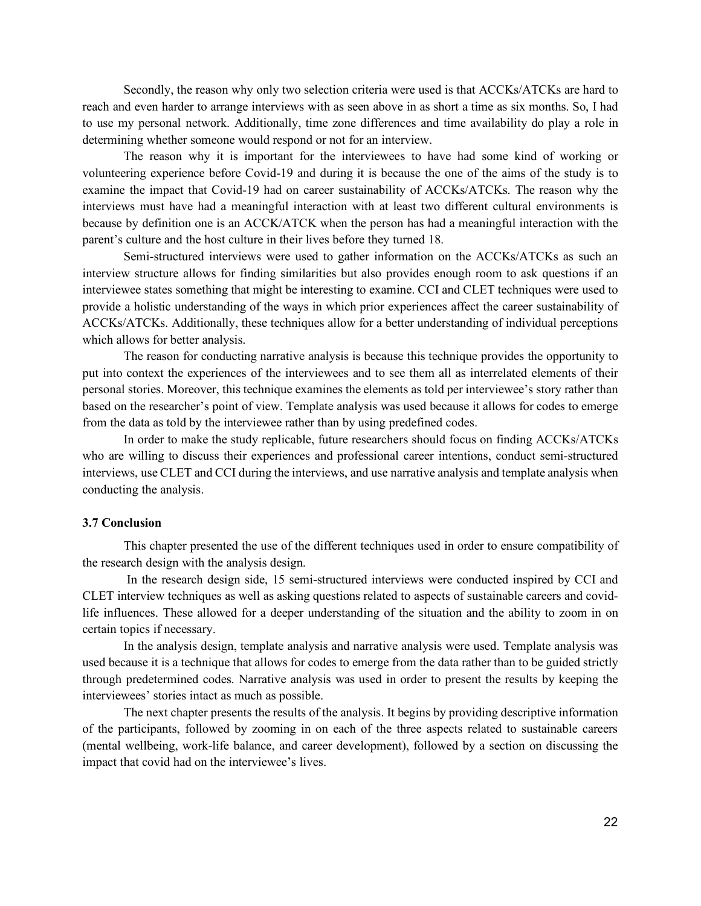Secondly, the reason why only two selection criteria were used is that ACCKs/ATCKs are hard to reach and even harder to arrange interviews with as seen above in as short a time as six months. So, I had to use my personal network. Additionally, time zone differences and time availability do play a role in determining whether someone would respond or not for an interview.

The reason why it is important for the interviewees to have had some kind of working or volunteering experience before Covid-19 and during it is because the one of the aims of the study is to examine the impact that Covid-19 had on career sustainability of ACCKs/ATCKs. The reason why the interviews must have had a meaningful interaction with at least two different cultural environments is because by definition one is an ACCK/ATCK when the person has had a meaningful interaction with the parent's culture and the host culture in their lives before they turned 18.

Semi-structured interviews were used to gather information on the ACCKs/ATCKs as such an interview structure allows for finding similarities but also provides enough room to ask questions if an interviewee states something that might be interesting to examine. CCI and CLET techniques were used to provide a holistic understanding of the ways in which prior experiences affect the career sustainability of ACCKs/ATCKs. Additionally, these techniques allow for a better understanding of individual perceptions which allows for better analysis.

The reason for conducting narrative analysis is because this technique provides the opportunity to put into context the experiences of the interviewees and to see them all as interrelated elements of their personal stories. Moreover, this technique examines the elements as told per interviewee's story rather than based on the researcher's point of view. Template analysis was used because it allows for codes to emerge from the data as told by the interviewee rather than by using predefined codes.

In order to make the study replicable, future researchers should focus on finding ACCKs/ATCKs who are willing to discuss their experiences and professional career intentions, conduct semi-structured interviews, use CLET and CCI during the interviews, and use narrative analysis and template analysis when conducting the analysis.

### 3.7 Conclusion

This chapter presented the use of the different techniques used in order to ensure compatibility of the research design with the analysis design.

In the research design side, 15 semi-structured interviews were conducted inspired by CCI and CLET interview techniques as well as asking questions related to aspects of sustainable careers and covid-life influences. These allowed for a deeper understanding of the situation and the ability to zoom in on certain topics if necessary.

In the analysis design, template analysis and narrative analysis were used. Template analysis was used because it is a technique that allows for codes to emerge from the data rather than to be guided strictly through predetermined codes. Narrative analysis was used in order to present the results by keeping the interviewees' stories intact as much as possible.

The next chapter presents the results of the analysis. It begins by providing descriptive information of the participants, followed by zooming in on each of the three aspects related to sustainable careers (mental wellbeing, work-life balance, and career development), followed by a section on discussing the impact that covid had on the interviewee's lives.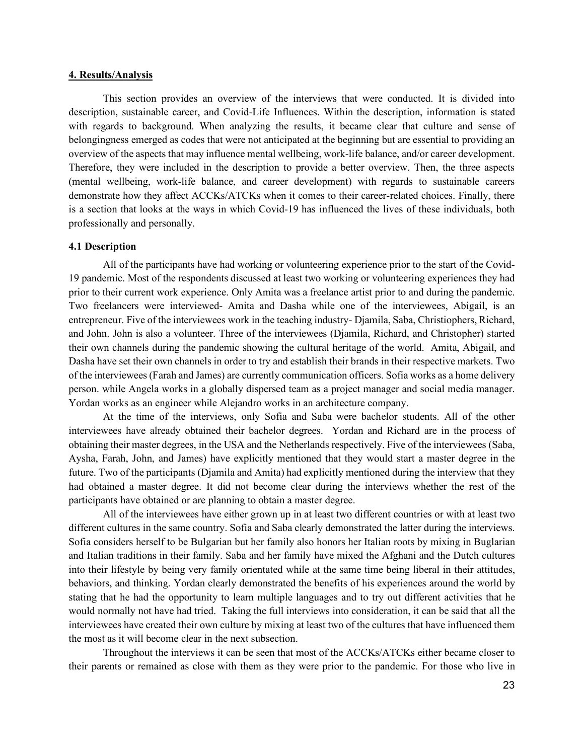## 4. Results/Analysis

This section provides an overview of the interviews that were conducted. It is divided into description, sustainable career, and Covid-Life Influences. Within the description, information is stated with regards to background. When analyzing the results, it became clear that culture and sense of belongingness emerged as codes that were not anticipated at the beginning but are essential to providing an overview of the aspects that may influence mental wellbeing, work-life balance, and/or career development. Therefore, they were included in the description to provide a better overview. Then, the three aspects (mental wellbeing, work-life balance, and career development) with regards to sustainable careers demonstrate how they affect ACCKs/ATCKs when it comes to their career-related choices. Finally, there is a section that looks at the ways in which Covid-19 has influenced the lives of these individuals, both professionally and personally.

### 4.1 Description

All of the participants have had working or volunteering experience prior to the start of the Covid-19 pandemic. Most of the respondents discussed at least two working or volunteering experiences they had prior to their current work experience. Only Amita was a freelance artist prior to and during the pandemic. Two freelancers were interviewed- Amita and Dasha while one of the interviewees, Abigail, is an entrepreneur. Five of the interviewees work in the teaching industry- Djamila, Saba, Christiophers, Richard, and John. John is also a volunteer. Three of the interviewees (Djamila, Richard, and Christopher) started their own channels during the pandemic showing the cultural heritage of the world. Amita, Abigail, and Dasha have set their own channels in order to try and establish their brands in their respective markets. Two of the interviewees (Farah and James) are currently communication officers. Sofia works as a home delivery person. while Angela works in a globally dispersed team as a project manager and social media manager. Yordan works as an engineer while Alejandro works in an architecture company.

At the time of the interviews, only Sofia and Saba were bachelor students. All of the other interviewees have already obtained their bachelor degrees. Yordan and Richard are in the process of obtaining their master degrees, in the USA and the Netherlands respectively. Five of the interviewees (Saba, Aysha, Farah, John, and James) have explicitly mentioned that they would start a master degree in the future. Two of the participants (Djamila and Amita) had explicitly mentioned during the interview that they had obtained a master degree. It did not become clear during the interviews whether the rest of the participants have obtained or are planning to obtain a master degree.

All of the interviewees have either grown up in at least two different countries or with at least two different cultures in the same country. Sofia and Saba clearly demonstrated the latter during the interviews. Sofia considers herself to be Bulgarian but her family also honors her Italian roots by mixing in Buglarian and Italian traditions in their family. Saba and her family have mixed the Afghani and the Dutch cultures into their lifestyle by being very family orientated while at the same time being liberal in their attitudes, behaviors, and thinking. Yordan clearly demonstrated the benefits of his experiences around the world by stating that he had the opportunity to learn multiple languages and to try out different activities that he would normally not have had tried. Taking the full interviews into consideration, it can be said that all the interviewees have created their own culture by mixing at least two of the cultures that have influenced them the most as it will become clear in the next subsection.

Throughout the interviews it can be seen that most of the ACCKs/ATCKs either became closer to their parents or remained as close with them as they were prior to the pandemic. For those who live in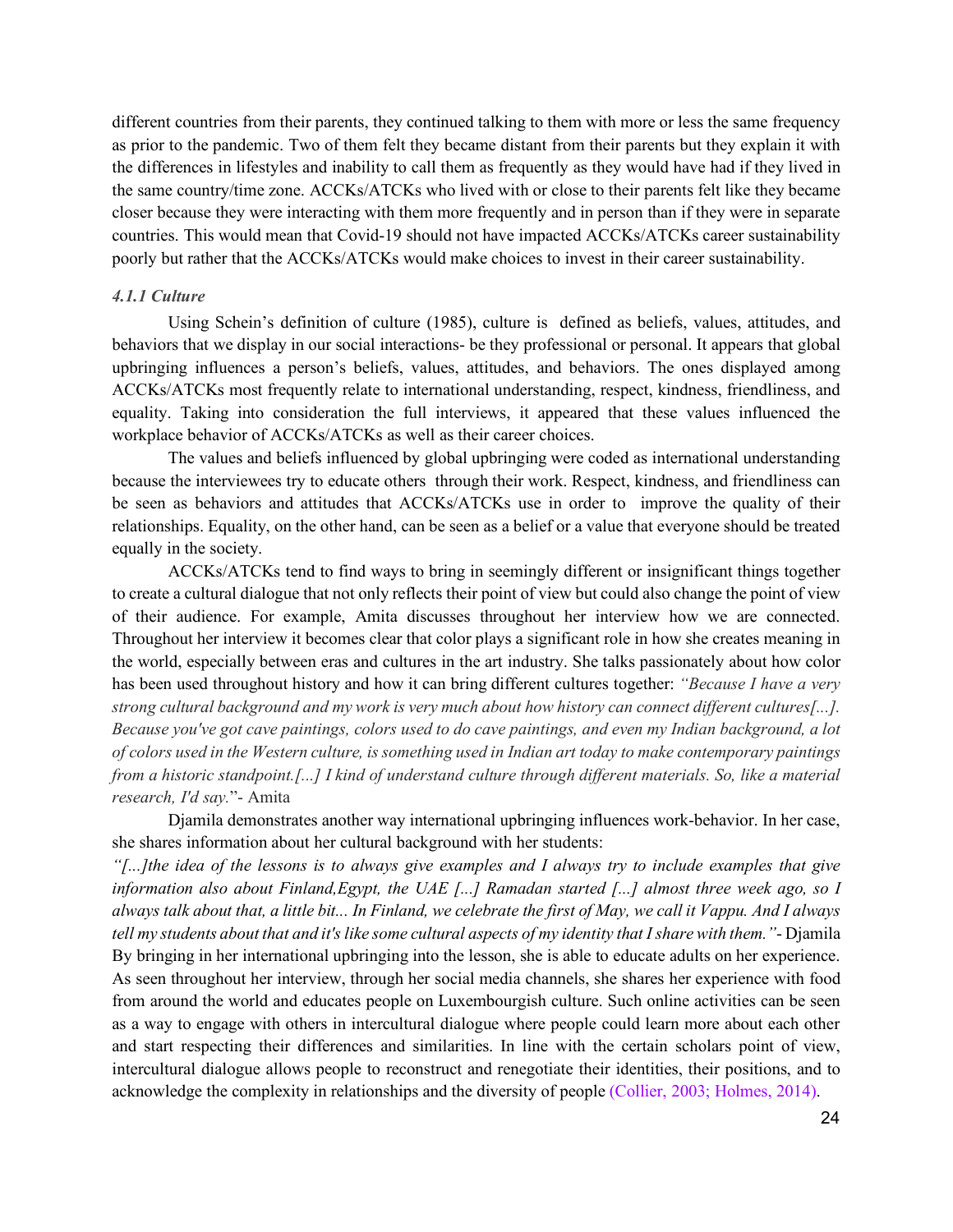different countries from their parents, they continued talking to them with more or less the same frequency as prior to the pandemic. Two of them felt they became distant from their parents but they explain it with the differences in lifestyles and inability to call them as frequently as they would have had if they lived in the same country/time zone. ACCKs/ATCKs who lived with or close to their parents felt like they became closer because they were interacting with them more frequently and in person than if they were in separate countries. This would mean that Covid-19 should not have impacted ACCKs/ATCKs career sustainability poorly but rather that the ACCKs/ATCKs would make choices to invest in their career sustainability.

#### *4.1.1 Culture*

Using Schein's definition of culture (1985), culture is defined as beliefs, values, attitudes, and behaviors that we display in our social interactions- be they professional or personal. It appears that global upbringing influences a person's beliefs, values, attitudes, and behaviors. The ones displayed among ACCKs/ATCKs most frequently relate to international understanding, respect, kindness, friendliness, and equality. Taking into consideration the full interviews, it appeared that these values influenced the workplace behavior of ACCKs/ATCKs as well as their career choices.

The values and beliefs influenced by global upbringing were coded as international understanding because the interviewees try to educate others through their work. Respect, kindness, and friendliness can be seen as behaviors and attitudes that ACCKs/ATCKs use in order to improve the quality of their relationships. Equality, on the other hand, can be seen as a belief or a value that everyone should be treated equally in the society.

ACCKs/ATCKs tend to find ways to bring in seemingly different or insignificant things together to create a cultural dialogue that not only reflects their point of view but could also change the point of view of their audience. For example, Amita discusses throughout her interview how we are connected. Throughout her interview it becomes clear that color plays a significant role in how she creates meaning in the world, especially between eras and cultures in the art industry. She talks passionately about how color has been used throughout history and how it can bring different cultures together: *"Because I have a very strong cultural background and my work is very much about how history can connect different cultures[...]. Because you've got cave paintings, colors used to do cave paintings, and even my Indian background, a lot of colors used in the Western culture, is something used in Indian art today to make contemporary paintings from a historic standpoint.[...] I kind of understand culture through different materials. So, like a material research, I'd say.*"- Amita

Djamila demonstrates another way international upbringing influences work-behavior. In her case, she shares information about her cultural background with her students:
*"[...]the idea of the lessons is to always give examples and I always try to include examples that give information also about Finland,Egypt, the UAE [...] Ramadan started [...] almost three week ago, so I always talk about that, a little bit... In Finland, we celebrate the first of May, we call it Vappu. And I always tell my students about that and it's like some cultural aspects of my identity that I share with them."*- Djamila
By bringing in her international upbringing into the lesson, she is able to educate adults on her experience. As seen throughout her interview, through her social media channels, she shares her experience with food from around the world and educates people on Luxembourgish culture. Such online activities can be seen as a way to engage with others in intercultural dialogue where people could learn more about each other and start respecting their differences and similarities. In line with the certain scholars point of view, intercultural dialogue allows people to reconstruct and renegotiate their identities, their positions, and to acknowledge the complexity in relationships and the diversity of people (Collier, 2003; Holmes, 2014).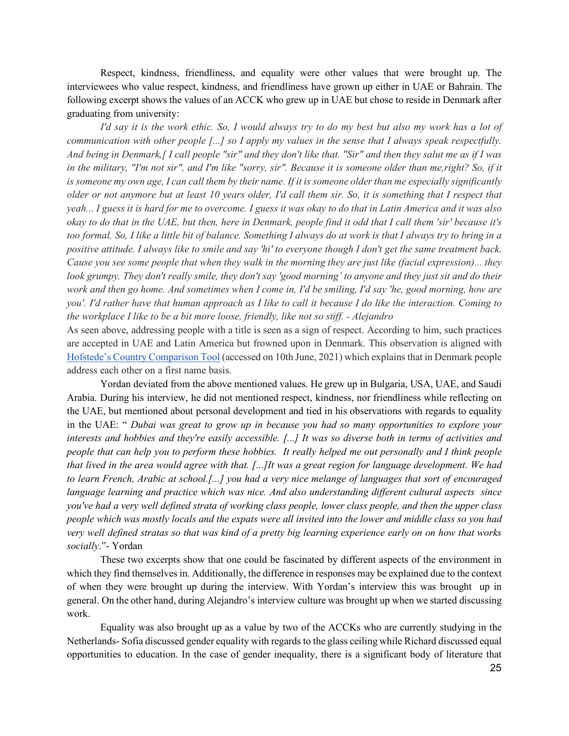Respect, kindness, friendliness, and equality were other values that were brought up. The interviewees who value respect, kindness, and friendliness have grown up either in UAE or Bahrain. The following excerpt shows the values of an ACCK who grew up in UAE but chose to reside in Denmark after graduating from university:

*I'd say it is the work ethic. So, I would always try to do my best but also my work has a lot of communication with other people [...] so I apply my values in the sense that I always speak respectfully. And being in Denmark,[ I call people "sir" and they don't like that. "Sir" and then they salut me as if I was in the military, "I'm not sir", and I'm like "sorry, sir". Because it is someone older than me,right? So, if it is someone my own age, I can call them by their name. If it is someone older than me especially significantly older or not anymore but at least 10 years older, I'd call them sir. So, it is something that I respect that yeah... I guess it is hard for me to overcome. I guess it was okay to do that in Latin America and it was also okay to do that in the UAE, but then, here in Denmark, people find it odd that I call them 'sir' because it's too formal. So, I like a little bit of balance. Something I always do at work is that I always try to bring in a positive attitude. I always like to smile and say 'hi' to everyone though I don't get the same treatment back. Cause you see some people that when they walk in the morning they are just like (facial expression)... they look grumpy. They don't really smile, they don't say 'good morning' to anyone and they just sit and do their work and then go home. And sometimes when I come in, I'd be smiling, I'd say 'he, good morning, how are you'. I'd rather have that human approach as I like to call it because I do like the interaction. Coming to the workplace I like to be a bit more loose, friendly, like not so stiff. - Alejandro*

As seen above, addressing people with a title is seen as a sign of respect. According to him, such practices are accepted in UAE and Latin America but frowned upon in Denmark. This observation is aligned with Hofstede's Country Comparison Tool (accessed on 10th June, 2021) which explains that in Denmark people address each other on a first name basis.

Yordan deviated from the above mentioned values. He grew up in Bulgaria, USA, UAE, and Saudi Arabia. During his interview, he did not mentioned respect, kindness, nor friendliness while reflecting on the UAE, but mentioned about personal development and tied in his observations with regards to equality in the UAE: " *Dubai was great to grow up in because you had so many opportunities to explore your interests and hobbies and they're easily accessible. [...] It was so diverse both in terms of activities and people that can help you to perform these hobbies. It really helped me out personally and I think people that lived in the area would agree with that. [...]It was a great region for language development. We had to learn French, Arabic at school.[...] you had a very nice melange of languages that sort of encouraged language learning and practice which was nice. And also understanding different cultural aspects since you've had a very well defined strata of working class people, lower class people, and then the upper class people which was mostly locals and the expats were all invited into the lower and middle class so you had very well defined stratas so that was kind of a pretty big learning experience early on on how that works socially*."- Yordan

These two excerpts show that one could be fascinated by different aspects of the environment in which they find themselves in. Additionally, the difference in responses may be explained due to the context of when they were brought up during the interview. With Yordan's interview this was brought up in general. On the other hand, during Alejandro's interview culture was brought up when we started discussing work.

Equality was also brought up as a value by two of the ACCKs who are currently studying in the Netherlands- Sofia discussed gender equality with regards to the glass ceiling while Richard discussed equal opportunities to education. In the case of gender inequality, there is a significant body of literature that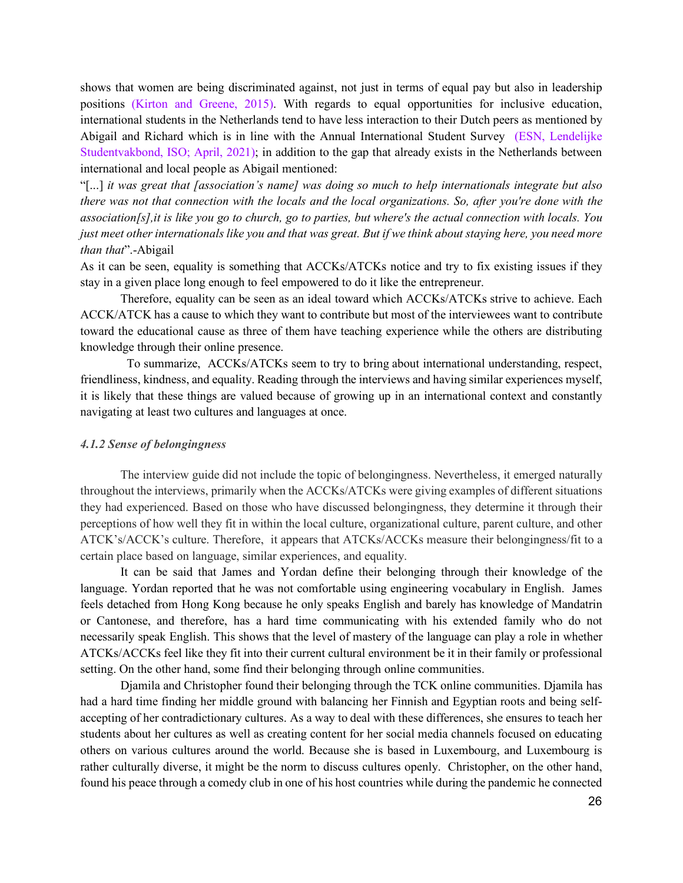shows that women are being discriminated against, not just in terms of equal pay but also in leadership positions (Kirton and Greene, 2015). With regards to equal opportunities for inclusive education, international students in the Netherlands tend to have less interaction to their Dutch peers as mentioned by Abigail and Richard which is in line with the Annual International Student Survey (ESN, Lendelijke Studentvakbond, ISO; April, 2021); in addition to the gap that already exists in the Netherlands between international and local people as Abigail mentioned:

"[...] *it was great that [association's name] was doing so much to help internationals integrate but also there was not that connection with the locals and the local organizations. So, after you're done with the association[s],it is like you go to church, go to parties, but where's the actual connection with locals. You just meet other internationals like you and that was great. But if we think about staying here, you need more than that*".-Abigail

As it can be seen, equality is something that ACCKs/ATCKs notice and try to fix existing issues if they stay in a given place long enough to feel empowered to do it like the entrepreneur.

Therefore, equality can be seen as an ideal toward which ACCKs/ATCKs strive to achieve. Each ACCK/ATCK has a cause to which they want to contribute but most of the interviewees want to contribute toward the educational cause as three of them have teaching experience while the others are distributing knowledge through their online presence.

To summarize, ACCKs/ATCKs seem to try to bring about international understanding, respect, friendliness, kindness, and equality. Reading through the interviews and having similar experiences myself, it is likely that these things are valued because of growing up in an international context and constantly navigating at least two cultures and languages at once.

#### *4.1.2 Sense of belongingness*

The interview guide did not include the topic of belongingness. Nevertheless, it emerged naturally throughout the interviews, primarily when the ACCKs/ATCKs were giving examples of different situations they had experienced. Based on those who have discussed belongingness, they determine it through their perceptions of how well they fit in within the local culture, organizational culture, parent culture, and other ATCK's/ACCK's culture. Therefore, it appears that ATCKs/ACCKs measure their belongingness/fit to a certain place based on language, similar experiences, and equality.

It can be said that James and Yordan define their belonging through their knowledge of the language. Yordan reported that he was not comfortable using engineering vocabulary in English. James feels detached from Hong Kong because he only speaks English and barely has knowledge of Mandatrin or Cantonese, and therefore, has a hard time communicating with his extended family who do not necessarily speak English. This shows that the level of mastery of the language can play a role in whether ATCKs/ACCKs feel like they fit into their current cultural environment be it in their family or professional setting. On the other hand, some find their belonging through online communities.

Djamila and Christopher found their belonging through the TCK online communities. Djamila has had a hard time finding her middle ground with balancing her Finnish and Egyptian roots and being self-accepting of her contradictionary cultures. As a way to deal with these differences, she ensures to teach her students about her cultures as well as creating content for her social media channels focused on educating others on various cultures around the world. Because she is based in Luxembourg, and Luxembourg is rather culturally diverse, it might be the norm to discuss cultures openly. Christopher, on the other hand, found his peace through a comedy club in one of his host countries while during the pandemic he connected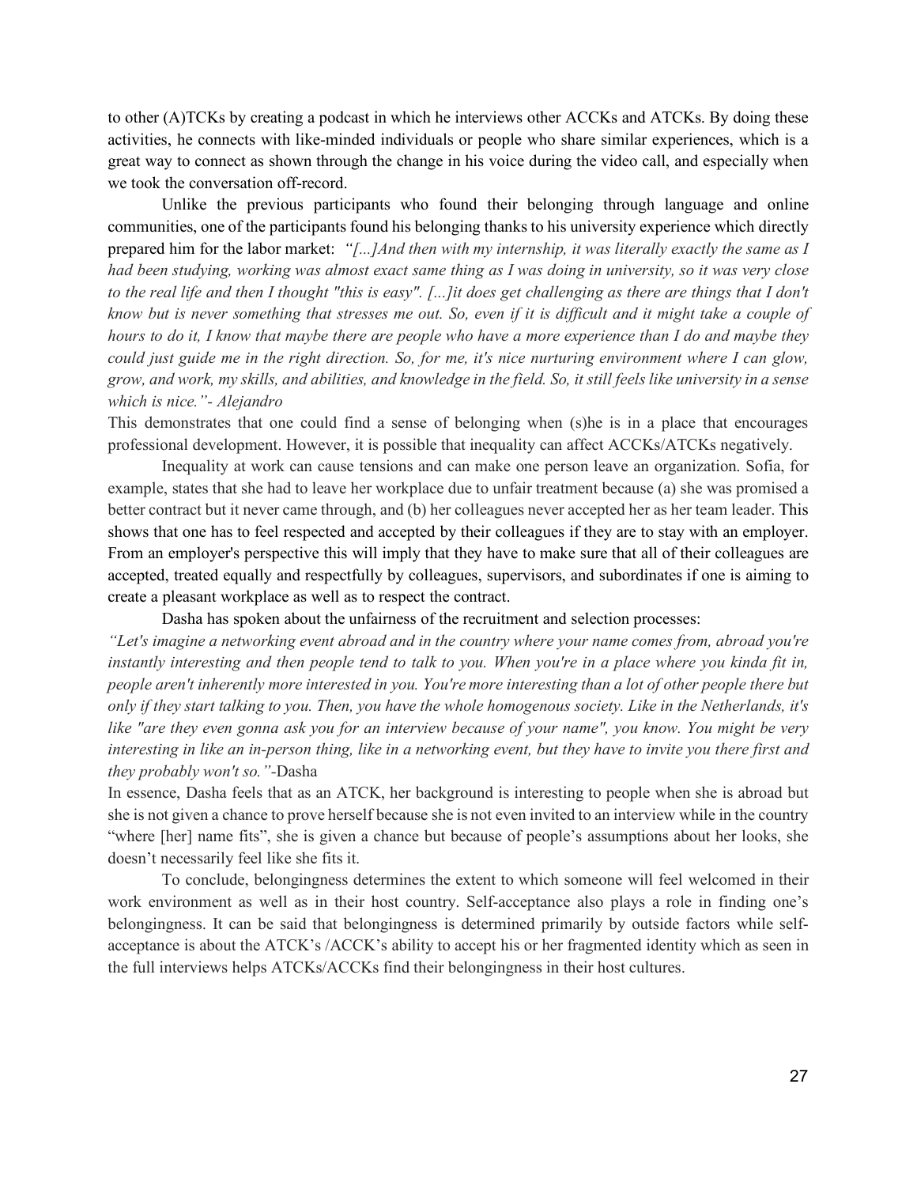to other (A)TCKs by creating a podcast in which he interviews other ACCKs and ATCKs. By doing these activities, he connects with like-minded individuals or people who share similar experiences, which is a great way to connect as shown through the change in his voice during the video call, and especially when we took the conversation off-record.

Unlike the previous participants who found their belonging through language and online communities, one of the participants found his belonging thanks to his university experience which directly prepared him for the labor market: *"[...]And then with my internship, it was literally exactly the same as I had been studying, working was almost exact same thing as I was doing in university, so it was very close to the real life and then I thought "this is easy". [...]it does get challenging as there are things that I don't know but is never something that stresses me out. So, even if it is difficult and it might take a couple of hours to do it, I know that maybe there are people who have a more experience than I do and maybe they could just guide me in the right direction. So, for me, it's nice nurturing environment where I can glow, grow, and work, my skills, and abilities, and knowledge in the field. So, it still feels like university in a sense which is nice."- Alejandro*

This demonstrates that one could find a sense of belonging when (s)he is in a place that encourages professional development. However, it is possible that inequality can affect ACCKs/ATCKs negatively.

Inequality at work can cause tensions and can make one person leave an organization. Sofia, for example, states that she had to leave her workplace due to unfair treatment because (a) she was promised a better contract but it never came through, and (b) her colleagues never accepted her as her team leader. This shows that one has to feel respected and accepted by their colleagues if they are to stay with an employer. From an employer's perspective this will imply that they have to make sure that all of their colleagues are accepted, treated equally and respectfully by colleagues, supervisors, and subordinates if one is aiming to create a pleasant workplace as well as to respect the contract.

Dasha has spoken about the unfairness of the recruitment and selection processes:

*"Let's imagine a networking event abroad and in the country where your name comes from, abroad you're instantly interesting and then people tend to talk to you. When you're in a place where you kinda fit in, people aren't inherently more interested in you. You're more interesting than a lot of other people there but only if they start talking to you. Then, you have the whole homogenous society. Like in the Netherlands, it's like "are they even gonna ask you for an interview because of your name", you know. You might be very interesting in like an in-person thing, like in a networking event, but they have to invite you there first and they probably won't so."*-Dasha

In essence, Dasha feels that as an ATCK, her background is interesting to people when she is abroad but she is not given a chance to prove herself because she is not even invited to an interview while in the country "where [her] name fits", she is given a chance but because of people's assumptions about her looks, she doesn't necessarily feel like she fits it.

To conclude, belongingness determines the extent to which someone will feel welcomed in their work environment as well as in their host country. Self-acceptance also plays a role in finding one's belongingness. It can be said that belongingness is determined primarily by outside factors while self-acceptance is about the ATCK's /ACCK's ability to accept his or her fragmented identity which as seen in the full interviews helps ATCKs/ACCKs find their belongingness in their host cultures.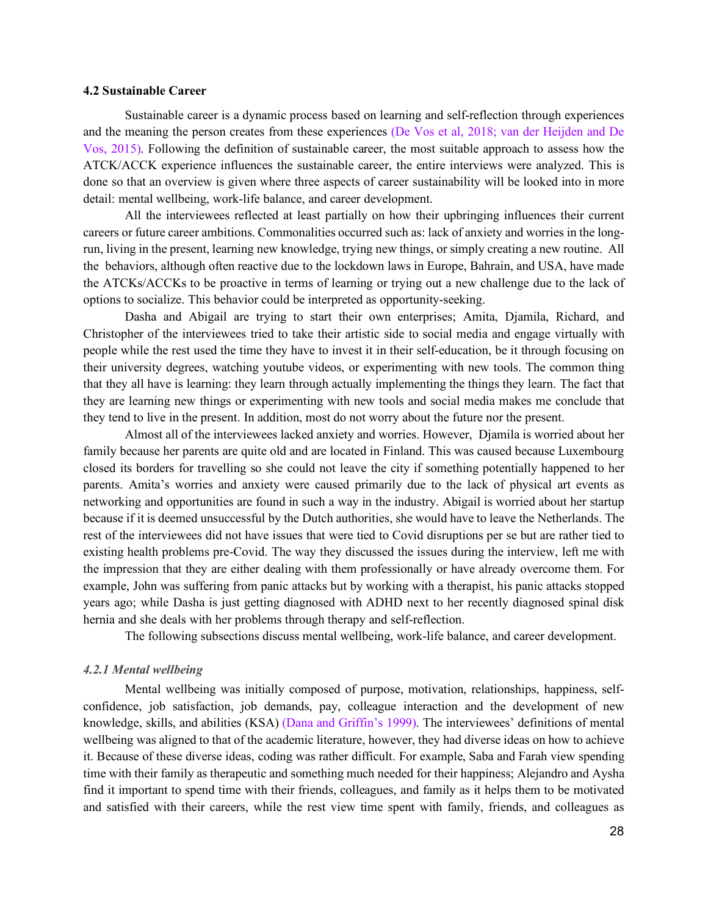### 4.2 Sustainable Career

Sustainable career is a dynamic process based on learning and self-reflection through experiences and the meaning the person creates from these experiences (De Vos et al, 2018; van der Heijden and De Vos, 2015). Following the definition of sustainable career, the most suitable approach to assess how the ATCK/ACCK experience influences the sustainable career, the entire interviews were analyzed. This is done so that an overview is given where three aspects of career sustainability will be looked into in more detail: mental wellbeing, work-life balance, and career development.

All the interviewees reflected at least partially on how their upbringing influences their current careers or future career ambitions. Commonalities occurred such as: lack of anxiety and worries in the long-run, living in the present, learning new knowledge, trying new things, or simply creating a new routine. All the behaviors, although often reactive due to the lockdown laws in Europe, Bahrain, and USA, have made the ATCKs/ACCKs to be proactive in terms of learning or trying out a new challenge due to the lack of options to socialize. This behavior could be interpreted as opportunity-seeking.

Dasha and Abigail are trying to start their own enterprises; Amita, Djamila, Richard, and Christopher of the interviewees tried to take their artistic side to social media and engage virtually with people while the rest used the time they have to invest it in their self-education, be it through focusing on their university degrees, watching youtube videos, or experimenting with new tools. The common thing that they all have is learning: they learn through actually implementing the things they learn. The fact that they are learning new things or experimenting with new tools and social media makes me conclude that they tend to live in the present. In addition, most do not worry about the future nor the present.

Almost all of the interviewees lacked anxiety and worries. However, Djamila is worried about her family because her parents are quite old and are located in Finland. This was caused because Luxembourg closed its borders for travelling so she could not leave the city if something potentially happened to her parents. Amita's worries and anxiety were caused primarily due to the lack of physical art events as networking and opportunities are found in such a way in the industry. Abigail is worried about her startup because if it is deemed unsuccessful by the Dutch authorities, she would have to leave the Netherlands. The rest of the interviewees did not have issues that were tied to Covid disruptions per se but are rather tied to existing health problems pre-Covid. The way they discussed the issues during the interview, left me with the impression that they are either dealing with them professionally or have already overcome them. For example, John was suffering from panic attacks but by working with a therapist, his panic attacks stopped years ago; while Dasha is just getting diagnosed with ADHD next to her recently diagnosed spinal disk hernia and she deals with her problems through therapy and self-reflection.

The following subsections discuss mental wellbeing, work-life balance, and career development.

#### *4.2.1 Mental wellbeing*

Mental wellbeing was initially composed of purpose, motivation, relationships, happiness, self-confidence, job satisfaction, job demands, pay, colleague interaction and the development of new knowledge, skills, and abilities (KSA) (Dana and Griffin's 1999). The interviewees' definitions of mental wellbeing was aligned to that of the academic literature, however, they had diverse ideas on how to achieve it. Because of these diverse ideas, coding was rather difficult. For example, Saba and Farah view spending time with their family as therapeutic and something much needed for their happiness; Alejandro and Aysha find it important to spend time with their friends, colleagues, and family as it helps them to be motivated and satisfied with their careers, while the rest view time spent with family, friends, and colleagues as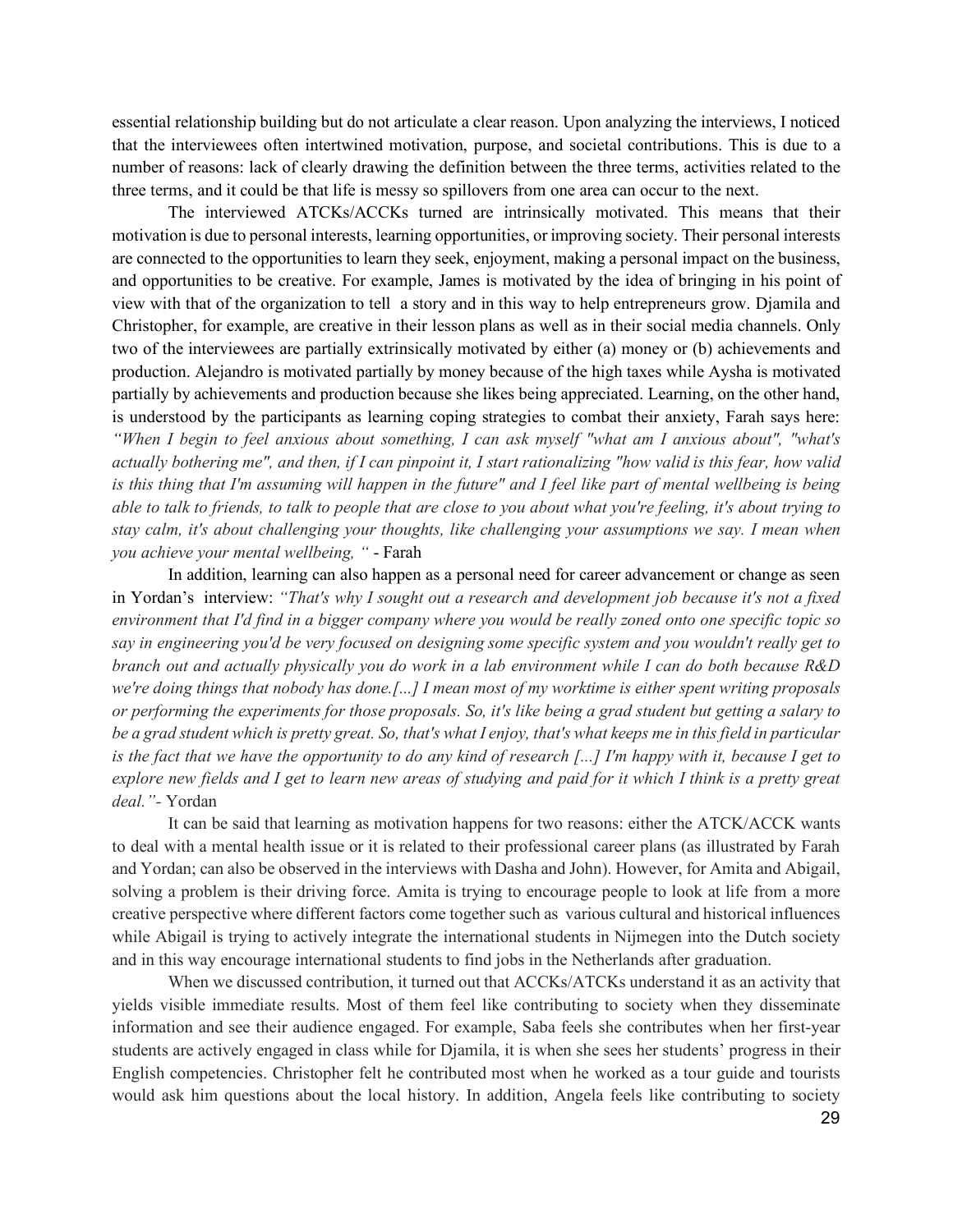essential relationship building but do not articulate a clear reason. Upon analyzing the interviews, I noticed that the interviewees often intertwined motivation, purpose, and societal contributions. This is due to a number of reasons: lack of clearly drawing the definition between the three terms, activities related to the three terms, and it could be that life is messy so spillovers from one area can occur to the next.

The interviewed ATCKs/ACCKs turned are intrinsically motivated. This means that their motivation is due to personal interests, learning opportunities, or improving society. Their personal interests are connected to the opportunities to learn they seek, enjoyment, making a personal impact on the business, and opportunities to be creative. For example, James is motivated by the idea of bringing in his point of view with that of the organization to tell a story and in this way to help entrepreneurs grow. Djamila and Christopher, for example, are creative in their lesson plans as well as in their social media channels. Only two of the interviewees are partially extrinsically motivated by either (a) money or (b) achievements and production. Alejandro is motivated partially by money because of the high taxes while Aysha is motivated partially by achievements and production because she likes being appreciated. Learning, on the other hand, is understood by the participants as learning coping strategies to combat their anxiety, Farah says here: *"When I begin to feel anxious about something, I can ask myself "what am I anxious about", "what's actually bothering me", and then, if I can pinpoint it, I start rationalizing "how valid is this fear, how valid is this thing that I'm assuming will happen in the future" and I feel like part of mental wellbeing is being able to talk to friends, to talk to people that are close to you about what you're feeling, it's about trying to stay calm, it's about challenging your thoughts, like challenging your assumptions we say. I mean when you achieve your mental wellbeing, "* - Farah

In addition, learning can also happen as a personal need for career advancement or change as seen in Yordan's interview: *"That's why I sought out a research and development job because it's not a fixed environment that I'd find in a bigger company where you would be really zoned onto one specific topic so say in engineering you'd be very focused on designing some specific system and you wouldn't really get to branch out and actually physically you do work in a lab environment while I can do both because R&D we're doing things that nobody has done.[...] I mean most of my worktime is either spent writing proposals or performing the experiments for those proposals. So, it's like being a grad student but getting a salary to be a grad student which is pretty great. So, that's what I enjoy, that's what keeps me in this field in particular is the fact that we have the opportunity to do any kind of research [...] I'm happy with it, because I get to explore new fields and I get to learn new areas of studying and paid for it which I think is a pretty great deal."*- Yordan

It can be said that learning as motivation happens for two reasons: either the ATCK/ACCK wants to deal with a mental health issue or it is related to their professional career plans (as illustrated by Farah and Yordan; can also be observed in the interviews with Dasha and John). However, for Amita and Abigail, solving a problem is their driving force. Amita is trying to encourage people to look at life from a more creative perspective where different factors come together such as various cultural and historical influences while Abigail is trying to actively integrate the international students in Nijmegen into the Dutch society and in this way encourage international students to find jobs in the Netherlands after graduation.

When we discussed contribution, it turned out that ACCKs/ATCKs understand it as an activity that yields visible immediate results. Most of them feel like contributing to society when they disseminate information and see their audience engaged. For example, Saba feels she contributes when her first-year students are actively engaged in class while for Djamila, it is when she sees her students' progress in their English competencies. Christopher felt he contributed most when he worked as a tour guide and tourists would ask him questions about the local history. In addition, Angela feels like contributing to society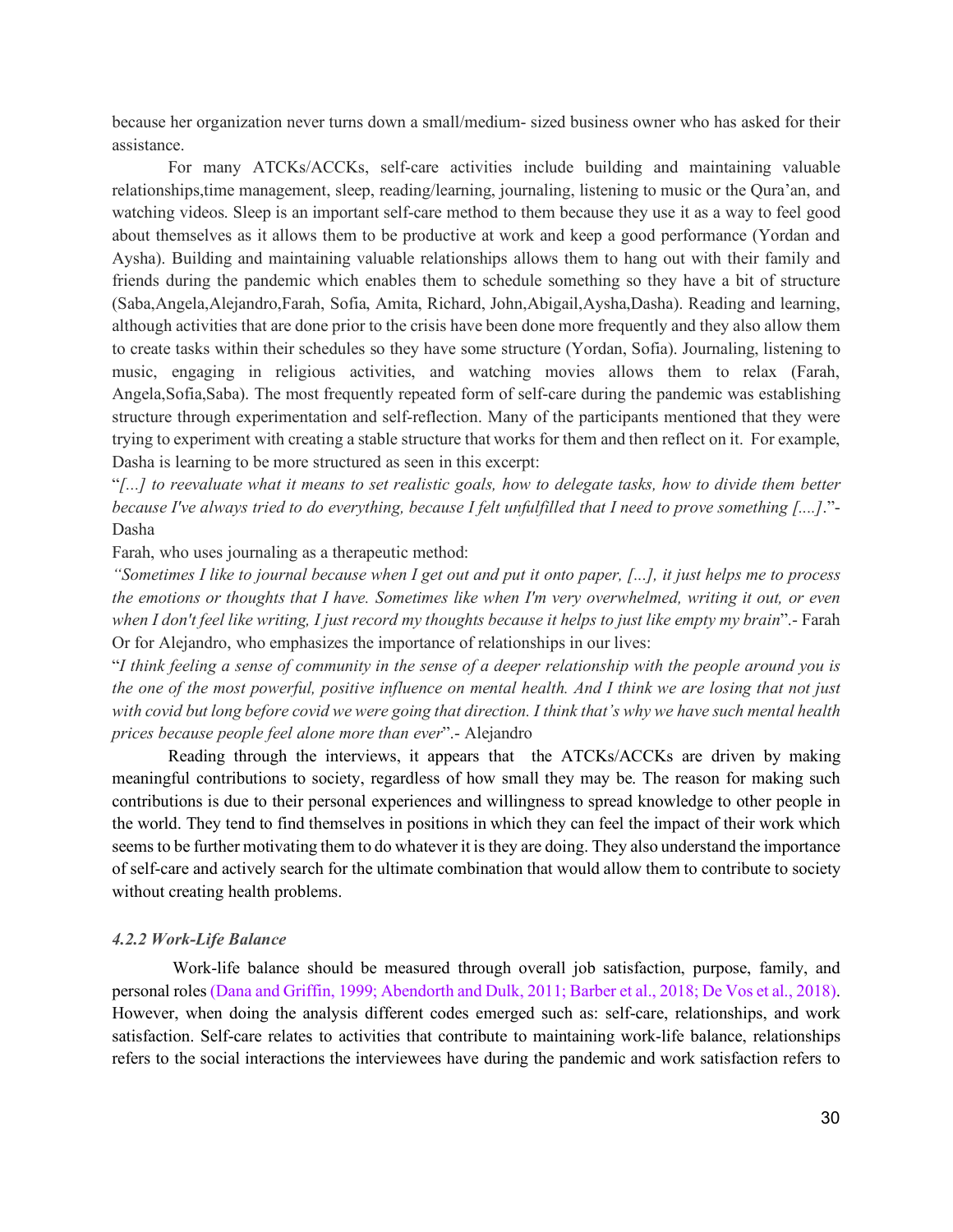because her organization never turns down a small/medium- sized business owner who has asked for their assistance.

For many ATCKs/ACCKs, self-care activities include building and maintaining valuable relationships,time management, sleep, reading/learning, journaling, listening to music or the Qura'an, and watching videos. Sleep is an important self-care method to them because they use it as a way to feel good about themselves as it allows them to be productive at work and keep a good performance (Yordan and Aysha). Building and maintaining valuable relationships allows them to hang out with their family and friends during the pandemic which enables them to schedule something so they have a bit of structure (Saba,Angela,Alejandro,Farah, Sofia, Amita, Richard, John,Abigail,Aysha,Dasha). Reading and learning, although activities that are done prior to the crisis have been done more frequently and they also allow them to create tasks within their schedules so they have some structure (Yordan, Sofia). Journaling, listening to music, engaging in religious activities, and watching movies allows them to relax (Farah, Angela,Sofia,Saba). The most frequently repeated form of self-care during the pandemic was establishing structure through experimentation and self-reflection. Many of the participants mentioned that they were trying to experiment with creating a stable structure that works for them and then reflect on it. For example, Dasha is learning to be more structured as seen in this excerpt:

"*[...] to reevaluate what it means to set realistic goals, how to delegate tasks, how to divide them better because I've always tried to do everything, because I felt unfulfilled that I need to prove something [....]*."- Dasha

Farah, who uses journaling as a therapeutic method:

*"Sometimes I like to journal because when I get out and put it onto paper, [...], it just helps me to process the emotions or thoughts that I have. Sometimes like when I'm very overwhelmed, writing it out, or even when I don't feel like writing, I just record my thoughts because it helps to just like empty my brain*".- Farah

Or for Alejandro, who emphasizes the importance of relationships in our lives:

"*I think feeling a sense of community in the sense of a deeper relationship with the people around you is the one of the most powerful, positive influence on mental health. And I think we are losing that not just with covid but long before covid we were going that direction. I think that's why we have such mental health prices because people feel alone more than ever*".- Alejandro

Reading through the interviews, it appears that the ATCKs/ACCKs are driven by making meaningful contributions to society, regardless of how small they may be. The reason for making such contributions is due to their personal experiences and willingness to spread knowledge to other people in the world. They tend to find themselves in positions in which they can feel the impact of their work which seems to be further motivating them to do whatever it is they are doing. They also understand the importance of self-care and actively search for the ultimate combination that would allow them to contribute to society without creating health problems.

#### *4.2.2 Work-Life Balance*

Work-life balance should be measured through overall job satisfaction, purpose, family, and personal roles (Dana and Griffin, 1999; Abendorth and Dulk, 2011; Barber et al., 2018; De Vos et al., 2018). However, when doing the analysis different codes emerged such as: self-care, relationships, and work satisfaction. Self-care relates to activities that contribute to maintaining work-life balance, relationships refers to the social interactions the interviewees have during the pandemic and work satisfaction refers to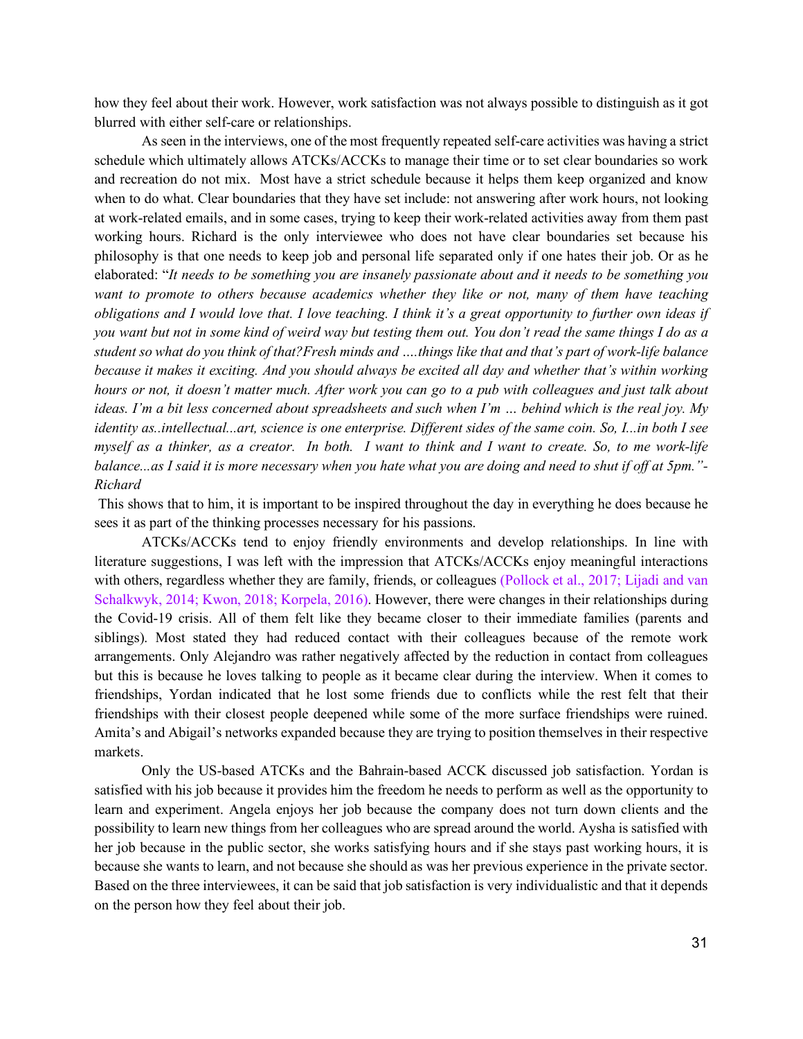how they feel about their work. However, work satisfaction was not always possible to distinguish as it got blurred with either self-care or relationships.

As seen in the interviews, one of the most frequently repeated self-care activities was having a strict schedule which ultimately allows ATCKs/ACCKs to manage their time or to set clear boundaries so work and recreation do not mix. Most have a strict schedule because it helps them keep organized and know when to do what. Clear boundaries that they have set include: not answering after work hours, not looking at work-related emails, and in some cases, trying to keep their work-related activities away from them past working hours. Richard is the only interviewee who does not have clear boundaries set because his philosophy is that one needs to keep job and personal life separated only if one hates their job. Or as he elaborated: "*It needs to be something you are insanely passionate about and it needs to be something you want to promote to others because academics whether they like or not, many of them have teaching obligations and I would love that. I love teaching. I think it's a great opportunity to further own ideas if you want but not in some kind of weird way but testing them out. You don't read the same things I do as a student so what do you think of that?Fresh minds and ….things like that and that's part of work-life balance because it makes it exciting. And you should always be excited all day and whether that's within working hours or not, it doesn't matter much. After work you can go to a pub with colleagues and just talk about ideas. I'm a bit less concerned about spreadsheets and such when I'm … behind which is the real joy. My identity as..intellectual...art, science is one enterprise. Different sides of the same coin. So, I...in both I see myself as a thinker, as a creator. In both. I want to think and I want to create. So, to me work-life balance...as I said it is more necessary when you hate what you are doing and need to shut if off at 5pm."- Richard*

This shows that to him, it is important to be inspired throughout the day in everything he does because he sees it as part of the thinking processes necessary for his passions.

ATCKs/ACCKs tend to enjoy friendly environments and develop relationships. In line with literature suggestions, I was left with the impression that ATCKs/ACCKs enjoy meaningful interactions with others, regardless whether they are family, friends, or colleagues (Pollock et al., 2017; Lijadi and van Schalkwyk, 2014; Kwon, 2018; Korpela, 2016). However, there were changes in their relationships during the Covid-19 crisis. All of them felt like they became closer to their immediate families (parents and siblings). Most stated they had reduced contact with their colleagues because of the remote work arrangements. Only Alejandro was rather negatively affected by the reduction in contact from colleagues but this is because he loves talking to people as it became clear during the interview. When it comes to friendships, Yordan indicated that he lost some friends due to conflicts while the rest felt that their friendships with their closest people deepened while some of the more surface friendships were ruined. Amita's and Abigail's networks expanded because they are trying to position themselves in their respective markets.

Only the US-based ATCKs and the Bahrain-based ACCK discussed job satisfaction. Yordan is satisfied with his job because it provides him the freedom he needs to perform as well as the opportunity to learn and experiment. Angela enjoys her job because the company does not turn down clients and the possibility to learn new things from her colleagues who are spread around the world. Aysha is satisfied with her job because in the public sector, she works satisfying hours and if she stays past working hours, it is because she wants to learn, and not because she should as was her previous experience in the private sector. Based on the three interviewees, it can be said that job satisfaction is very individualistic and that it depends on the person how they feel about their job.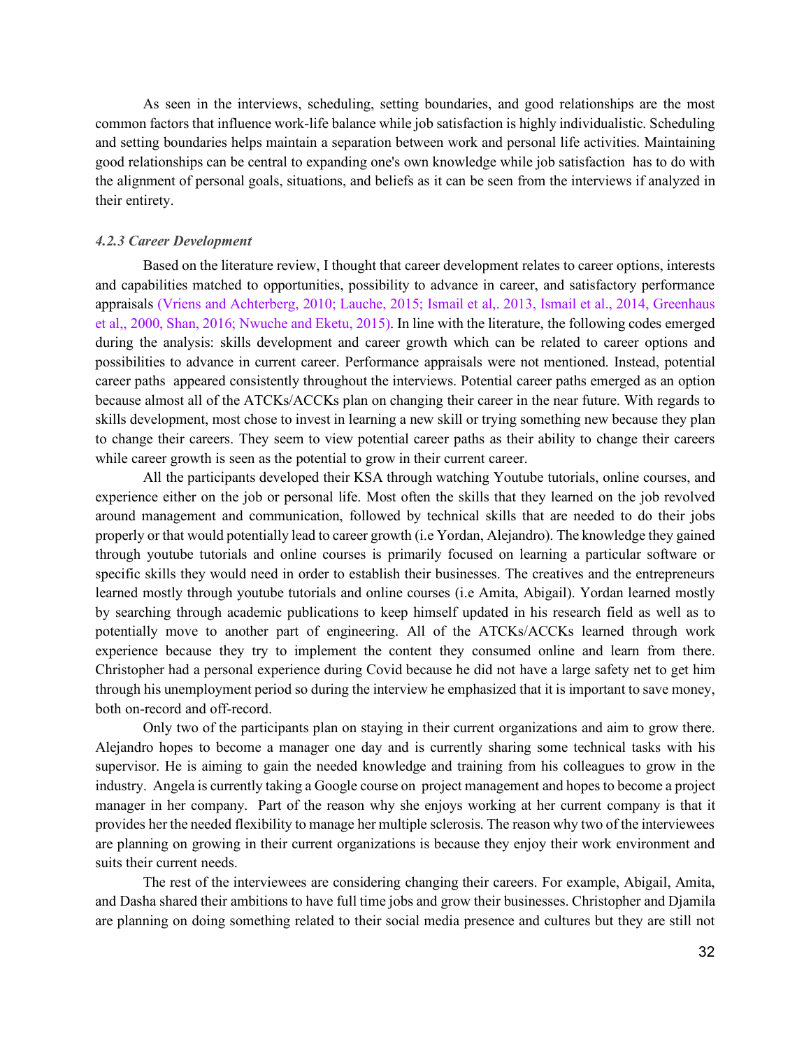As seen in the interviews, scheduling, setting boundaries, and good relationships are the most common factors that influence work-life balance while job satisfaction is highly individualistic. Scheduling and setting boundaries helps maintain a separation between work and personal life activities. Maintaining good relationships can be central to expanding one's own knowledge while job satisfaction has to do with the alignment of personal goals, situations, and beliefs as it can be seen from the interviews if analyzed in their entirety.

#### *4.2.3 Career Development*

Based on the literature review, I thought that career development relates to career options, interests and capabilities matched to opportunities, possibility to advance in career, and satisfactory performance appraisals (Vriens and Achterberg, 2010; Lauche, 2015; Ismail et al,. 2013, Ismail et al., 2014, Greenhaus et al,, 2000, Shan, 2016; Nwuche and Eketu, 2015). In line with the literature, the following codes emerged during the analysis: skills development and career growth which can be related to career options and possibilities to advance in current career. Performance appraisals were not mentioned. Instead, potential career paths appeared consistently throughout the interviews. Potential career paths emerged as an option because almost all of the ATCKs/ACCKs plan on changing their career in the near future. With regards to skills development, most chose to invest in learning a new skill or trying something new because they plan to change their careers. They seem to view potential career paths as their ability to change their careers while career growth is seen as the potential to grow in their current career.

All the participants developed their KSA through watching Youtube tutorials, online courses, and experience either on the job or personal life. Most often the skills that they learned on the job revolved around management and communication, followed by technical skills that are needed to do their jobs properly or that would potentially lead to career growth (i.e Yordan, Alejandro). The knowledge they gained through youtube tutorials and online courses is primarily focused on learning a particular software or specific skills they would need in order to establish their businesses. The creatives and the entrepreneurs learned mostly through youtube tutorials and online courses (i.e Amita, Abigail). Yordan learned mostly by searching through academic publications to keep himself updated in his research field as well as to potentially move to another part of engineering. All of the ATCKs/ACCKs learned through work experience because they try to implement the content they consumed online and learn from there. Christopher had a personal experience during Covid because he did not have a large safety net to get him through his unemployment period so during the interview he emphasized that it is important to save money, both on-record and off-record.

Only two of the participants plan on staying in their current organizations and aim to grow there. Alejandro hopes to become a manager one day and is currently sharing some technical tasks with his supervisor. He is aiming to gain the needed knowledge and training from his colleagues to grow in the industry. Angela is currently taking a Google course on project management and hopes to become a project manager in her company. Part of the reason why she enjoys working at her current company is that it provides her the needed flexibility to manage her multiple sclerosis. The reason why two of the interviewees are planning on growing in their current organizations is because they enjoy their work environment and suits their current needs.

The rest of the interviewees are considering changing their careers. For example, Abigail, Amita, and Dasha shared their ambitions to have full time jobs and grow their businesses. Christopher and Djamila are planning on doing something related to their social media presence and cultures but they are still not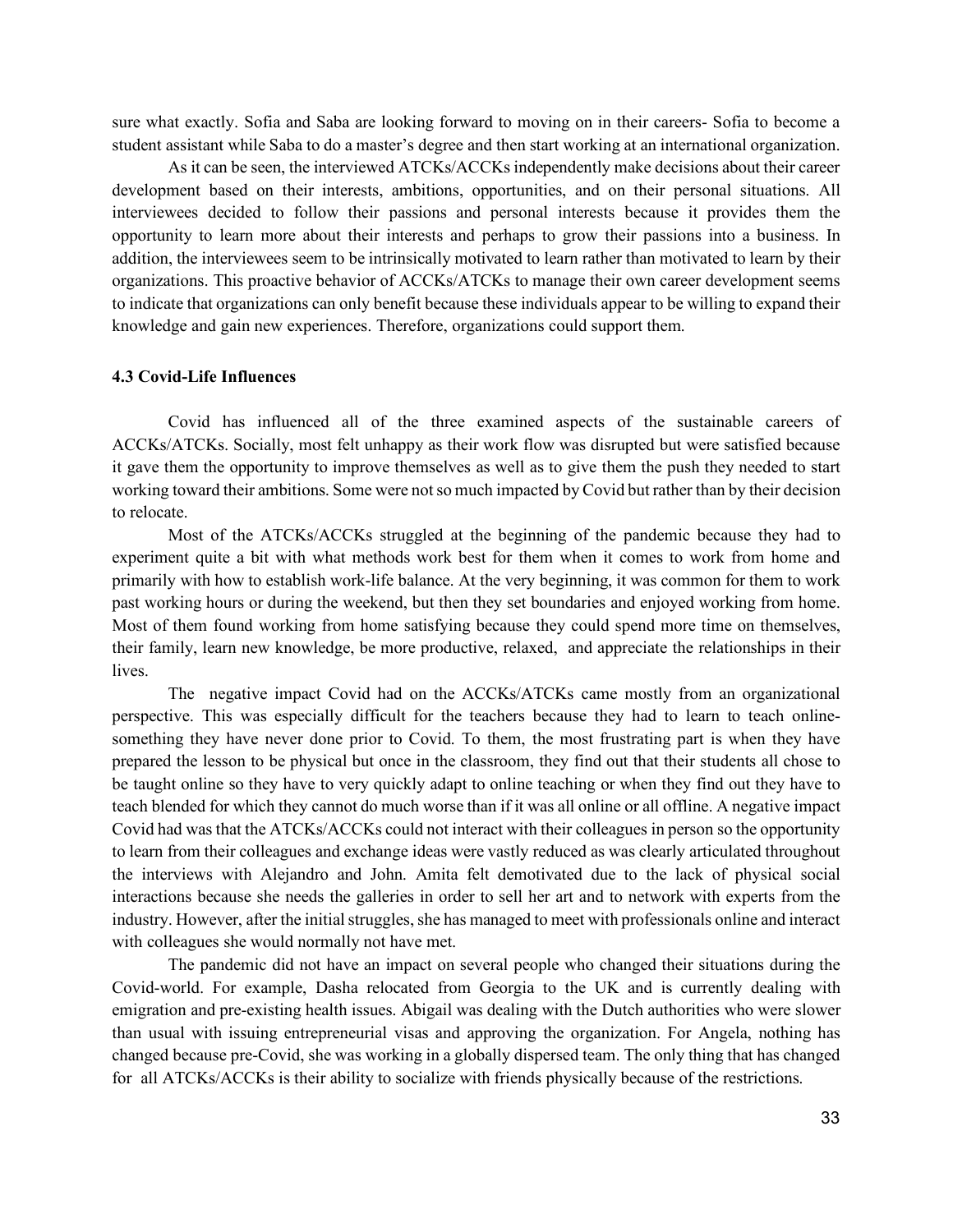sure what exactly. Sofia and Saba are looking forward to moving on in their careers- Sofia to become a student assistant while Saba to do a master's degree and then start working at an international organization.

As it can be seen, the interviewed ATCKs/ACCKs independently make decisions about their career development based on their interests, ambitions, opportunities, and on their personal situations. All interviewees decided to follow their passions and personal interests because it provides them the opportunity to learn more about their interests and perhaps to grow their passions into a business. In addition, the interviewees seem to be intrinsically motivated to learn rather than motivated to learn by their organizations. This proactive behavior of ACCKs/ATCKs to manage their own career development seems to indicate that organizations can only benefit because these individuals appear to be willing to expand their knowledge and gain new experiences. Therefore, organizations could support them.

### 4.3 Covid-Life Influences

Covid has influenced all of the three examined aspects of the sustainable careers of ACCKs/ATCKs. Socially, most felt unhappy as their work flow was disrupted but were satisfied because it gave them the opportunity to improve themselves as well as to give them the push they needed to start working toward their ambitions. Some were not so much impacted by Covid but rather than by their decision to relocate.

Most of the ATCKs/ACCKs struggled at the beginning of the pandemic because they had to experiment quite a bit with what methods work best for them when it comes to work from home and primarily with how to establish work-life balance. At the very beginning, it was common for them to work past working hours or during the weekend, but then they set boundaries and enjoyed working from home. Most of them found working from home satisfying because they could spend more time on themselves, their family, learn new knowledge, be more productive, relaxed, and appreciate the relationships in their lives.

The negative impact Covid had on the ACCKs/ATCKs came mostly from an organizational perspective. This was especially difficult for the teachers because they had to learn to teach online- something they have never done prior to Covid. To them, the most frustrating part is when they have prepared the lesson to be physical but once in the classroom, they find out that their students all chose to be taught online so they have to very quickly adapt to online teaching or when they find out they have to teach blended for which they cannot do much worse than if it was all online or all offline. A negative impact Covid had was that the ATCKs/ACCKs could not interact with their colleagues in person so the opportunity to learn from their colleagues and exchange ideas were vastly reduced as was clearly articulated throughout the interviews with Alejandro and John. Amita felt demotivated due to the lack of physical social interactions because she needs the galleries in order to sell her art and to network with experts from the industry. However, after the initial struggles, she has managed to meet with professionals online and interact with colleagues she would normally not have met.

The pandemic did not have an impact on several people who changed their situations during the Covid-world. For example, Dasha relocated from Georgia to the UK and is currently dealing with emigration and pre-existing health issues. Abigail was dealing with the Dutch authorities who were slower than usual with issuing entrepreneurial visas and approving the organization. For Angela, nothing has changed because pre-Covid, she was working in a globally dispersed team. The only thing that has changed for all ATCKs/ACCKs is their ability to socialize with friends physically because of the restrictions.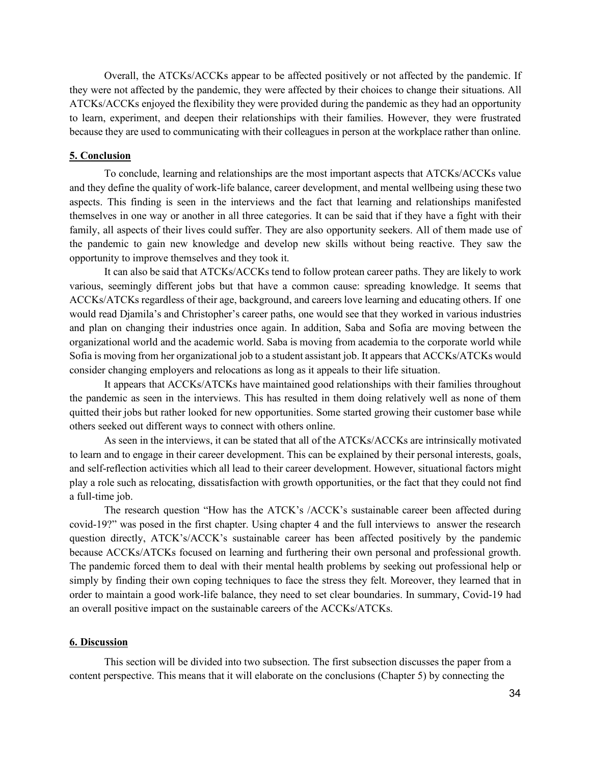Overall, the ATCKs/ACCKs appear to be affected positively or not affected by the pandemic. If they were not affected by the pandemic, they were affected by their choices to change their situations. All ATCKs/ACCKs enjoyed the flexibility they were provided during the pandemic as they had an opportunity to learn, experiment, and deepen their relationships with their families. However, they were frustrated because they are used to communicating with their colleagues in person at the workplace rather than online.

## 5. Conclusion

To conclude, learning and relationships are the most important aspects that ATCKs/ACCKs value and they define the quality of work-life balance, career development, and mental wellbeing using these two aspects. This finding is seen in the interviews and the fact that learning and relationships manifested themselves in one way or another in all three categories. It can be said that if they have a fight with their family, all aspects of their lives could suffer. They are also opportunity seekers. All of them made use of the pandemic to gain new knowledge and develop new skills without being reactive. They saw the opportunity to improve themselves and they took it.

It can also be said that ATCKs/ACCKs tend to follow protean career paths. They are likely to work various, seemingly different jobs but that have a common cause: spreading knowledge. It seems that ACCKs/ATCKs regardless of their age, background, and careers love learning and educating others. If one would read Djamila's and Christopher's career paths, one would see that they worked in various industries and plan on changing their industries once again. In addition, Saba and Sofia are moving between the organizational world and the academic world. Saba is moving from academia to the corporate world while Sofia is moving from her organizational job to a student assistant job. It appears that ACCKs/ATCKs would consider changing employers and relocations as long as it appeals to their life situation.

It appears that ACCKs/ATCKs have maintained good relationships with their families throughout the pandemic as seen in the interviews. This has resulted in them doing relatively well as none of them quitted their jobs but rather looked for new opportunities. Some started growing their customer base while others seeked out different ways to connect with others online.

As seen in the interviews, it can be stated that all of the ATCKs/ACCKs are intrinsically motivated to learn and to engage in their career development. This can be explained by their personal interests, goals, and self-reflection activities which all lead to their career development. However, situational factors might play a role such as relocating, dissatisfaction with growth opportunities, or the fact that they could not find a full-time job.

The research question "How has the ATCK's /ACCK's sustainable career been affected during covid-19?" was posed in the first chapter. Using chapter 4 and the full interviews to answer the research question directly, ATCK's/ACCK's sustainable career has been affected positively by the pandemic because ACCKs/ATCKs focused on learning and furthering their own personal and professional growth. The pandemic forced them to deal with their mental health problems by seeking out professional help or simply by finding their own coping techniques to face the stress they felt. Moreover, they learned that in order to maintain a good work-life balance, they need to set clear boundaries. In summary, Covid-19 had an overall positive impact on the sustainable careers of the ACCKs/ATCKs.

## 6. Discussion

This section will be divided into two subsection. The first subsection discusses the paper from a content perspective. This means that it will elaborate on the conclusions (Chapter 5) by connecting the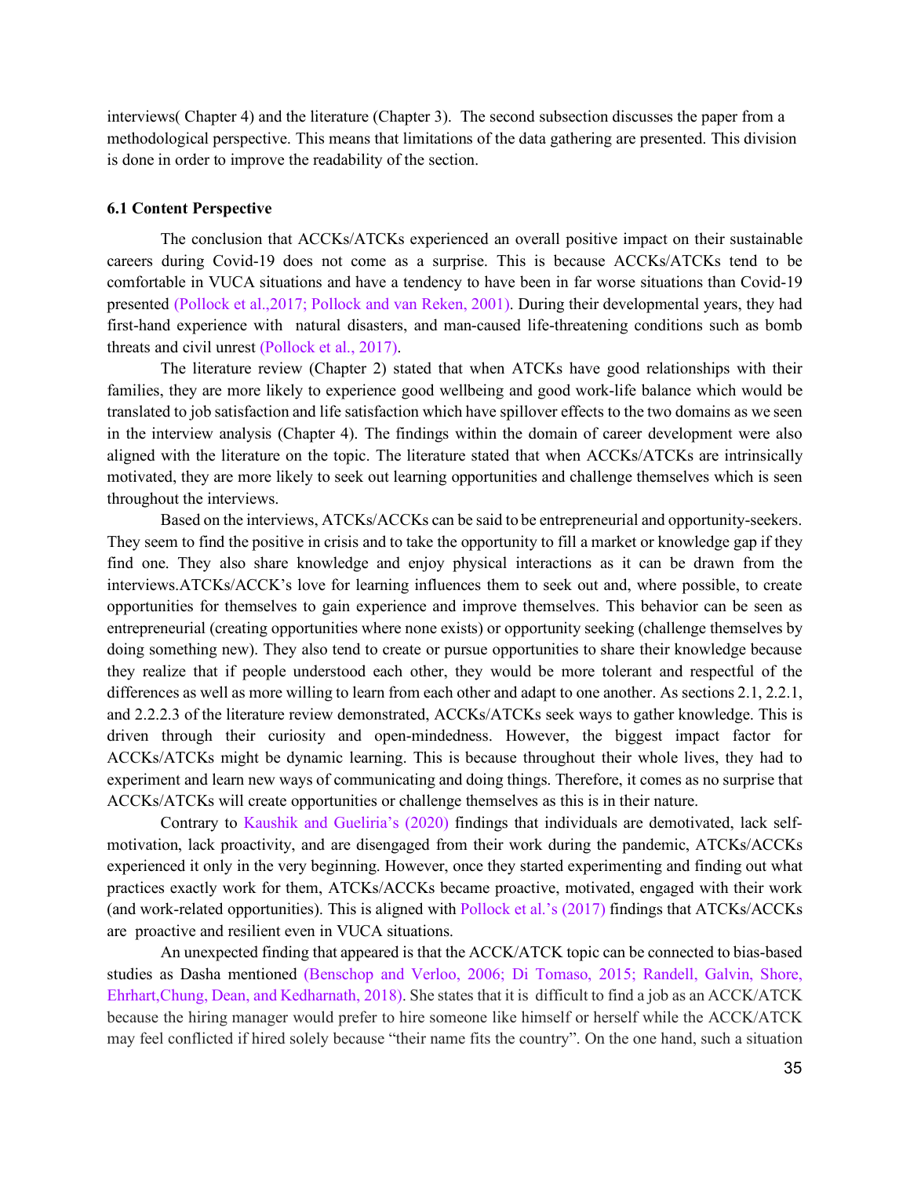interviews( Chapter 4) and the literature (Chapter 3). The second subsection discusses the paper from a methodological perspective. This means that limitations of the data gathering are presented. This division is done in order to improve the readability of the section.

### 6.1 Content Perspective

The conclusion that ACCKs/ATCKs experienced an overall positive impact on their sustainable careers during Covid-19 does not come as a surprise. This is because ACCKs/ATCKs tend to be comfortable in VUCA situations and have a tendency to have been in far worse situations than Covid-19 presented (Pollock et al.,2017; Pollock and van Reken, 2001). During their developmental years, they had first-hand experience with natural disasters, and man-caused life-threatening conditions such as bomb threats and civil unrest (Pollock et al., 2017).

The literature review (Chapter 2) stated that when ATCKs have good relationships with their families, they are more likely to experience good wellbeing and good work-life balance which would be translated to job satisfaction and life satisfaction which have spillover effects to the two domains as we seen in the interview analysis (Chapter 4). The findings within the domain of career development were also aligned with the literature on the topic. The literature stated that when ACCKs/ATCKs are intrinsically motivated, they are more likely to seek out learning opportunities and challenge themselves which is seen throughout the interviews.

Based on the interviews, ATCKs/ACCKs can be said to be entrepreneurial and opportunity-seekers. They seem to find the positive in crisis and to take the opportunity to fill a market or knowledge gap if they find one. They also share knowledge and enjoy physical interactions as it can be drawn from the interviews.ATCKs/ACCK's love for learning influences them to seek out and, where possible, to create opportunities for themselves to gain experience and improve themselves. This behavior can be seen as entrepreneurial (creating opportunities where none exists) or opportunity seeking (challenge themselves by doing something new). They also tend to create or pursue opportunities to share their knowledge because they realize that if people understood each other, they would be more tolerant and respectful of the differences as well as more willing to learn from each other and adapt to one another. As sections 2.1, 2.2.1, and 2.2.2.3 of the literature review demonstrated, ACCKs/ATCKs seek ways to gather knowledge. This is driven through their curiosity and open-mindedness. However, the biggest impact factor for ACCKs/ATCKs might be dynamic learning. This is because throughout their whole lives, they had to experiment and learn new ways of communicating and doing things. Therefore, it comes as no surprise that ACCKs/ATCKs will create opportunities or challenge themselves as this is in their nature.

Contrary to Kaushik and Gueliria's (2020) findings that individuals are demotivated, lack self-motivation, lack proactivity, and are disengaged from their work during the pandemic, ATCKs/ACCKs experienced it only in the very beginning. However, once they started experimenting and finding out what practices exactly work for them, ATCKs/ACCKs became proactive, motivated, engaged with their work (and work-related opportunities). This is aligned with Pollock et al.'s (2017) findings that ATCKs/ACCKs are proactive and resilient even in VUCA situations.

An unexpected finding that appeared is that the ACCK/ATCK topic can be connected to bias-based studies as Dasha mentioned (Benschop and Verloo, 2006; Di Tomaso, 2015; Randell, Galvin, Shore, Ehrhart,Chung, Dean, and Kedharnath, 2018). She states that it is difficult to find a job as an ACCK/ATCK because the hiring manager would prefer to hire someone like himself or herself while the ACCK/ATCK may feel conflicted if hired solely because "their name fits the country". On the one hand, such a situation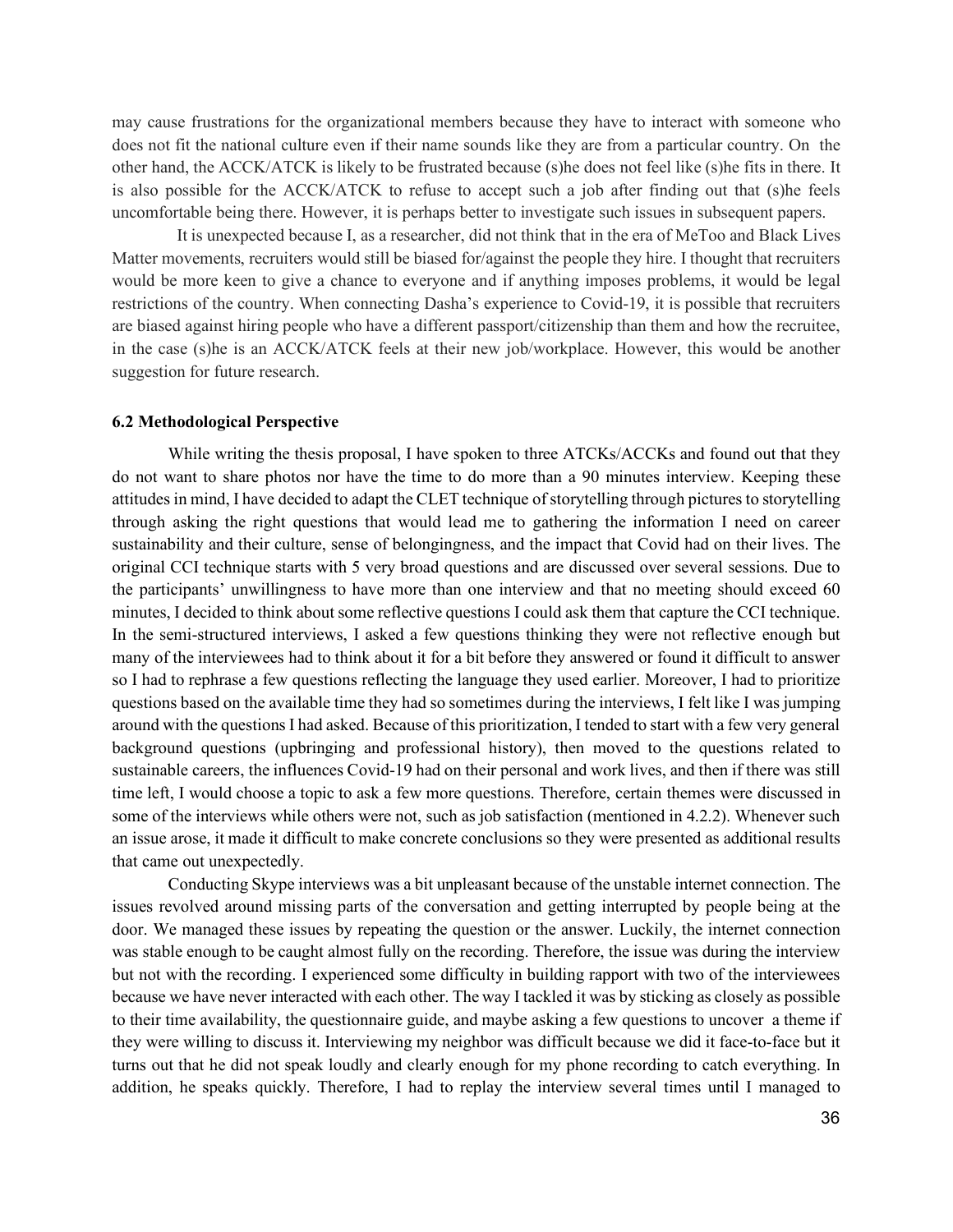may cause frustrations for the organizational members because they have to interact with someone who does not fit the national culture even if their name sounds like they are from a particular country. On the other hand, the ACCK/ATCK is likely to be frustrated because (s)he does not feel like (s)he fits in there. It is also possible for the ACCK/ATCK to refuse to accept such a job after finding out that (s)he feels uncomfortable being there. However, it is perhaps better to investigate such issues in subsequent papers.

It is unexpected because I, as a researcher, did not think that in the era of MeToo and Black Lives Matter movements, recruiters would still be biased for/against the people they hire. I thought that recruiters would be more keen to give a chance to everyone and if anything imposes problems, it would be legal restrictions of the country. When connecting Dasha's experience to Covid-19, it is possible that recruiters are biased against hiring people who have a different passport/citizenship than them and how the recruitee, in the case (s)he is an ACCK/ATCK feels at their new job/workplace. However, this would be another suggestion for future research.

### 6.2 Methodological Perspective

While writing the thesis proposal, I have spoken to three ATCKs/ACCKs and found out that they do not want to share photos nor have the time to do more than a 90 minutes interview. Keeping these attitudes in mind, I have decided to adapt the CLET technique of storytelling through pictures to storytelling through asking the right questions that would lead me to gathering the information I need on career sustainability and their culture, sense of belongingness, and the impact that Covid had on their lives. The original CCI technique starts with 5 very broad questions and are discussed over several sessions. Due to the participants' unwillingness to have more than one interview and that no meeting should exceed 60 minutes, I decided to think about some reflective questions I could ask them that capture the CCI technique. In the semi-structured interviews, I asked a few questions thinking they were not reflective enough but many of the interviewees had to think about it for a bit before they answered or found it difficult to answer so I had to rephrase a few questions reflecting the language they used earlier. Moreover, I had to prioritize questions based on the available time they had so sometimes during the interviews, I felt like I was jumping around with the questions I had asked. Because of this prioritization, I tended to start with a few very general background questions (upbringing and professional history), then moved to the questions related to sustainable careers, the influences Covid-19 had on their personal and work lives, and then if there was still time left, I would choose a topic to ask a few more questions. Therefore, certain themes were discussed in some of the interviews while others were not, such as job satisfaction (mentioned in 4.2.2). Whenever such an issue arose, it made it difficult to make concrete conclusions so they were presented as additional results that came out unexpectedly.

Conducting Skype interviews was a bit unpleasant because of the unstable internet connection. The issues revolved around missing parts of the conversation and getting interrupted by people being at the door. We managed these issues by repeating the question or the answer. Luckily, the internet connection was stable enough to be caught almost fully on the recording. Therefore, the issue was during the interview but not with the recording. I experienced some difficulty in building rapport with two of the interviewees because we have never interacted with each other. The way I tackled it was by sticking as closely as possible to their time availability, the questionnaire guide, and maybe asking a few questions to uncover a theme if they were willing to discuss it. Interviewing my neighbor was difficult because we did it face-to-face but it turns out that he did not speak loudly and clearly enough for my phone recording to catch everything. In addition, he speaks quickly. Therefore, I had to replay the interview several times until I managed to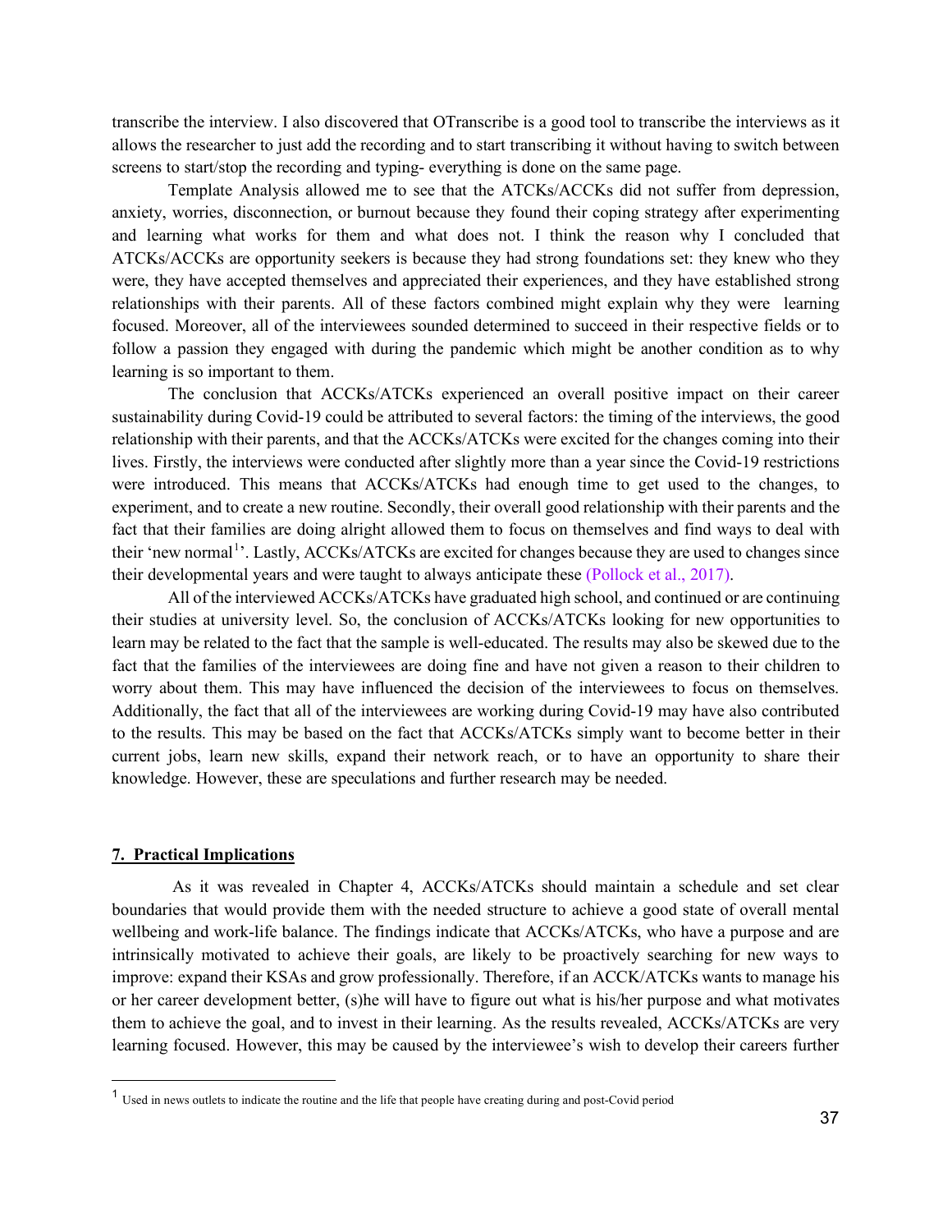transcribe the interview. I also discovered that OTranscribe is a good tool to transcribe the interviews as it allows the researcher to just add the recording and to start transcribing it without having to switch between screens to start/stop the recording and typing- everything is done on the same page.

Template Analysis allowed me to see that the ATCKs/ACCKs did not suffer from depression, anxiety, worries, disconnection, or burnout because they found their coping strategy after experimenting and learning what works for them and what does not. I think the reason why I concluded that ATCKs/ACCKs are opportunity seekers is because they had strong foundations set: they knew who they were, they have accepted themselves and appreciated their experiences, and they have established strong relationships with their parents. All of these factors combined might explain why they were learning focused. Moreover, all of the interviewees sounded determined to succeed in their respective fields or to follow a passion they engaged with during the pandemic which might be another condition as to why learning is so important to them.

The conclusion that ACCKs/ATCKs experienced an overall positive impact on their career sustainability during Covid-19 could be attributed to several factors: the timing of the interviews, the good relationship with their parents, and that the ACCKs/ATCKs were excited for the changes coming into their lives. Firstly, the interviews were conducted after slightly more than a year since the Covid-19 restrictions were introduced. This means that ACCKs/ATCKs had enough time to get used to the changes, to experiment, and to create a new routine. Secondly, their overall good relationship with their parents and the fact that their families are doing alright allowed them to focus on themselves and find ways to deal with their 'new normal[1]'. Lastly, ACCKs/ATCKs are excited for changes because they are used to changes since their developmental years and were taught to always anticipate these (Pollock et al., 2017).

All of the interviewed ACCKs/ATCKs have graduated high school, and continued or are continuing their studies at university level. So, the conclusion of ACCKs/ATCKs looking for new opportunities to learn may be related to the fact that the sample is well-educated. The results may also be skewed due to the fact that the families of the interviewees are doing fine and have not given a reason to their children to worry about them. This may have influenced the decision of the interviewees to focus on themselves. Additionally, the fact that all of the interviewees are working during Covid-19 may have also contributed to the results. This may be based on the fact that ACCKs/ATCKs simply want to become better in their current jobs, learn new skills, expand their network reach, or to have an opportunity to share their knowledge. However, these are speculations and further research may be needed.

## 7. Practical Implications

As it was revealed in Chapter 4, ACCKs/ATCKs should maintain a schedule and set clear boundaries that would provide them with the needed structure to achieve a good state of overall mental wellbeing and work-life balance. The findings indicate that ACCKs/ATCKs, who have a purpose and are intrinsically motivated to achieve their goals, are likely to be proactively searching for new ways to improve: expand their KSAs and grow professionally. Therefore, if an ACCK/ATCKs wants to manage his or her career development better, (s)he will have to figure out what is his/her purpose and what motivates them to achieve the goal, and to invest in their learning. As the results revealed, ACCKs/ATCKs are very learning focused. However, this may be caused by the interviewee's wish to develop their careers further

[1] Used in news outlets to indicate the routine and the life that people have creating during and post-Covid period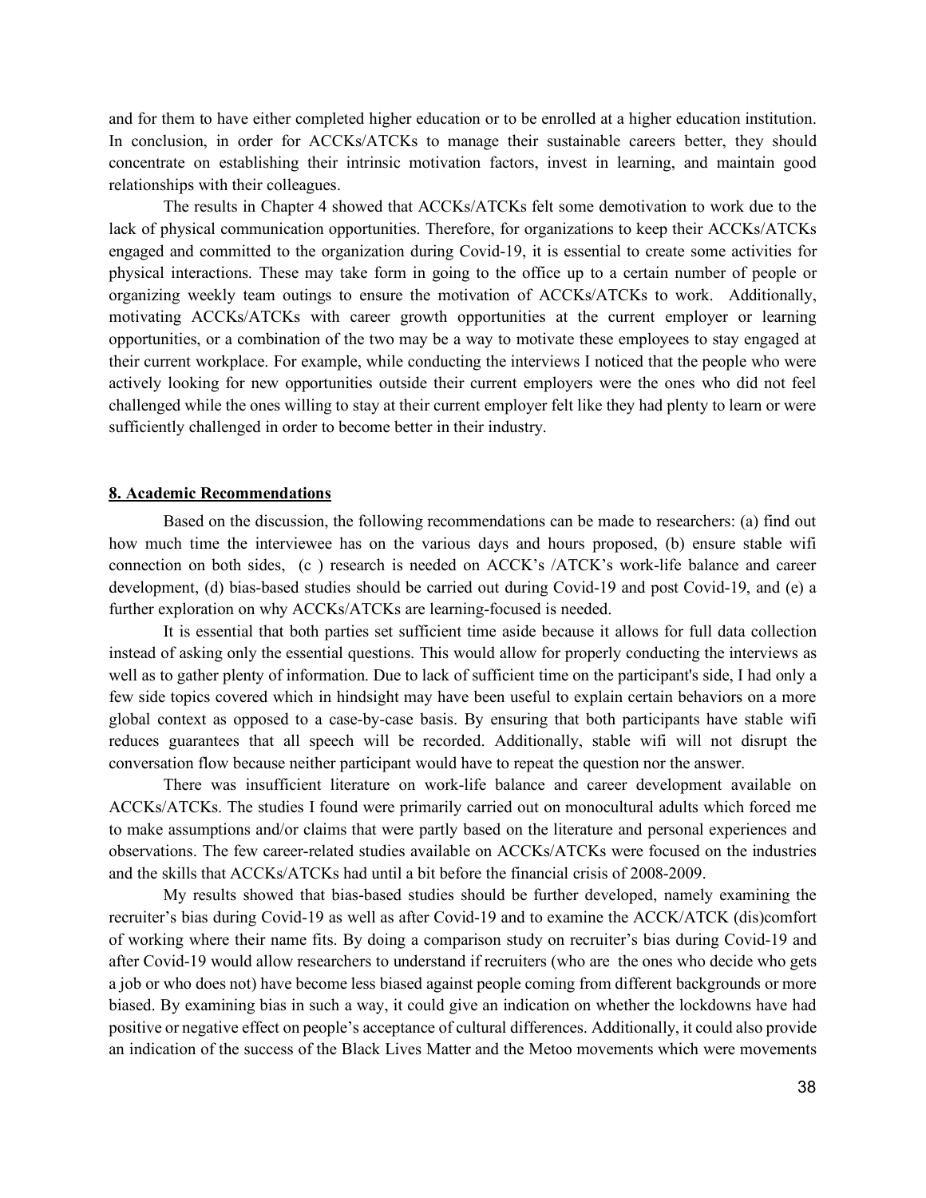and for them to have either completed higher education or to be enrolled at a higher education institution. In conclusion, in order for ACCKs/ATCKs to manage their sustainable careers better, they should concentrate on establishing their intrinsic motivation factors, invest in learning, and maintain good relationships with their colleagues.

The results in Chapter 4 showed that ACCKs/ATCKs felt some demotivation to work due to the lack of physical communication opportunities. Therefore, for organizations to keep their ACCKs/ATCKs engaged and committed to the organization during Covid-19, it is essential to create some activities for physical interactions. These may take form in going to the office up to a certain number of people or organizing weekly team outings to ensure the motivation of ACCKs/ATCKs to work. Additionally, motivating ACCKs/ATCKs with career growth opportunities at the current employer or learning opportunities, or a combination of the two may be a way to motivate these employees to stay engaged at their current workplace. For example, while conducting the interviews I noticed that the people who were actively looking for new opportunities outside their current employers were the ones who did not feel challenged while the ones willing to stay at their current employer felt like they had plenty to learn or were sufficiently challenged in order to become better in their industry.

## 8. Academic Recommendations

Based on the discussion, the following recommendations can be made to researchers: (a) find out how much time the interviewee has on the various days and hours proposed, (b) ensure stable wifi connection on both sides, (c ) research is needed on ACCK's /ATCK's work-life balance and career development, (d) bias-based studies should be carried out during Covid-19 and post Covid-19, and (e) a further exploration on why ACCKs/ATCKs are learning-focused is needed.

It is essential that both parties set sufficient time aside because it allows for full data collection instead of asking only the essential questions. This would allow for properly conducting the interviews as well as to gather plenty of information. Due to lack of sufficient time on the participant's side, I had only a few side topics covered which in hindsight may have been useful to explain certain behaviors on a more global context as opposed to a case-by-case basis. By ensuring that both participants have stable wifi reduces guarantees that all speech will be recorded. Additionally, stable wifi will not disrupt the conversation flow because neither participant would have to repeat the question nor the answer.

There was insufficient literature on work-life balance and career development available on ACCKs/ATCKs. The studies I found were primarily carried out on monocultural adults which forced me to make assumptions and/or claims that were partly based on the literature and personal experiences and observations. The few career-related studies available on ACCKs/ATCKs were focused on the industries and the skills that ACCKs/ATCKs had until a bit before the financial crisis of 2008-2009.

My results showed that bias-based studies should be further developed, namely examining the recruiter's bias during Covid-19 as well as after Covid-19 and to examine the ACCK/ATCK (dis)comfort of working where their name fits. By doing a comparison study on recruiter's bias during Covid-19 and after Covid-19 would allow researchers to understand if recruiters (who are the ones who decide who gets a job or who does not) have become less biased against people coming from different backgrounds or more biased. By examining bias in such a way, it could give an indication on whether the lockdowns have had positive or negative effect on people's acceptance of cultural differences. Additionally, it could also provide an indication of the success of the Black Lives Matter and the Metoo movements which were movements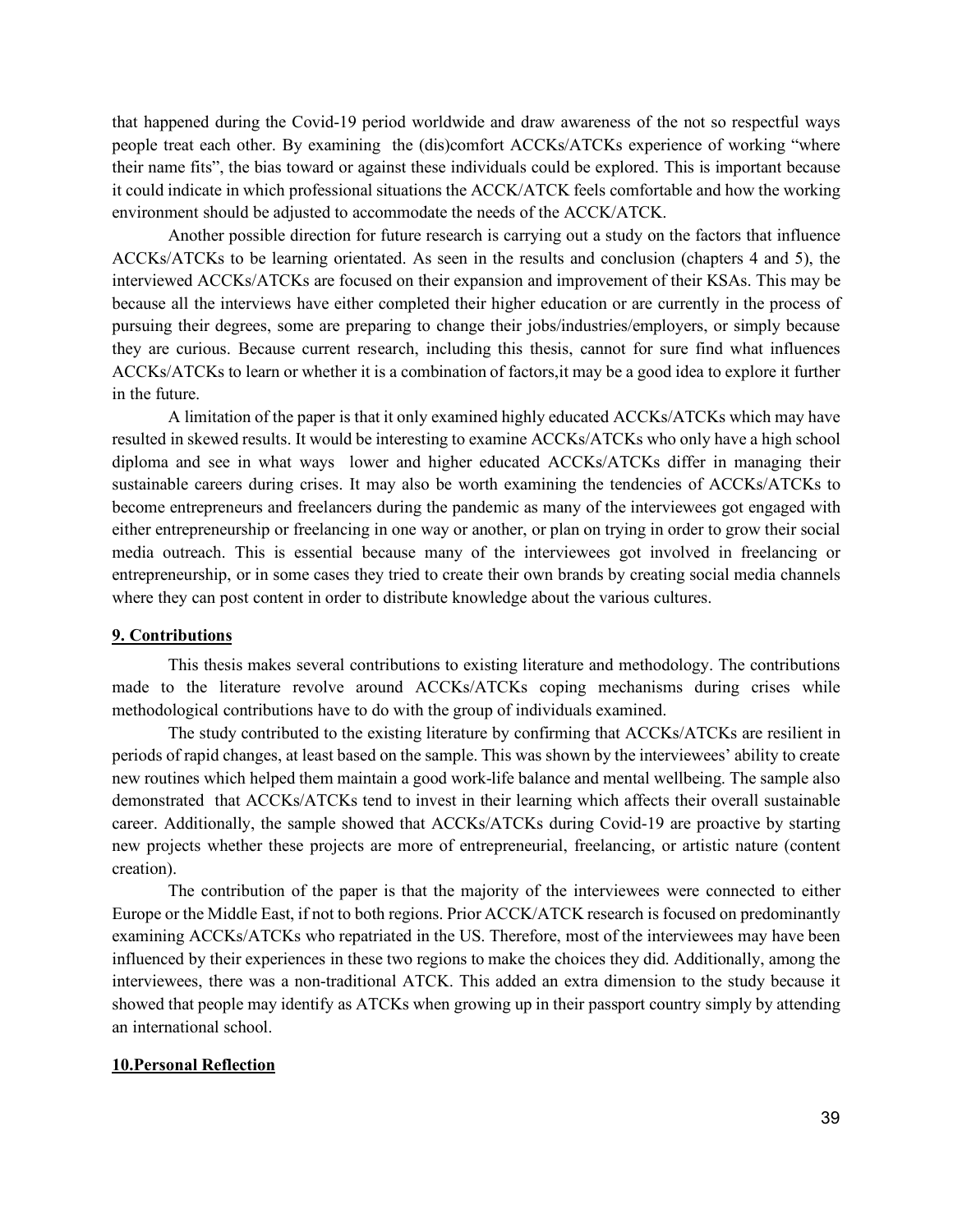that happened during the Covid-19 period worldwide and draw awareness of the not so respectful ways people treat each other. By examining the (dis)comfort ACCKs/ATCKs experience of working "where their name fits", the bias toward or against these individuals could be explored. This is important because it could indicate in which professional situations the ACCK/ATCK feels comfortable and how the working environment should be adjusted to accommodate the needs of the ACCK/ATCK.

Another possible direction for future research is carrying out a study on the factors that influence ACCKs/ATCKs to be learning orientated. As seen in the results and conclusion (chapters 4 and 5), the interviewed ACCKs/ATCKs are focused on their expansion and improvement of their KSAs. This may be because all the interviews have either completed their higher education or are currently in the process of pursuing their degrees, some are preparing to change their jobs/industries/employers, or simply because they are curious. Because current research, including this thesis, cannot for sure find what influences ACCKs/ATCKs to learn or whether it is a combination of factors,it may be a good idea to explore it further in the future.

A limitation of the paper is that it only examined highly educated ACCKs/ATCKs which may have resulted in skewed results. It would be interesting to examine ACCKs/ATCKs who only have a high school diploma and see in what ways lower and higher educated ACCKs/ATCKs differ in managing their sustainable careers during crises. It may also be worth examining the tendencies of ACCKs/ATCKs to become entrepreneurs and freelancers during the pandemic as many of the interviewees got engaged with either entrepreneurship or freelancing in one way or another, or plan on trying in order to grow their social media outreach. This is essential because many of the interviewees got involved in freelancing or entrepreneurship, or in some cases they tried to create their own brands by creating social media channels where they can post content in order to distribute knowledge about the various cultures.

## 9. Contributions

This thesis makes several contributions to existing literature and methodology. The contributions made to the literature revolve around ACCKs/ATCKs coping mechanisms during crises while methodological contributions have to do with the group of individuals examined.

The study contributed to the existing literature by confirming that ACCKs/ATCKs are resilient in periods of rapid changes, at least based on the sample. This was shown by the interviewees' ability to create new routines which helped them maintain a good work-life balance and mental wellbeing. The sample also demonstrated that ACCKs/ATCKs tend to invest in their learning which affects their overall sustainable career. Additionally, the sample showed that ACCKs/ATCKs during Covid-19 are proactive by starting new projects whether these projects are more of entrepreneurial, freelancing, or artistic nature (content creation).

The contribution of the paper is that the majority of the interviewees were connected to either Europe or the Middle East, if not to both regions. Prior ACCK/ATCK research is focused on predominantly examining ACCKs/ATCKs who repatriated in the US. Therefore, most of the interviewees may have been influenced by their experiences in these two regions to make the choices they did. Additionally, among the interviewees, there was a non-traditional ATCK. This added an extra dimension to the study because it showed that people may identify as ATCKs when growing up in their passport country simply by attending an international school.

## 10.Personal Reflection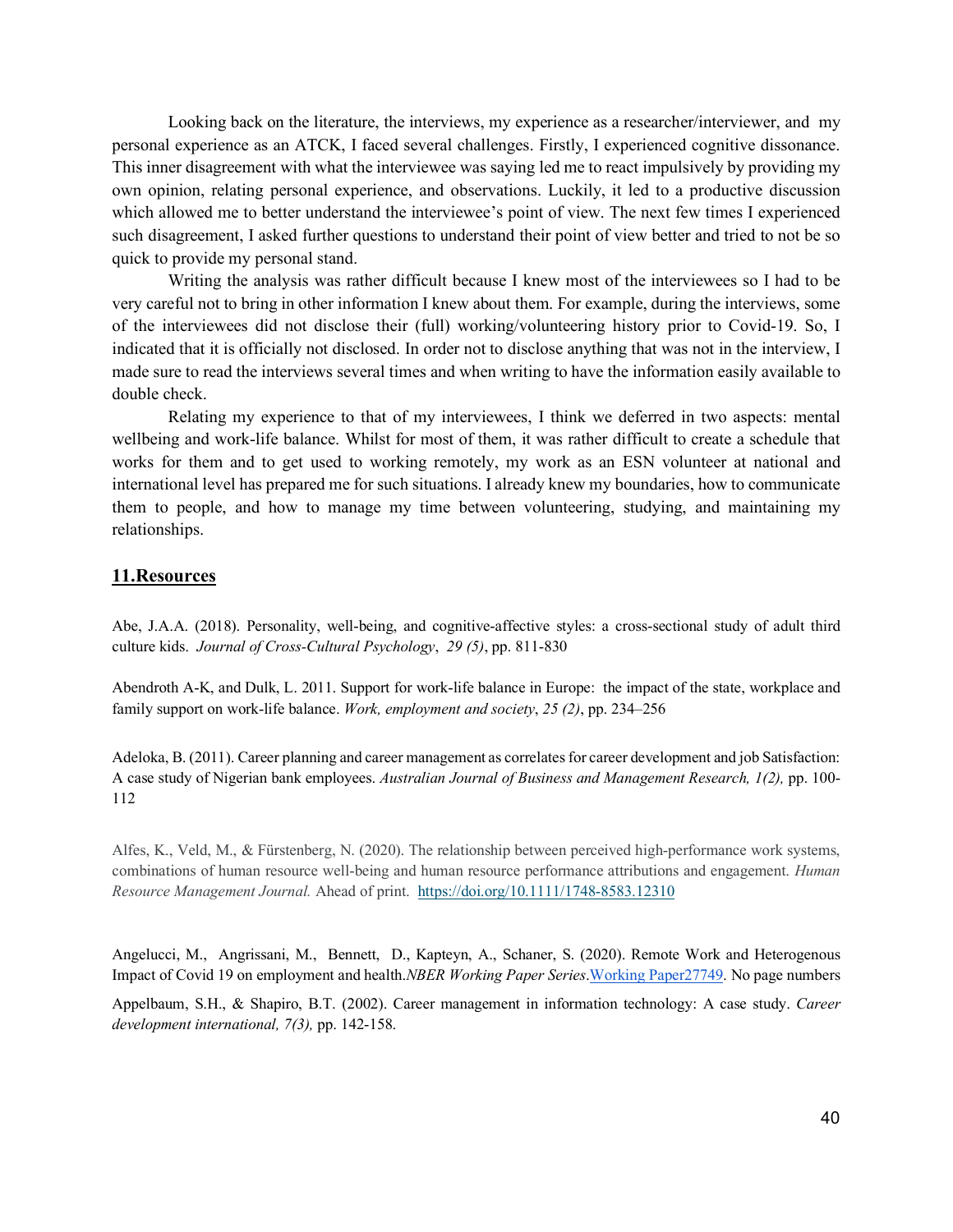Looking back on the literature, the interviews, my experience as a researcher/interviewer, and my personal experience as an ATCK, I faced several challenges. Firstly, I experienced cognitive dissonance. This inner disagreement with what the interviewee was saying led me to react impulsively by providing my own opinion, relating personal experience, and observations. Luckily, it led to a productive discussion which allowed me to better understand the interviewee's point of view. The next few times I experienced such disagreement, I asked further questions to understand their point of view better and tried to not be so quick to provide my personal stand.

Writing the analysis was rather difficult because I knew most of the interviewees so I had to be very careful not to bring in other information I knew about them. For example, during the interviews, some of the interviewees did not disclose their (full) working/volunteering history prior to Covid-19. So, I indicated that it is officially not disclosed. In order not to disclose anything that was not in the interview, I made sure to read the interviews several times and when writing to have the information easily available to double check.

Relating my experience to that of my interviewees, I think we deferred in two aspects: mental wellbeing and work-life balance. Whilst for most of them, it was rather difficult to create a schedule that works for them and to get used to working remotely, my work as an ESN volunteer at national and international level has prepared me for such situations. I already knew my boundaries, how to communicate them to people, and how to manage my time between volunteering, studying, and maintaining my relationships.

## 11.Resources

Abe, J.A.A. (2018). Personality, well-being, and cognitive-affective styles: a cross-sectional study of adult third culture kids. *Journal of Cross-Cultural Psychology*, *29 (5)*, pp. 811-830

Abendroth A-K, and Dulk, L. 2011. Support for work-life balance in Europe: the impact of the state, workplace and family support on work-life balance. *Work, employment and society*, *25 (2)*, pp. 234–256

Adeloka, B. (2011). Career planning and career management as correlates for career development and job Satisfaction: A case study of Nigerian bank employees. *Australian Journal of Business and Management Research, 1(2),* pp. 100-112

Alfes, K., Veld, M., & Fürstenberg, N. (2020). The relationship between perceived high-performance work systems, combinations of human resource well-being and human resource performance attributions and engagement. *Human Resource Management Journal.* Ahead of print. https://doi.org/10.1111/1748-8583.12310

Angelucci, M., Angrissani, M., Bennett, D., Kapteyn, A., Schaner, S. (2020). Remote Work and Heterogenous Impact of Covid 19 on employment and health.*NBER Working Paper Series*.Working Paper27749. No page numbers

Appelbaum, S.H., & Shapiro, B.T. (2002). Career management in information technology: A case study. *Career development international, 7(3),* pp. 142-158.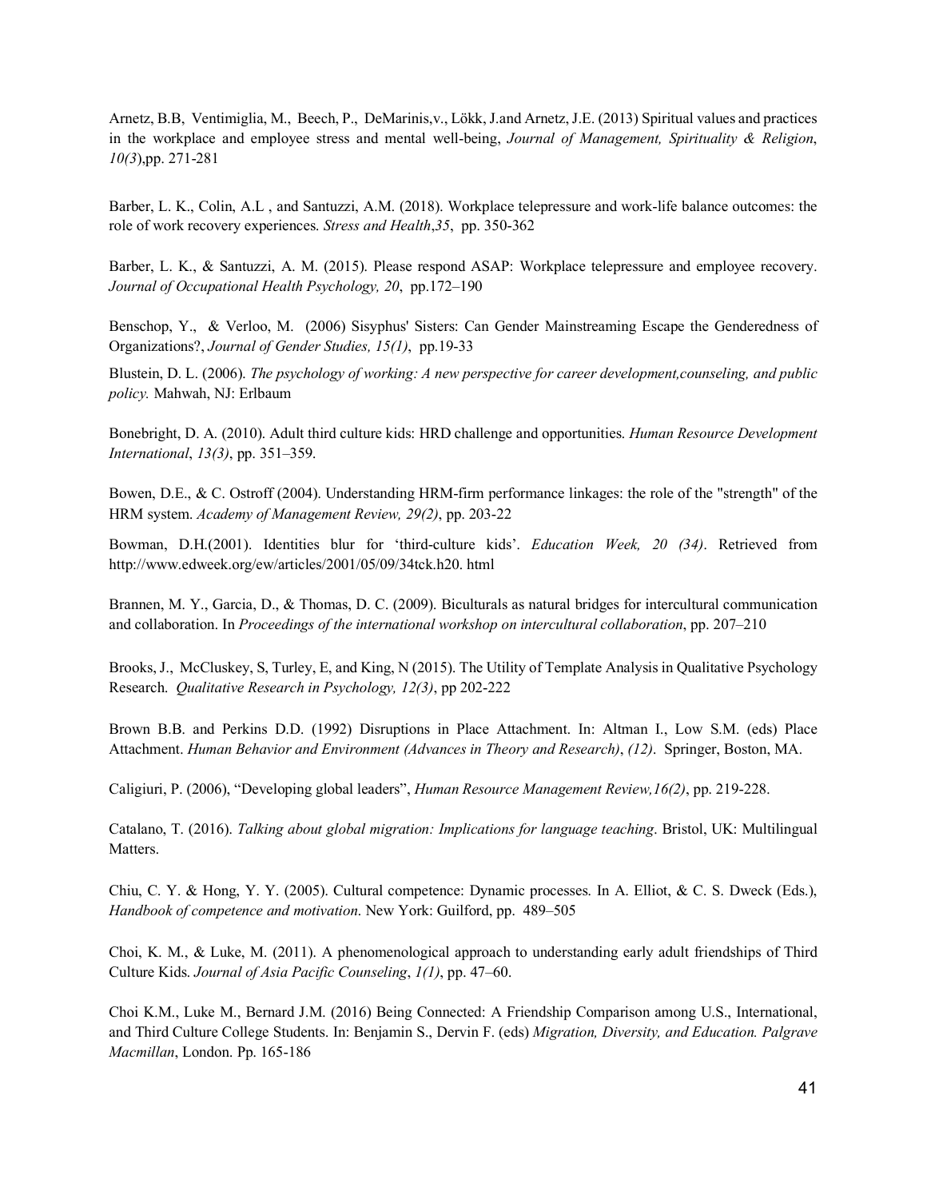Arnetz, B.B, Ventimiglia, M., Beech, P., DeMarinis,v., Lökk, J.and Arnetz, J.E. (2013) Spiritual values and practices in the workplace and employee stress and mental well-being, *Journal of Management, Spirituality & Religion*, *10(3*),pp. 271-281

Barber, L. K., Colin, A.L , and Santuzzi, A.M. (2018). Workplace telepressure and work-life balance outcomes: the role of work recovery experiences. *Stress and Health*,*35*, pp. 350-362

Barber, L. K., & Santuzzi, A. M. (2015). Please respond ASAP: Workplace telepressure and employee recovery. *Journal of Occupational Health Psychology, 20*, pp.172–190

Benschop, Y., & Verloo, M. (2006) Sisyphus' Sisters: Can Gender Mainstreaming Escape the Genderedness of Organizations?, *Journal of Gender Studies, 15(1)*, pp.19-33

Blustein, D. L. (2006). *The psychology of working: A new perspective for career development,counseling, and public policy.* Mahwah, NJ: Erlbaum

Bonebright, D. A. (2010). Adult third culture kids: HRD challenge and opportunities. *Human Resource Development International*, *13(3)*, pp. 351–359.

Bowen, D.E., & C. Ostroff (2004). Understanding HRM-firm performance linkages: the role of the "strength" of the HRM system. *Academy of Management Review, 29(2)*, pp. 203-22

Bowman, D.H.(2001). Identities blur for 'third-culture kids'. *Education Week, 20 (34)*. Retrieved from http://www.edweek.org/ew/articles/2001/05/09/34tck.h20. html

Brannen, M. Y., Garcia, D., & Thomas, D. C. (2009). Biculturals as natural bridges for intercultural communication and collaboration. In *Proceedings of the international workshop on intercultural collaboration*, pp. 207–210

Brooks, J., McCluskey, S, Turley, E, and King, N (2015). The Utility of Template Analysis in Qualitative Psychology Research. *Qualitative Research in Psychology, 12(3)*, pp 202-222

Brown B.B. and Perkins D.D. (1992) Disruptions in Place Attachment. In: Altman I., Low S.M. (eds) Place Attachment. *Human Behavior and Environment (Advances in Theory and Research)*, *(12)*. Springer, Boston, MA.

Caligiuri, P. (2006), "Developing global leaders", *Human Resource Management Review,16(2)*, pp. 219-228.

Catalano, T. (2016). *Talking about global migration: Implications for language teaching*. Bristol, UK: Multilingual Matters.

Chiu, C. Y. & Hong, Y. Y. (2005). Cultural competence: Dynamic processes. In A. Elliot, & C. S. Dweck (Eds.), *Handbook of competence and motivation*. New York: Guilford, pp. 489–505

Choi, K. M., & Luke, M. (2011). A phenomenological approach to understanding early adult friendships of Third Culture Kids. *Journal of Asia Pacific Counseling*, *1(1)*, pp. 47–60.

Choi K.M., Luke M., Bernard J.M. (2016) Being Connected: A Friendship Comparison among U.S., International, and Third Culture College Students. In: Benjamin S., Dervin F. (eds) *Migration, Diversity, and Education. Palgrave Macmillan*, London. Pp. 165-186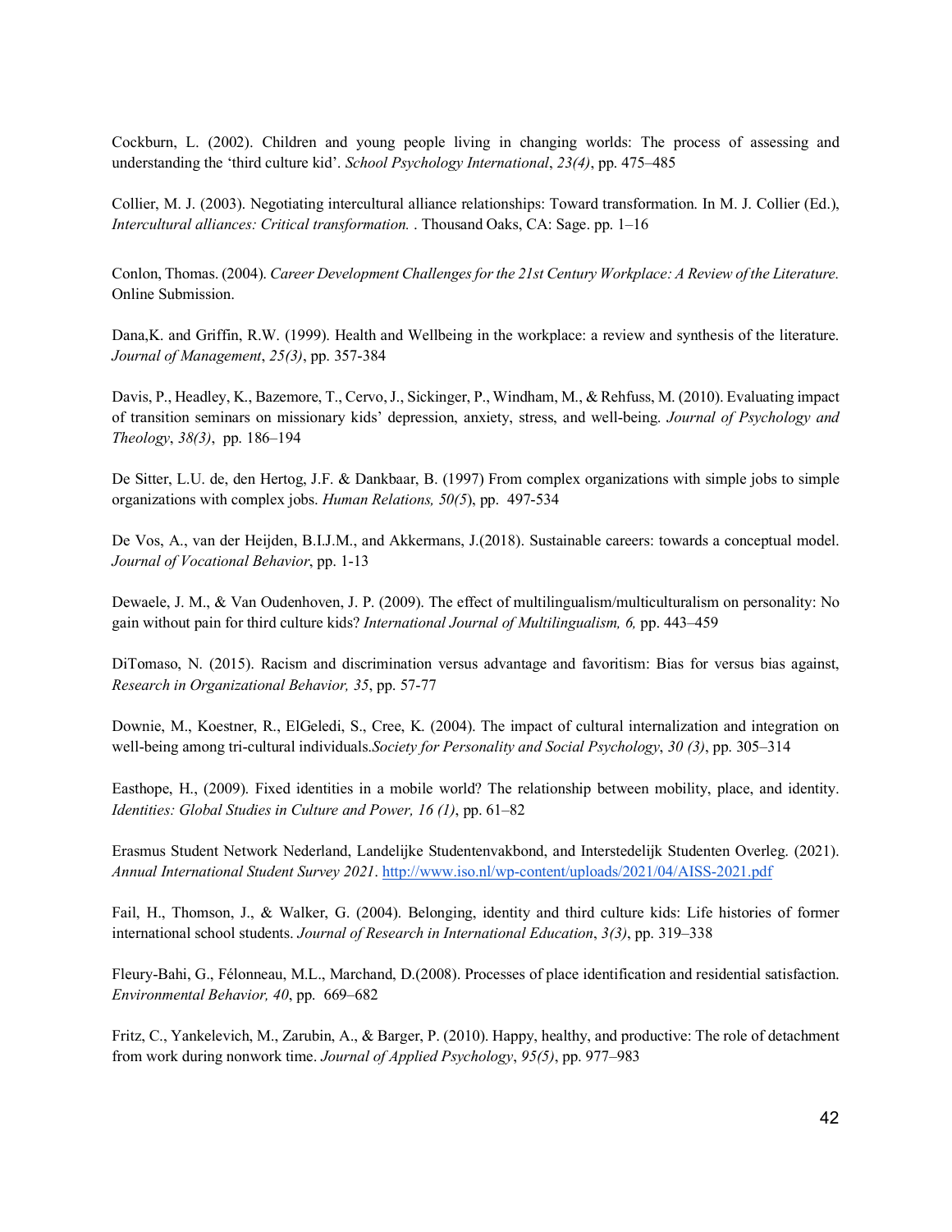Cockburn, L. (2002). Children and young people living in changing worlds: The process of assessing and understanding the 'third culture kid'. *School Psychology International*, *23(4)*, pp. 475–485

Collier, M. J. (2003). Negotiating intercultural alliance relationships: Toward transformation. In M. J. Collier (Ed.), *Intercultural alliances: Critical transformation.* . Thousand Oaks, CA: Sage. pp. 1–16

Conlon, Thomas. (2004). *Career Development Challenges for the 21st Century Workplace: A Review of the Literature.* Online Submission.

Dana,K. and Griffin, R.W. (1999). Health and Wellbeing in the workplace: a review and synthesis of the literature. *Journal of Management*, *25(3)*, pp. 357-384

Davis, P., Headley, K., Bazemore, T., Cervo, J., Sickinger, P., Windham, M., & Rehfuss, M. (2010). Evaluating impact of transition seminars on missionary kids' depression, anxiety, stress, and well-being. *Journal of Psychology and Theology*, *38(3)*, pp. 186–194

De Sitter, L.U. de, den Hertog, J.F. & Dankbaar, B. (1997) From complex organizations with simple jobs to simple organizations with complex jobs. *Human Relations, 50(5*), pp. 497-534

De Vos, A., van der Heijden, B.I.J.M., and Akkermans, J.(2018). Sustainable careers: towards a conceptual model. *Journal of Vocational Behavior*, pp. 1-13

Dewaele, J. M., & Van Oudenhoven, J. P. (2009). The effect of multilingualism/multiculturalism on personality: No gain without pain for third culture kids? *International Journal of Multilingualism, 6,* pp. 443–459

DiTomaso, N. (2015). Racism and discrimination versus advantage and favoritism: Bias for versus bias against, *Research in Organizational Behavior, 35*, pp. 57-77

Downie, M., Koestner, R., ElGeledi, S., Cree, K. (2004). The impact of cultural internalization and integration on well-being among tri-cultural individuals.*Society for Personality and Social Psychology*, *30 (3)*, pp. 305–314

Easthope, H., (2009). Fixed identities in a mobile world? The relationship between mobility, place, and identity. *Identities: Global Studies in Culture and Power, 16 (1)*, pp. 61–82

Erasmus Student Network Nederland, Landelijke Studentenvakbond, and Interstedelijk Studenten Overleg. (2021). *Annual International Student Survey 2021*. http://www.iso.nl/wp-content/uploads/2021/04/AISS-2021.pdf

Fail, H., Thomson, J., & Walker, G. (2004). Belonging, identity and third culture kids: Life histories of former international school students. *Journal of Research in International Education*, *3(3)*, pp. 319–338

Fleury-Bahi, G., Félonneau, M.L., Marchand, D.(2008). Processes of place identification and residential satisfaction. *Environmental Behavior, 40*, pp. 669–682

Fritz, C., Yankelevich, M., Zarubin, A., & Barger, P. (2010). Happy, healthy, and productive: The role of detachment from work during nonwork time. *Journal of Applied Psychology*, *95(5)*, pp. 977–983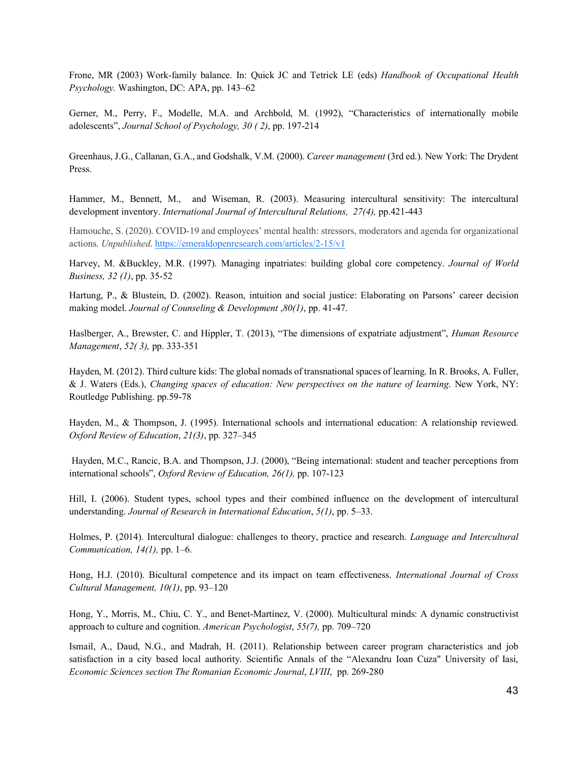Frone, MR (2003) Work-family balance. In: Quick JC and Tetrick LE (eds) *Handbook of Occupational Health Psychology.* Washington, DC: APA, pp. 143–62

Gerner, M., Perry, F., Modelle, M.A. and Archbold, M. (1992), "Characteristics of internationally mobile adolescents", *Journal School of Psychology, 30 ( 2)*, pp. 197-214

Greenhaus, J.G., Callanan, G.A., and Godshalk, V.M. (2000). *Career management* (3rd ed.). New York: The Drydent Press.

Hammer, M., Bennett, M., and Wiseman, R. (2003). Measuring intercultural sensitivity: The intercultural development inventory. *International Journal of Intercultural Relations, 27(4),* pp.421-443

Hamouche, S. (2020). COVID-19 and employees' mental health: stressors, moderators and agenda for organizational actions. *Unpublished*. https://emeraldopenresearch.com/articles/2-15/v1

Harvey, M. &Buckley, M.R. (1997). Managing inpatriates: building global core competency. *Journal of World Business, 32 (1)*, pp. 35-52

Hartung, P., & Blustein, D. (2002). Reason, intuition and social justice: Elaborating on Parsons' career decision making model. *Journal of Counseling & Development ,80(1)*, pp. 41-47.

Haslberger, A., Brewster, C. and Hippler, T. (2013), "The dimensions of expatriate adjustment", *Human Resource Management*, *52( 3),* pp. 333-351

Hayden, M. (2012). Third culture kids: The global nomads of transnational spaces of learning. In R. Brooks, A. Fuller, & J. Waters (Eds.), *Changing spaces of education: New perspectives on the nature of learning*. New York, NY: Routledge Publishing. pp.59-78

Hayden, M., & Thompson, J. (1995). International schools and international education: A relationship reviewed. *Oxford Review of Education*, *21(3)*, pp. 327–345

Hayden, M.C., Rancic, B.A. and Thompson, J.J. (2000), "Being international: student and teacher perceptions from international schools", *Oxford Review of Education, 26(1),* pp. 107-123

Hill, I. (2006). Student types, school types and their combined influence on the development of intercultural understanding. *Journal of Research in International Education*, *5(1)*, pp. 5–33.

Holmes, P. (2014). Intercultural dialogue: challenges to theory, practice and research. *Language and Intercultural Communication, 14(1),* pp. 1–6.

Hong, H.J. (2010). Bicultural competence and its impact on team effectiveness. *International Journal of Cross Cultural Management, 10(1)*, pp. 93–120

Hong, Y., Morris, M., Chiu, C. Y., and Benet-Martínez, V. (2000). Multicultural minds: A dynamic constructivist approach to culture and cognition. *American Psychologist*, *55(7),* pp. 709–720

Ismail, A., Daud, N.G., and Madrah, H. (2011). Relationship between career program characteristics and job satisfaction in a city based local authority. Scientific Annals of the "Alexandru Ioan Cuza" University of Iasi, *Economic Sciences section The Romanian Economic Journal*, *LVIII*, pp. 269-280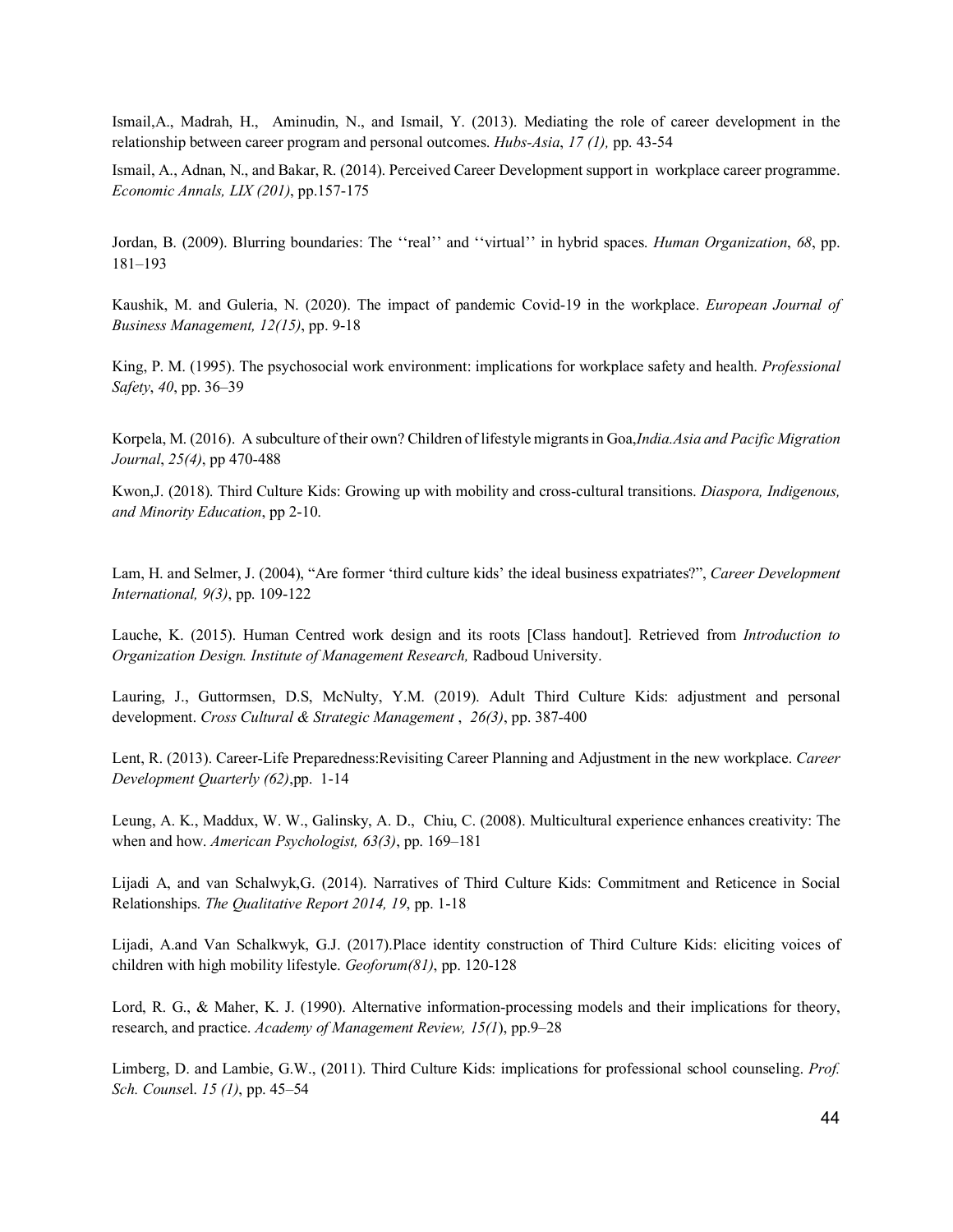Ismail,A., Madrah, H., Aminudin, N., and Ismail, Y. (2013). Mediating the role of career development in the relationship between career program and personal outcomes. *Hubs-Asia*, *17 (1),* pp. 43-54

Ismail, A., Adnan, N., and Bakar, R. (2014). Perceived Career Development support in workplace career programme. *Economic Annals, LIX (201)*, pp.157-175

Jordan, B. (2009). Blurring boundaries: The ''real'' and ''virtual'' in hybrid spaces. *Human Organization*, *68*, pp. 181–193

Kaushik, M. and Guleria, N. (2020). The impact of pandemic Covid-19 in the workplace. *European Journal of Business Management, 12(15)*, pp. 9-18

King, P. M. (1995). The psychosocial work environment: implications for workplace safety and health. *Professional Safety*, *40*, pp. 36–39

Korpela, M. (2016). A subculture of their own? Children of lifestyle migrants in Goa,*India.Asia and Pacific Migration Journal*, *25(4)*, pp 470-488

Kwon,J. (2018). Third Culture Kids: Growing up with mobility and cross-cultural transitions. *Diaspora, Indigenous, and Minority Education*, pp 2-10.

Lam, H. and Selmer, J. (2004), "Are former 'third culture kids' the ideal business expatriates?", *Career Development International, 9(3)*, pp. 109-122

Lauche, K. (2015). Human Centred work design and its roots [Class handout]. Retrieved from *Introduction to Organization Design. Institute of Management Research,* Radboud University.

Lauring, J., Guttormsen, D.S, McNulty, Y.M. (2019). Adult Third Culture Kids: adjustment and personal development. *Cross Cultural & Strategic Management* , *26(3)*, pp. 387-400

Lent, R. (2013). Career-Life Preparedness:Revisiting Career Planning and Adjustment in the new workplace. *Career Development Quarterly (62)*,pp. 1-14

Leung, A. K., Maddux, W. W., Galinsky, A. D., Chiu, C. (2008). Multicultural experience enhances creativity: The when and how. *American Psychologist, 63(3)*, pp. 169–181

Lijadi A, and van Schalwyk,G. (2014). Narratives of Third Culture Kids: Commitment and Reticence in Social Relationships. *The Qualitative Report 2014, 19*, pp. 1-18

Lijadi, A.and Van Schalkwyk, G.J. (2017).Place identity construction of Third Culture Kids: eliciting voices of children with high mobility lifestyle. *Geoforum(81)*, pp. 120-128

Lord, R. G., & Maher, K. J. (1990). Alternative information-processing models and their implications for theory, research, and practice. *Academy of Management Review, 15(1*), pp.9–28

Limberg, D. and Lambie, G.W., (2011). Third Culture Kids: implications for professional school counseling. *Prof. Sch. Counse*l. *15 (1)*, pp. 45–54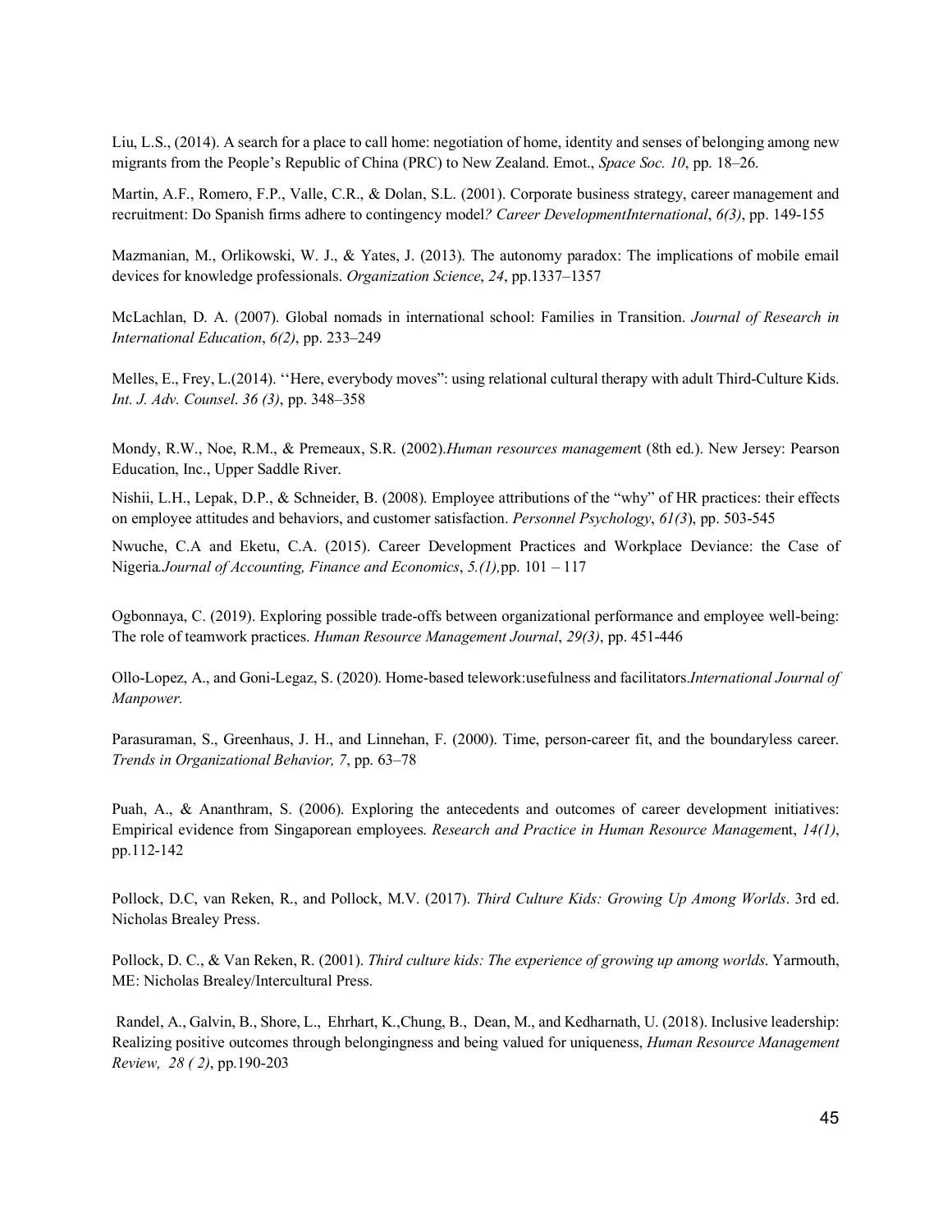Liu, L.S., (2014). A search for a place to call home: negotiation of home, identity and senses of belonging among new migrants from the People's Republic of China (PRC) to New Zealand. Emot., *Space Soc. 10*, pp. 18–26.

Martin, A.F., Romero, F.P., Valle, C.R., & Dolan, S.L. (2001). Corporate business strategy, career management and recruitment: Do Spanish firms adhere to contingency model*? Career DevelopmentInternational*, *6(3)*, pp. 149-155

Mazmanian, M., Orlikowski, W. J., & Yates, J. (2013). The autonomy paradox: The implications of mobile email devices for knowledge professionals. *Organization Science*, *24*, pp.1337–1357

McLachlan, D. A. (2007). Global nomads in international school: Families in Transition. *Journal of Research in International Education*, *6(2)*, pp. 233–249

Melles, E., Frey, L.(2014). ''Here, everybody moves": using relational cultural therapy with adult Third-Culture Kids. *Int. J. Adv. Counsel*. *36 (3)*, pp. 348–358

Mondy, R.W., Noe, R.M., & Premeaux, S.R. (2002).*Human resources managemen*t (8th ed.). New Jersey: Pearson Education, Inc., Upper Saddle River.

Nishii, L.H., Lepak, D.P., & Schneider, B. (2008). Employee attributions of the "why" of HR practices: their effects on employee attitudes and behaviors, and customer satisfaction. *Personnel Psychology*, *61(3*), pp. 503-545

Nwuche, C.A and Eketu, C.A. (2015). Career Development Practices and Workplace Deviance: the Case of Nigeria*.Journal of Accounting, Finance and Economics*, *5.(1),*pp. 101 – 117

Ogbonnaya, C. (2019). Exploring possible trade-offs between organizational performance and employee well-being: The role of teamwork practices. *Human Resource Management Journal*, *29(3)*, pp. 451-446

Ollo-Lopez, A., and Goni-Legaz, S. (2020). Home-based telework:usefulness and facilitators.*International Journal of Manpower.*

Parasuraman, S., Greenhaus, J. H., and Linnehan, F. (2000). Time, person-career fit, and the boundaryless career. *Trends in Organizational Behavior, 7*, pp. 63–78

Puah, A., & Ananthram, S. (2006). Exploring the antecedents and outcomes of career development initiatives: Empirical evidence from Singaporean employees. *Research and Practice in Human Resource Manageme*nt, *14(1)*, pp.112-142

Pollock, D.C, van Reken, R., and Pollock, M.V. (2017). *Third Culture Kids: Growing Up Among Worlds*. 3rd ed. Nicholas Brealey Press.

Pollock, D. C., & Van Reken, R. (2001). *Third culture kids: The experience of growing up among worlds*. Yarmouth, ME: Nicholas Brealey/Intercultural Press.

Randel, A., Galvin, B., Shore, L., Ehrhart, K.,Chung, B., Dean, M., and Kedharnath, U. (2018). Inclusive leadership: Realizing positive outcomes through belongingness and being valued for uniqueness, *Human Resource Management Review, 28 ( 2)*, pp.190-203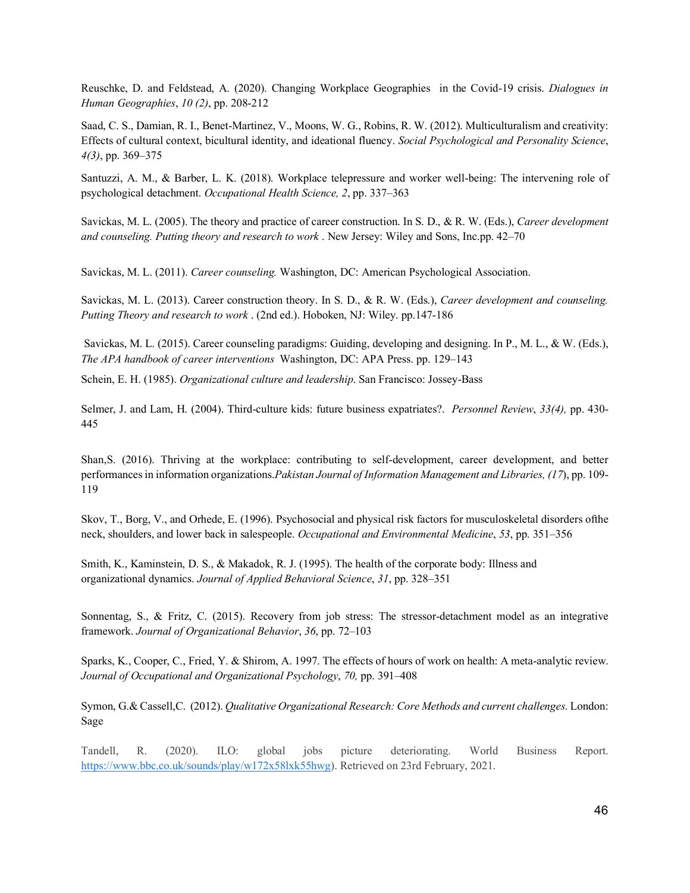Reuschke, D. and Feldstead, A. (2020). Changing Workplace Geographies in the Covid-19 crisis. *Dialogues in Human Geographies*, *10 (2)*, pp. 208-212

Saad, C. S., Damian, R. I., Benet-Martinez, V., Moons, W. G., Robins, R. W. (2012). Multiculturalism and creativity: Effects of cultural context, bicultural identity, and ideational fluency. *Social Psychological and Personality Science*, *4(3)*, pp. 369–375

Santuzzi, A. M., & Barber, L. K. (2018). Workplace telepressure and worker well-being: The intervening role of psychological detachment. *Occupational Health Science, 2*, pp. 337–363

Savickas, M. L. (2005). The theory and practice of career construction. In S. D., & R. W. (Eds.), *Career development and counseling. Putting theory and research to work* . New Jersey: Wiley and Sons, Inc.pp. 42–70

Savickas, M. L. (2011). *Career counseling.* Washington, DC: American Psychological Association.

Savickas, M. L. (2013). Career construction theory. In S. D., & R. W. (Eds.), *Career development and counseling. Putting Theory and research to work* . (2nd ed.). Hoboken, NJ: Wiley. pp.147-186

Savickas, M. L. (2015). Career counseling paradigms: Guiding, developing and designing. In P., M. L., & W. (Eds.), *The APA handbook of career interventions* Washington, DC: APA Press. pp. 129–143

Schein, E. H. (1985). *Organizational culture and leadership*. San Francisco: Jossey-Bass

Selmer, J. and Lam, H. (2004). Third-culture kids: future business expatriates?. *Personnel Review*, *33(4),* pp. 430-445

Shan,S. (2016). Thriving at the workplace: contributing to self-development, career development, and better performances in information organizations.*Pakistan Journal of Information Management and Libraries, (17*), pp. 109-119

Skov, T., Borg, V., and Orhede, E. (1996). Psychosocial and physical risk factors for musculoskeletal disorders ofthe neck, shoulders, and lower back in salespeople. *Occupational and Environmental Medicine*, *53*, pp. 351–356

Smith, K., Kaminstein, D. S., & Makadok, R. J. (1995). The health of the corporate body: Illness and organizational dynamics. *Journal of Applied Behavioral Science*, *31*, pp. 328–351

Sonnentag, S., & Fritz, C. (2015). Recovery from job stress: The stressor-detachment model as an integrative framework. *Journal of Organizational Behavior*, *36*, pp. 72–103

Sparks, K., Cooper, C., Fried, Y. & Shirom, A. 1997. The effects of hours of work on health: A meta-analytic review. *Journal of Occupational and Organizational Psychology*, *70,* pp. 391–408

Symon, G.& Cassell,C. (2012). *Qualitative Organizational Research: Core Methods and current challenges*. London: Sage

Tandell, R. (2020). ILO: global jobs picture deteriorating. World Business Report. https://www.bbc.co.uk/sounds/play/w172x58lxk55hwg). Retrieved on 23rd February, 2021.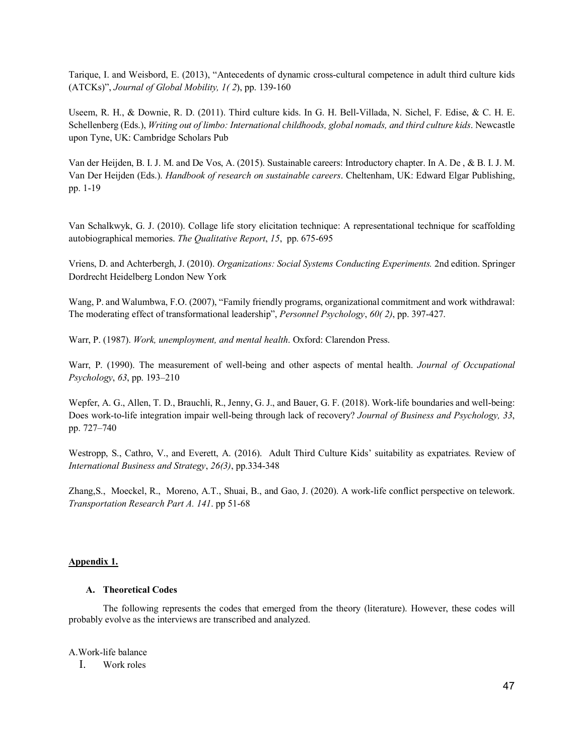Tarique, I. and Weisbord, E. (2013), “Antecedents of dynamic cross-cultural competence in adult third culture kids (ATCKs)”, *Journal of Global Mobility, 1( 2*), pp. 139-160

Useem, R. H., & Downie, R. D. (2011). Third culture kids. In G. H. Bell-Villada, N. Sichel, F. Edise, & C. H. E. Schellenberg (Eds.), *Writing out of limbo: International childhoods, global nomads, and third culture kids*. Newcastle upon Tyne, UK: Cambridge Scholars Pub

Van der Heijden, B. I. J. M. and De Vos, A. (2015). Sustainable careers: Introductory chapter. In A. De , & B. I. J. M. Van Der Heijden (Eds.). *Handbook of research on sustainable careers*. Cheltenham, UK: Edward Elgar Publishing, pp. 1-19

Van Schalkwyk, G. J. (2010). Collage life story elicitation technique: A representational technique for scaffolding autobiographical memories. *The Qualitative Report*, *15*, pp. 675-695

Vriens, D. and Achterbergh, J. (2010). *Organizations: Social Systems Conducting Experiments.* 2nd edition. Springer Dordrecht Heidelberg London New York

Wang, P. and Walumbwa, F.O. (2007), “Family friendly programs, organizational commitment and work withdrawal: The moderating effect of transformational leadership”, *Personnel Psychology*, *60( 2)*, pp. 397-427.

Warr, P. (1987). *Work, unemployment, and mental health*. Oxford: Clarendon Press.

Warr, P. (1990). The measurement of well-being and other aspects of mental health. *Journal of Occupational Psychology*, *63*, pp. 193–210

Wepfer, A. G., Allen, T. D., Brauchli, R., Jenny, G. J., and Bauer, G. F. (2018). Work-life boundaries and well-being: Does work-to-life integration impair well-being through lack of recovery? *Journal of Business and Psychology, 33*, pp. 727–740

Westropp, S., Cathro, V., and Everett, A. (2016). Adult Third Culture Kids' suitability as expatriates. Review of *International Business and Strategy*, *26(3)*, pp.334-348

Zhang,S., Moeckel, R., Moreno, A.T., Shuai, B., and Gao, J. (2020). A work-life conflict perspective on telework. *Transportation Research Part A. 141*. pp 51-68

## Appendix 1.

### A. Theoretical Codes

The following represents the codes that emerged from the theory (literature). However, these codes will probably evolve as the interviews are transcribed and analyzed.

A.Work-life balance

I. Work roles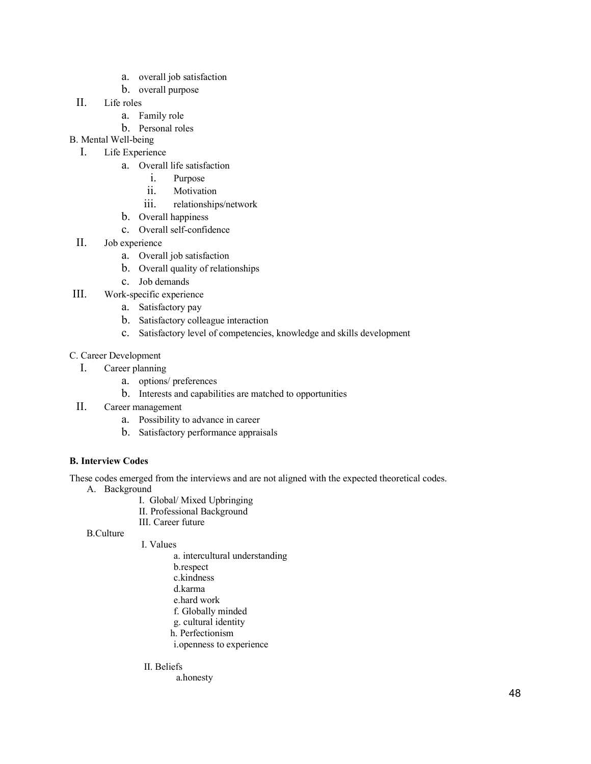a. overall job satisfaction
b. overall purpose

II. Life roles
   a. Family role
   b. Personal roles

B. Mental Well-being

I. Life Experience
   a. Overall life satisfaction
      i. Purpose
      ii. Motivation
      iii. relationships/network
   b. Overall happiness
   c. Overall self-confidence

II. Job experience
   a. Overall job satisfaction
   b. Overall quality of relationships
   c. Job demands

III. Work-specific experience
   a. Satisfactory pay
   b. Satisfactory colleague interaction
   c. Satisfactory level of competencies, knowledge and skills development

C. Career Development

I. Career planning
   a. options/ preferences
   b. Interests and capabilities are matched to opportunities

II. Career management
   a. Possibility to advance in career
   b. Satisfactory performance appraisals

**B. Interview Codes**

These codes emerged from the interviews and are not aligned with the expected theoretical codes.

A. Background
   I. Global/ Mixed Upbringing
   II. Professional Background
   III. Career future

B.Culture
   I. Values
      a. intercultural understanding
      b.respect
      c.kindness
      d.karma
      e.hard work
      f. Globally minded
      g. cultural identity
      h. Perfectionism
      i.openness to experience

   II. Beliefs
      a.honesty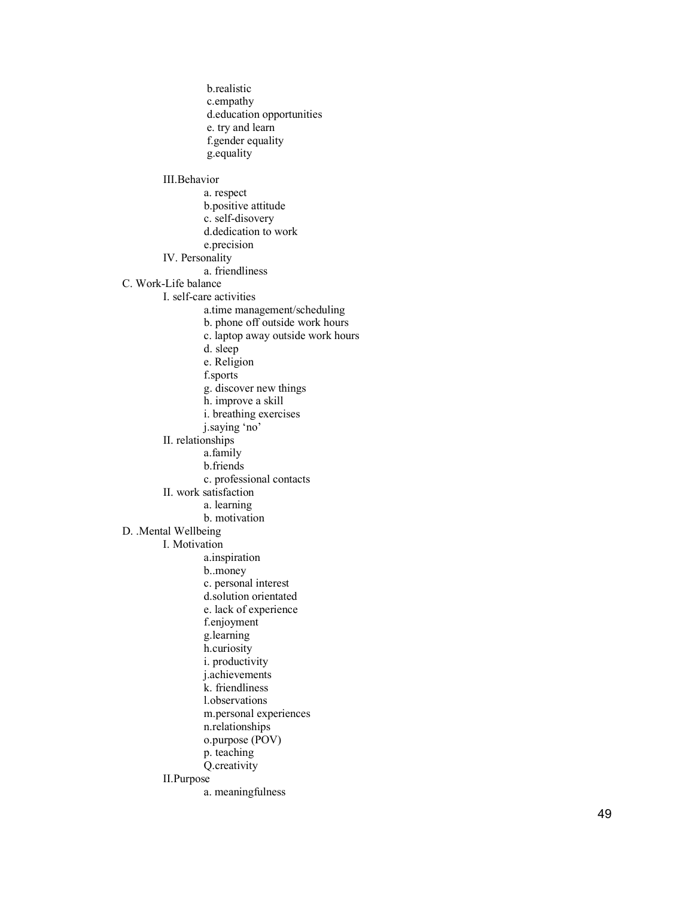- b.realistic
- c.empathy
- d.education opportunities
- e. try and learn
- f.gender equality
- g.equality

III.Behavior

- a. respect
- b.positive attitude
- c. self-disovery
- d.dedication to work
- e.precision

IV. Personality

- a. friendliness

C. Work-Life balance

I. self-care activities

- a.time management/scheduling
- b. phone off outside work hours
- c. laptop away outside work hours
- d. sleep
- e. Religion
- f.sports
- g. discover new things
- h. improve a skill
- i. breathing exercises
- j.saying 'no'

II. relationships

- a.family
- b.friends
- c. professional contacts

II. work satisfaction

- a. learning
- b. motivation

D. .Mental Wellbeing

I. Motivation

- a.inspiration
- b..money
- c. personal interest
- d.solution orientated
- e. lack of experience
- f.enjoyment
- g.learning
- h.curiosity
- i. productivity
- j.achievements
- k. friendliness
- l.observations
- m.personal experiences
- n.relationships
- o.purpose (POV)
- p. teaching
- Q.creativity

II.Purpose

- a. meaningfulness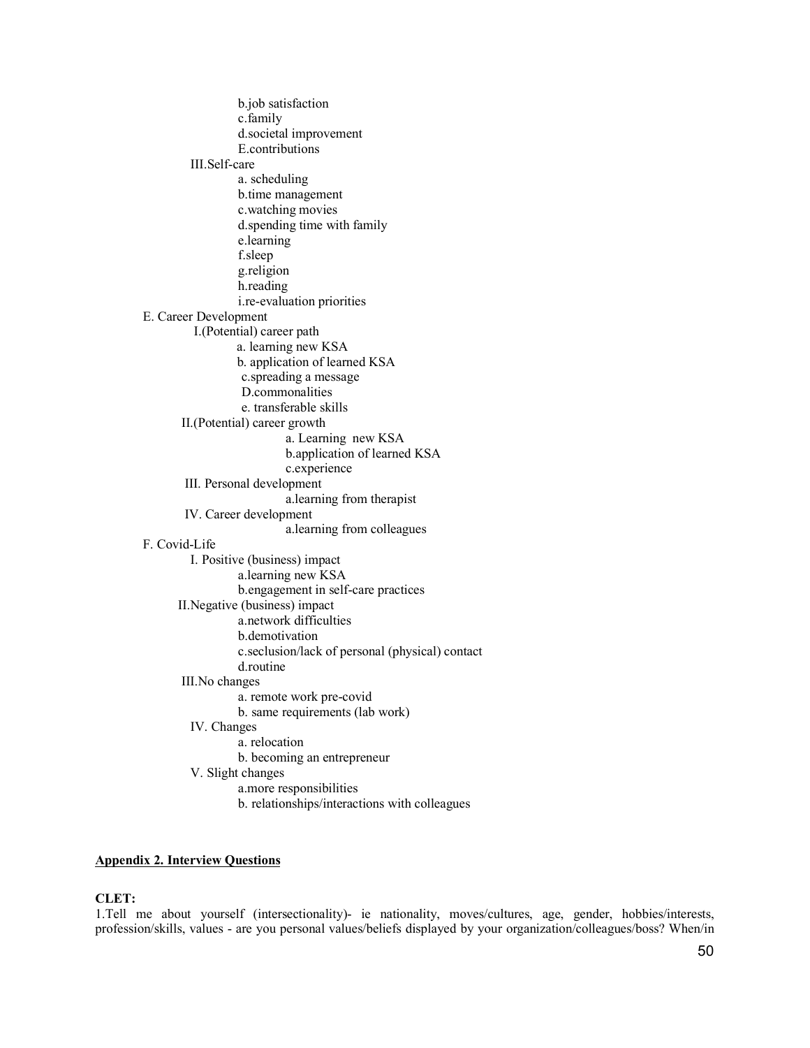- b.job satisfaction
        - c.family
        - d.societal improvement
        - E.contributions
    - III.Self-care
        - a. scheduling
        - b.time management
        - c.watching movies
        - d.spending time with family
        - e.learning
        - f.sleep
        - g.religion
        - h.reading
        - i.re-evaluation priorities
- E. Career Development
    - I.(Potential) career path
        - a. learning new KSA
        - b. application of learned KSA
        - c.spreading a message
        - D.commonalities
        - e. transferable skills
    - II.(Potential) career growth
        - a. Learning new KSA
        - b.application of learned KSA
        - c.experience
    - III. Personal development
        - a.learning from therapist
    - IV. Career development
        - a.learning from colleagues
- F. Covid-Life
    - I. Positive (business) impact
        - a.learning new KSA
        - b.engagement in self-care practices
    - II.Negative (business) impact
        - a.network difficulties
        - b.demotivation
        - c.seclusion/lack of personal (physical) contact
        - d.routine
    - III.No changes
        - a. remote work pre-covid
        - b. same requirements (lab work)
    - IV. Changes
        - a. relocation
        - b. becoming an entrepreneur
    - V. Slight changes
        - a.more responsibilities
        - b. relationships/interactions with colleagues

**Appendix 2. Interview Questions**

**CLET:**

1.Tell me about yourself (intersectionality)- ie nationality, moves/cultures, age, gender, hobbies/interests, profession/skills, values - are you personal values/beliefs displayed by your organization/colleagues/boss? When/in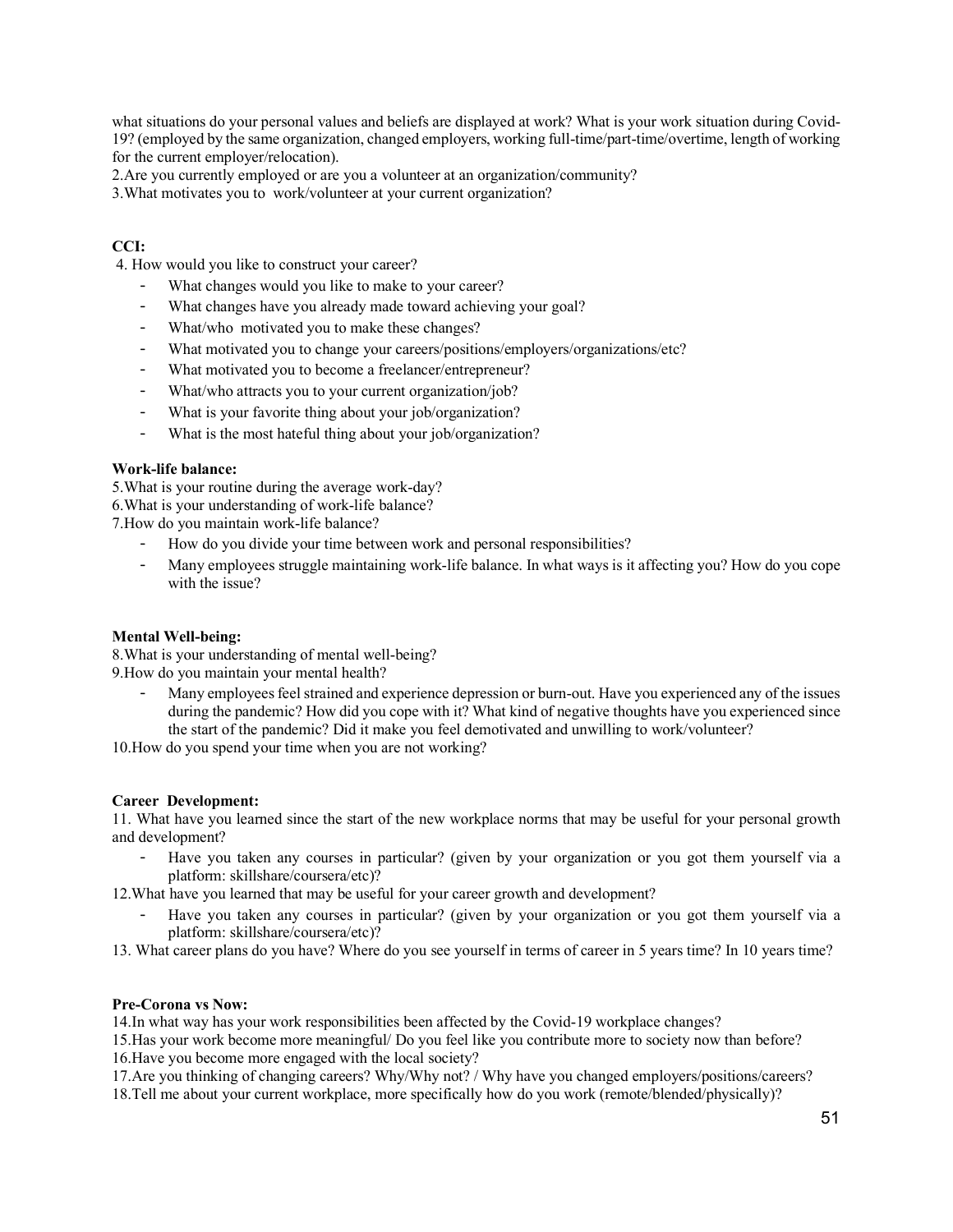what situations do your personal values and beliefs are displayed at work? What is your work situation during Covid-19? (employed by the same organization, changed employers, working full-time/part-time/overtime, length of working for the current employer/relocation).

2.Are you currently employed or are you a volunteer at an organization/community?

3.What motivates you to work/volunteer at your current organization?

**CCI:**

4. How would you like to construct your career?

- What changes would you like to make to your career?
- What changes have you already made toward achieving your goal?
- What/who motivated you to make these changes?
- What motivated you to change your careers/positions/employers/organizations/etc?
- What motivated you to become a freelancer/entrepreneur?
- What/who attracts you to your current organization/job?
- What is your favorite thing about your job/organization?
- What is the most hateful thing about your job/organization?

**Work-life balance:**

5.What is your routine during the average work-day?

6.What is your understanding of work-life balance?

7.How do you maintain work-life balance?

- How do you divide your time between work and personal responsibilities?
- Many employees struggle maintaining work-life balance. In what ways is it affecting you? How do you cope with the issue?

**Mental Well-being:**

8.What is your understanding of mental well-being?

9.How do you maintain your mental health?

- Many employees feel strained and experience depression or burn-out. Have you experienced any of the issues during the pandemic? How did you cope with it? What kind of negative thoughts have you experienced since the start of the pandemic? Did it make you feel demotivated and unwilling to work/volunteer?

10.How do you spend your time when you are not working?

**Career Development:**

11. What have you learned since the start of the new workplace norms that may be useful for your personal growth and development?

- Have you taken any courses in particular? (given by your organization or you got them yourself via a platform: skillshare/coursera/etc)?

12.What have you learned that may be useful for your career growth and development?

- Have you taken any courses in particular? (given by your organization or you got them yourself via a platform: skillshare/coursera/etc)?

13. What career plans do you have? Where do you see yourself in terms of career in 5 years time? In 10 years time?

**Pre-Corona vs Now:**

14.In what way has your work responsibilities been affected by the Covid-19 workplace changes?

15.Has your work become more meaningful/ Do you feel like you contribute more to society now than before?

16.Have you become more engaged with the local society?

17.Are you thinking of changing careers? Why/Why not? / Why have you changed employers/positions/careers?

18.Tell me about your current workplace, more specifically how do you work (remote/blended/physically)?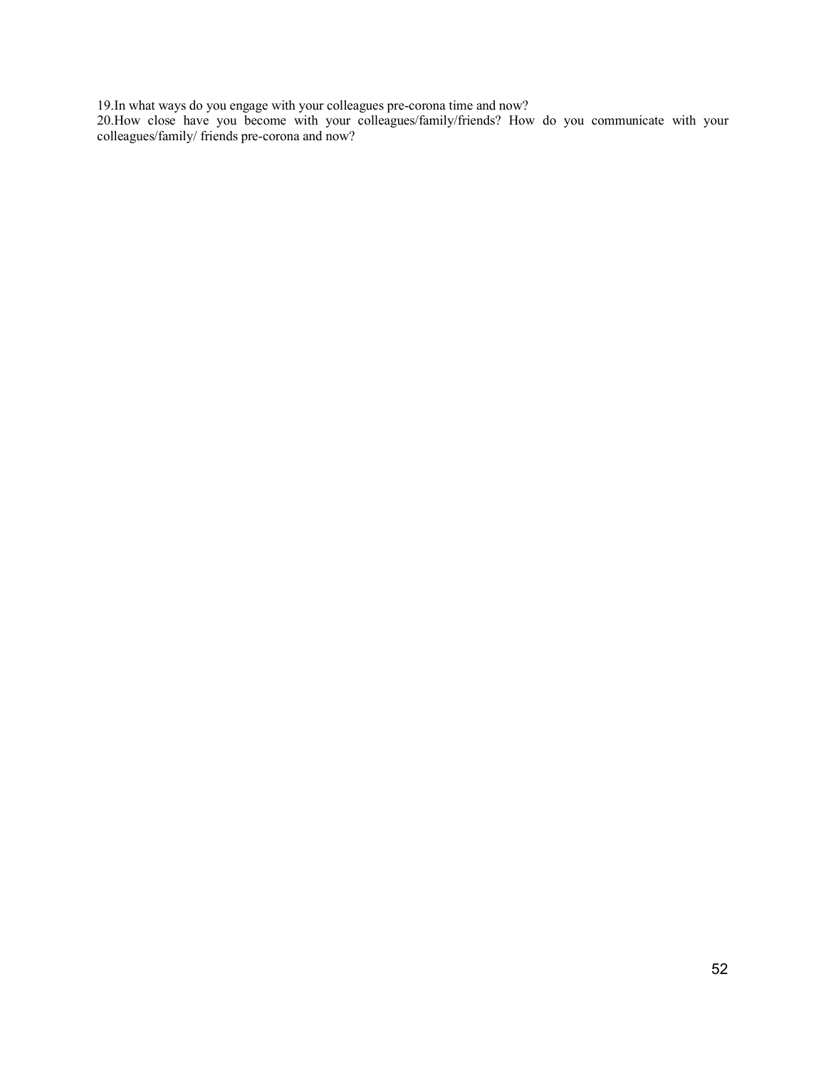19. In what ways do you engage with your colleagues pre-corona time and now?

20. How close have you become with your colleagues/family/friends? How do you communicate with your colleagues/family/ friends pre-corona and now?